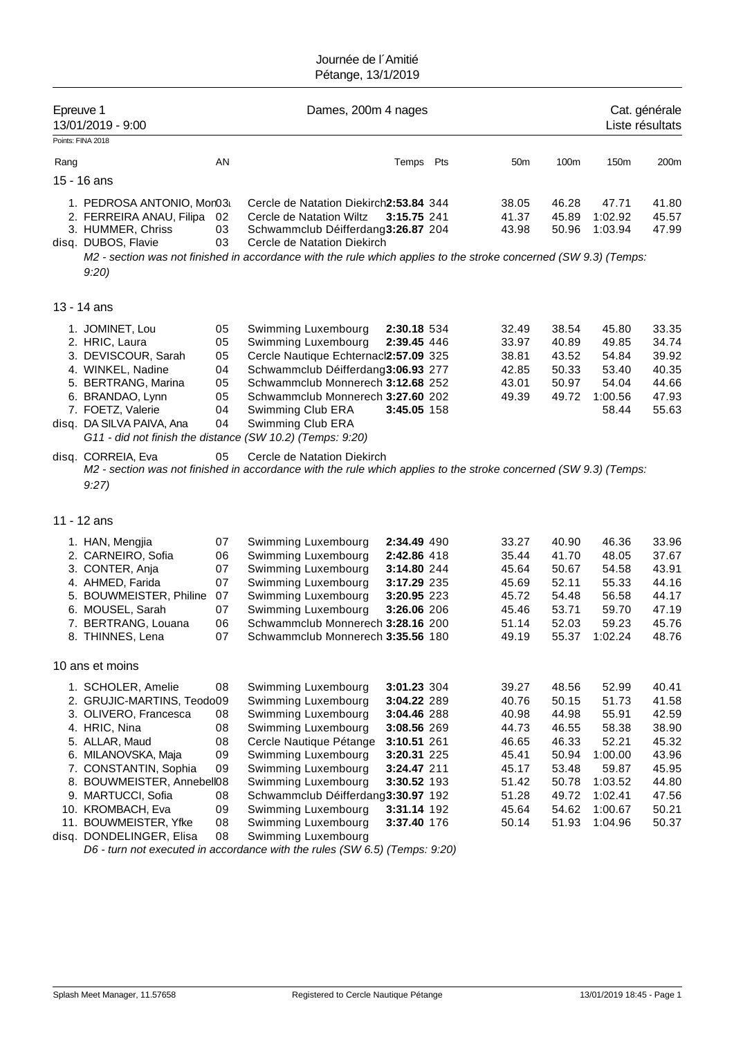# Journée de l´Amitié

Pétange, 13/1/2019

## Epreuve 1 — Dames, 200m 4 nages — Cat. générale

13/01/2019 - 9:00 — Liste résultats

Points: FINA 2018

### 15 - 16 ans

| Rang | | AN | | Temps | Pts | 50m | 100m | 150m | 200m |
|---|---|---|---|---|---|---|---|---|---|
| 1. | PEDROSA ANTONIO, Mon | 03 | Cercle de Natation Diekirch | **2:53.84** | 344 | 38.05 | 46.28 | 47.71 | 41.80 |
| 2. | FERREIRA ANAU, Filipa | 02 | Cercle de Natation Wiltz | **3:15.75** | 241 | 41.37 | 45.89 | 1:02.92 | 45.57 |
| 3. | HUMMER, Chriss | 03 | Schwammclub Déifferdang | **3:26.87** | 204 | 43.98 | 50.96 | 1:03.94 | 47.99 |
| disq. | DUBOS, Flavie | 03 | Cercle de Natation Diekirch | | | | | | |

*M2 - section was not finished in accordance with the rule which applies to the stroke concerned (SW 9.3) (Temps: 9:20)*

### 13 - 14 ans

| Rang | | AN | | Temps | Pts | 50m | 100m | 150m | 200m |
|---|---|---|---|---|---|---|---|---|---|
| 1. | JOMINET, Lou | 05 | Swimming Luxembourg | **2:30.18** | 534 | 32.49 | 38.54 | 45.80 | 33.35 |
| 2. | HRIC, Laura | 05 | Swimming Luxembourg | **2:39.45** | 446 | 33.97 | 40.89 | 49.85 | 34.74 |
| 3. | DEVISCOUR, Sarah | 05 | Cercle Nautique Echternach | **2:57.09** | 325 | 38.81 | 43.52 | 54.84 | 39.92 |
| 4. | WINKEL, Nadine | 04 | Schwammclub Déifferdang | **3:06.93** | 277 | 42.85 | 50.33 | 53.40 | 40.35 |
| 5. | BERTRANG, Marina | 05 | Schwammclub Monnerech | **3:12.68** | 252 | 43.01 | 50.97 | 54.04 | 44.66 |
| 6. | BRANDAO, Lynn | 05 | Schwammclub Monnerech | **3:27.60** | 202 | 49.39 | 49.72 | 1:00.56 | 47.93 |
| 7. | FOETZ, Valerie | 04 | Swimming Club ERA | **3:45.05** | 158 | | | 58.44 | 55.63 |
| disq. | DA SILVA PAIVA, Ana | 04 | Swimming Club ERA | | | | | | |

*G11 - did not finish the distance (SW 10.2) (Temps: 9:20)*

| Rang | | AN | | Temps | Pts | 50m | 100m | 150m | 200m |
|---|---|---|---|---|---|---|---|---|---|
| disq. | CORREIA, Eva | 05 | Cercle de Natation Diekirch | | | | | | |

*M2 - section was not finished in accordance with the rule which applies to the stroke concerned (SW 9.3) (Temps: 9:27)*

### 11 - 12 ans

| Rang | | AN | | Temps | Pts | 50m | 100m | 150m | 200m |
|---|---|---|---|---|---|---|---|---|---|
| 1. | HAN, Mengjia | 07 | Swimming Luxembourg | **2:34.49** | 490 | 33.27 | 40.90 | 46.36 | 33.96 |
| 2. | CARNEIRO, Sofia | 06 | Swimming Luxembourg | **2:42.86** | 418 | 35.44 | 41.70 | 48.05 | 37.67 |
| 3. | CONTER, Anja | 07 | Swimming Luxembourg | **3:14.80** | 244 | 45.64 | 50.67 | 54.58 | 43.91 |
| 4. | AHMED, Farida | 07 | Swimming Luxembourg | **3:17.29** | 235 | 45.69 | 52.11 | 55.33 | 44.16 |
| 5. | BOUWMEISTER, Philine | 07 | Swimming Luxembourg | **3:20.95** | 223 | 45.72 | 54.48 | 56.58 | 44.17 |
| 6. | MOUSEL, Sarah | 07 | Swimming Luxembourg | **3:26.06** | 206 | 45.46 | 53.71 | 59.70 | 47.19 |
| 7. | BERTRANG, Louana | 06 | Schwammclub Monnerech | **3:28.16** | 200 | 51.14 | 52.03 | 59.23 | 45.76 |
| 8. | THINNES, Lena | 07 | Schwammclub Monnerech | **3:35.56** | 180 | 49.19 | 55.37 | 1:02.24 | 48.76 |

### 10 ans et moins

| Rang | | AN | | Temps | Pts | 50m | 100m | 150m | 200m |
|---|---|---|---|---|---|---|---|---|---|
| 1. | SCHOLER, Amelie | 08 | Swimming Luxembourg | **3:01.23** | 304 | 39.27 | 48.56 | 52.99 | 40.41 |
| 2. | GRUJIC-MARTINS, Teodo | 09 | Swimming Luxembourg | **3:04.22** | 289 | 40.76 | 50.15 | 51.73 | 41.58 |
| 3. | OLIVERO, Francesca | 08 | Swimming Luxembourg | **3:04.46** | 288 | 40.98 | 44.98 | 55.91 | 42.59 |
| 4. | HRIC, Nina | 08 | Swimming Luxembourg | **3:08.56** | 269 | 44.73 | 46.55 | 58.38 | 38.90 |
| 5. | ALLAR, Maud | 08 | Cercle Nautique Pétange | **3:10.51** | 261 | 46.65 | 46.33 | 52.21 | 45.32 |
| 6. | MILANOVSKA, Maja | 09 | Swimming Luxembourg | **3:20.31** | 225 | 45.41 | 50.94 | 1:00.00 | 43.96 |
| 7. | CONSTANTIN, Sophia | 09 | Swimming Luxembourg | **3:24.47** | 211 | 45.17 | 53.48 | 59.87 | 45.95 |
| 8. | BOUWMEISTER, Annebell | 08 | Swimming Luxembourg | **3:30.52** | 193 | 51.42 | 50.78 | 1:03.52 | 44.80 |
| 9. | MARTUCCI, Sofia | 08 | Schwammclub Déifferdang | **3:30.97** | 192 | 51.28 | 49.72 | 1:02.41 | 47.56 |
| 10. | KROMBACH, Eva | 09 | Swimming Luxembourg | **3:31.14** | 192 | 45.64 | 54.62 | 1:00.67 | 50.21 |
| 11. | BOUWMEISTER, Yfke | 08 | Swimming Luxembourg | **3:37.40** | 176 | 50.14 | 51.93 | 1:04.96 | 50.37 |
| disq. | DONDELINGER, Elisa | 08 | Swimming Luxembourg | | | | | | |

*D6 - turn not executed in accordance with the rules (SW 6.5) (Temps: 9:20)*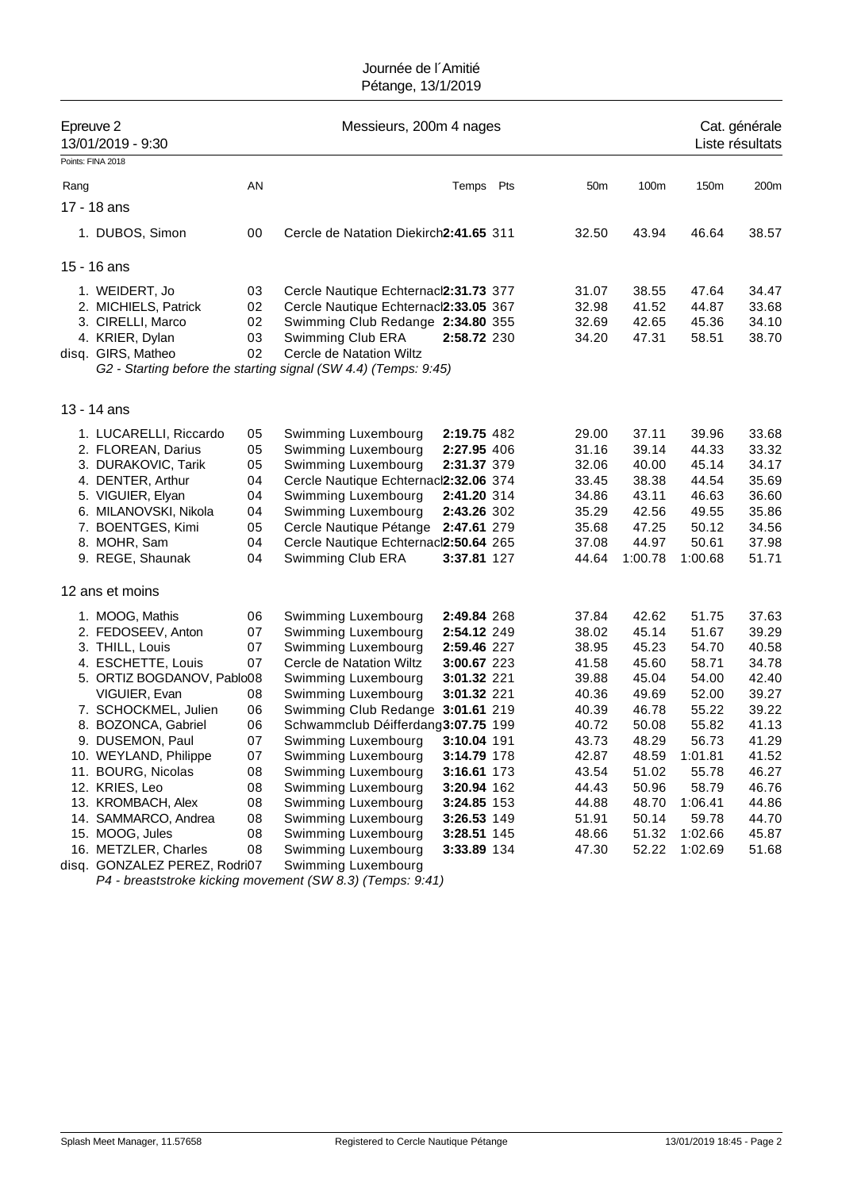Journée de l´Amitié
Pétange, 13/1/2019

## Epreuve 2 — Messieurs, 200m 4 nages — Cat. générale — Liste résultats

13/01/2019 - 9:30

Points: FINA 2018

| Rang | | AN | | Temps | Pts | 50m | 100m | 150m | 200m |
|---|---|---|---|---|---|---|---|---|---|
| **17 - 18 ans** | | | | | | | | | |
| 1. | DUBOS, Simon | 00 | Cercle de Natation Diekirch | 2:41.65 | 311 | 32.50 | 43.94 | 46.64 | 38.57 |
| **15 - 16 ans** | | | | | | | | | |
| 1. | WEIDERT, Jo | 03 | Cercle Nautique Echternach | 2:31.73 | 377 | 31.07 | 38.55 | 47.64 | 34.47 |
| 2. | MICHIELS, Patrick | 02 | Cercle Nautique Echternach | 2:33.05 | 367 | 32.98 | 41.52 | 44.87 | 33.68 |
| 3. | CIRELLI, Marco | 02 | Swimming Club Redange | 2:34.80 | 355 | 32.69 | 42.65 | 45.36 | 34.10 |
| 4. | KRIER, Dylan | 03 | Swimming Club ERA | 2:58.72 | 230 | 34.20 | 47.31 | 58.51 | 38.70 |
| disq. | GIRS, Matheo | 02 | Cercle de Natation Wiltz | | | | | | |
| | *G2 - Starting before the starting signal (SW 4.4) (Temps: 9:45)* | | | | | | | | |
| **13 - 14 ans** | | | | | | | | | |
| 1. | LUCARELLI, Riccardo | 05 | Swimming Luxembourg | 2:19.75 | 482 | 29.00 | 37.11 | 39.96 | 33.68 |
| 2. | FLOREAN, Darius | 05 | Swimming Luxembourg | 2:27.95 | 406 | 31.16 | 39.14 | 44.33 | 33.32 |
| 3. | DURAKOVIC, Tarik | 05 | Swimming Luxembourg | 2:31.37 | 379 | 32.06 | 40.00 | 45.14 | 34.17 |
| 4. | DENTER, Arthur | 04 | Cercle Nautique Echternach | 2:32.06 | 374 | 33.45 | 38.38 | 44.54 | 35.69 |
| 5. | VIGUIER, Elyan | 04 | Swimming Luxembourg | 2:41.20 | 314 | 34.86 | 43.11 | 46.63 | 36.60 |
| 6. | MILANOVSKI, Nikola | 04 | Swimming Luxembourg | 2:43.26 | 302 | 35.29 | 42.56 | 49.55 | 35.86 |
| 7. | BOENTGES, Kimi | 05 | Cercle Nautique Pétange | 2:47.61 | 279 | 35.68 | 47.25 | 50.12 | 34.56 |
| 8. | MOHR, Sam | 04 | Cercle Nautique Echternach | 2:50.64 | 265 | 37.08 | 44.97 | 50.61 | 37.98 |
| 9. | REGE, Shaunak | 04 | Swimming Club ERA | 3:37.81 | 127 | 44.64 | 1:00.78 | 1:00.68 | 51.71 |
| **12 ans et moins** | | | | | | | | | |
| 1. | MOOG, Mathis | 06 | Swimming Luxembourg | 2:49.84 | 268 | 37.84 | 42.62 | 51.75 | 37.63 |
| 2. | FEDOSEEV, Anton | 07 | Swimming Luxembourg | 2:54.12 | 249 | 38.02 | 45.14 | 51.67 | 39.29 |
| 3. | THILL, Louis | 07 | Swimming Luxembourg | 2:59.46 | 227 | 38.95 | 45.23 | 54.70 | 40.58 |
| 4. | ESCHETTE, Louis | 07 | Cercle de Natation Wiltz | 3:00.67 | 223 | 41.58 | 45.60 | 58.71 | 34.78 |
| 5. | ORTIZ BOGDANOV, Pablo | 08 | Swimming Luxembourg | 3:01.32 | 221 | 39.88 | 45.04 | 54.00 | 42.40 |
| | VIGUIER, Evan | 08 | Swimming Luxembourg | 3:01.32 | 221 | 40.36 | 49.69 | 52.00 | 39.27 |
| 7. | SCHOCKMEL, Julien | 06 | Swimming Club Redange | 3:01.61 | 219 | 40.39 | 46.78 | 55.22 | 39.22 |
| 8. | BOZONCA, Gabriel | 06 | Schwammclub Déifferdang | 3:07.75 | 199 | 40.72 | 50.08 | 55.82 | 41.13 |
| 9. | DUSEMON, Paul | 07 | Swimming Luxembourg | 3:10.04 | 191 | 43.73 | 48.29 | 56.73 | 41.29 |
| 10. | WEYLAND, Philippe | 07 | Swimming Luxembourg | 3:14.79 | 178 | 42.87 | 48.59 | 1:01.81 | 41.52 |
| 11. | BOURG, Nicolas | 08 | Swimming Luxembourg | 3:16.61 | 173 | 43.54 | 51.02 | 55.78 | 46.27 |
| 12. | KRIES, Leo | 08 | Swimming Luxembourg | 3:20.94 | 162 | 44.43 | 50.96 | 58.79 | 46.76 |
| 13. | KROMBACH, Alex | 08 | Swimming Luxembourg | 3:24.85 | 153 | 44.88 | 48.70 | 1:06.41 | 44.86 |
| 14. | SAMMARCO, Andrea | 08 | Swimming Luxembourg | 3:26.53 | 149 | 51.91 | 50.14 | 59.78 | 44.70 |
| 15. | MOOG, Jules | 08 | Swimming Luxembourg | 3:28.51 | 145 | 48.66 | 51.32 | 1:02.66 | 45.87 |
| 16. | METZLER, Charles | 08 | Swimming Luxembourg | 3:33.89 | 134 | 47.30 | 52.22 | 1:02.69 | 51.68 |
| disq. | GONZALEZ PEREZ, Rodri | 07 | Swimming Luxembourg | | | | | | |
| | *P4 - breaststroke kicking movement (SW 8.3) (Temps: 9:41)* | | | | | | | | |

Splash Meet Manager, 11.57658 — Registered to Cercle Nautique Pétange — 13/01/2019 18:45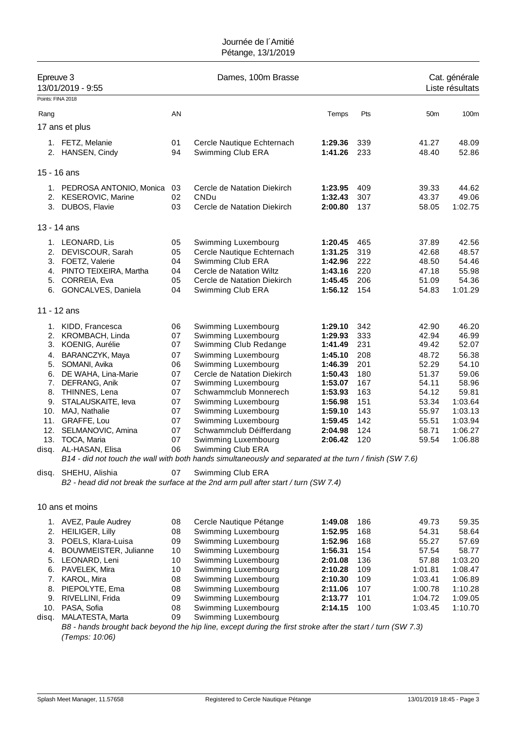Journée de l´Amitié
Pétange, 13/1/2019

## Epreuve 3 — Dames, 100m Brasse — Cat. générale

13/01/2019 - 9:55 — Liste résultats

Points: FINA 2018

| Rang | | AN | | Temps | Pts | 50m | 100m |
|---|---|---|---|---|---|---|---|
| **17 ans et plus** | | | | | | | |
| 1. | FETZ, Melanie | 01 | Cercle Nautique Echternach | **1:29.36** | 339 | 41.27 | 48.09 |
| 2. | HANSEN, Cindy | 94 | Swimming Club ERA | **1:41.26** | 233 | 48.40 | 52.86 |
| **15 - 16 ans** | | | | | | | |
| 1. | PEDROSA ANTONIO, Monica | 03 | Cercle de Natation Diekirch | **1:23.95** | 409 | 39.33 | 44.62 |
| 2. | KESEROVIC, Marine | 02 | CNDu | **1:32.43** | 307 | 43.37 | 49.06 |
| 3. | DUBOS, Flavie | 03 | Cercle de Natation Diekirch | **2:00.80** | 137 | 58.05 | 1:02.75 |
| **13 - 14 ans** | | | | | | | |
| 1. | LEONARD, Lis | 05 | Swimming Luxembourg | **1:20.45** | 465 | 37.89 | 42.56 |
| 2. | DEVISCOUR, Sarah | 05 | Cercle Nautique Echternach | **1:31.25** | 319 | 42.68 | 48.57 |
| 3. | FOETZ, Valerie | 04 | Swimming Club ERA | **1:42.96** | 222 | 48.50 | 54.46 |
| 4. | PINTO TEIXEIRA, Martha | 04 | Cercle de Natation Wiltz | **1:43.16** | 220 | 47.18 | 55.98 |
| 5. | CORREIA, Eva | 05 | Cercle de Natation Diekirch | **1:45.45** | 206 | 51.09 | 54.36 |
| 6. | GONCALVES, Daniela | 04 | Swimming Club ERA | **1:56.12** | 154 | 54.83 | 1:01.29 |
| **11 - 12 ans** | | | | | | | |
| 1. | KIDD, Francesca | 06 | Swimming Luxembourg | **1:29.10** | 342 | 42.90 | 46.20 |
| 2. | KROMBACH, Linda | 07 | Swimming Luxembourg | **1:29.93** | 333 | 42.94 | 46.99 |
| 3. | KOENIG, Aurélie | 07 | Swimming Club Redange | **1:41.49** | 231 | 49.42 | 52.07 |
| 4. | BARANCZYK, Maya | 07 | Swimming Luxembourg | **1:45.10** | 208 | 48.72 | 56.38 |
| 5. | SOMANI, Avika | 06 | Swimming Luxembourg | **1:46.39** | 201 | 52.29 | 54.10 |
| 6. | DE WAHA, Lina-Marie | 07 | Cercle de Natation Diekirch | **1:50.43** | 180 | 51.37 | 59.06 |
| 7. | DEFRANG, Anik | 07 | Swimming Luxembourg | **1:53.07** | 167 | 54.11 | 58.96 |
| 8. | THINNES, Lena | 07 | Schwammclub Monnerech | **1:53.93** | 163 | 54.12 | 59.81 |
| 9. | STALAUSKAITE, Ieva | 07 | Swimming Luxembourg | **1:56.98** | 151 | 53.34 | 1:03.64 |
| 10. | MAJ, Nathalie | 07 | Swimming Luxembourg | **1:59.10** | 143 | 55.97 | 1:03.13 |
| 11. | GRAFFE, Lou | 07 | Swimming Luxembourg | **1:59.45** | 142 | 55.51 | 1:03.94 |
| 12. | SELMANOVIC, Amina | 07 | Schwammclub Déifferdang | **2:04.98** | 124 | 58.71 | 1:06.27 |
| 13. | TOCA, Maria | 07 | Swimming Luxembourg | **2:06.42** | 120 | 59.54 | 1:06.88 |
| disq. | AL-HASAN, Elisa | 06 | Swimming Club ERA | | | | |
| | *B14 - did not touch the wall with both hands simultaneously and separated at the turn / finish (SW 7.6)* | | | | | | |
| disq. | SHEHU, Alishia | 07 | Swimming Club ERA | | | | |
| | *B2 - head did not break the surface at the 2nd arm pull after start / turn (SW 7.4)* | | | | | | |
| **10 ans et moins** | | | | | | | |
| 1. | AVEZ, Paule Audrey | 08 | Cercle Nautique Pétange | **1:49.08** | 186 | 49.73 | 59.35 |
| 2. | HEILIGER, Lilly | 08 | Swimming Luxembourg | **1:52.95** | 168 | 54.31 | 58.64 |
| 3. | POELS, Klara-Luisa | 09 | Swimming Luxembourg | **1:52.96** | 168 | 55.27 | 57.69 |
| 4. | BOUWMEISTER, Julianne | 10 | Swimming Luxembourg | **1:56.31** | 154 | 57.54 | 58.77 |
| 5. | LEONARD, Leni | 10 | Swimming Luxembourg | **2:01.08** | 136 | 57.88 | 1:03.20 |
| 6. | PAVELEK, Mira | 10 | Swimming Luxembourg | **2:10.28** | 109 | 1:01.81 | 1:08.47 |
| 7. | KAROL, Mira | 08 | Swimming Luxembourg | **2:10.30** | 109 | 1:03.41 | 1:06.89 |
| 8. | PIEPOLYTE, Ema | 08 | Swimming Luxembourg | **2:11.06** | 107 | 1:00.78 | 1:10.28 |
| 9. | RIVELLINI, Frida | 09 | Swimming Luxembourg | **2:13.77** | 101 | 1:04.72 | 1:09.05 |
| 10. | PASA, Sofia | 08 | Swimming Luxembourg | **2:14.15** | 100 | 1:03.45 | 1:10.70 |
| disq. | MALATESTA, Marta | 09 | Swimming Luxembourg | | | | |
| | *B8 - hands brought back beyond the hip line, except during the first stroke after the start / turn (SW 7.3)* | | | | | | |

*(Temps: 10:06)*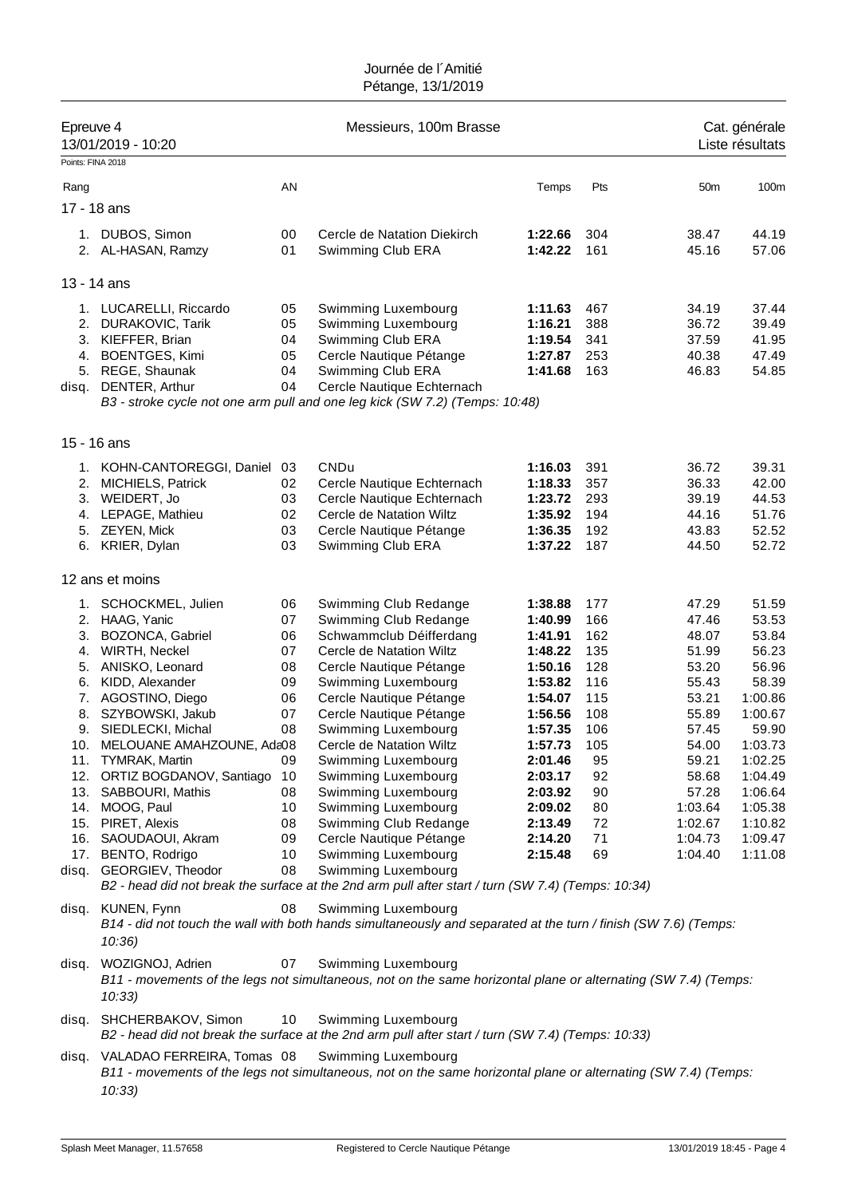Journée de l´Amitié
Pétange, 13/1/2019

Epreuve 4 — Messieurs, 100m Brasse — Cat. générale
13/01/2019 - 10:20 — Liste résultats

Points: FINA 2018

| Rang | | AN | | Temps | Pts | 50m | 100m |
|---|---|---|---|---|---|---|---|
| **17 - 18 ans** | | | | | | | |
| 1. | DUBOS, Simon | 00 | Cercle de Natation Diekirch | **1:22.66** | 304 | 38.47 | 44.19 |
| 2. | AL-HASAN, Ramzy | 01 | Swimming Club ERA | **1:42.22** | 161 | 45.16 | 57.06 |
| **13 - 14 ans** | | | | | | | |
| 1. | LUCARELLI, Riccardo | 05 | Swimming Luxembourg | **1:11.63** | 467 | 34.19 | 37.44 |
| 2. | DURAKOVIC, Tarik | 05 | Swimming Luxembourg | **1:16.21** | 388 | 36.72 | 39.49 |
| 3. | KIEFFER, Brian | 04 | Swimming Club ERA | **1:19.54** | 341 | 37.59 | 41.95 |
| 4. | BOENTGES, Kimi | 05 | Cercle Nautique Pétange | **1:27.87** | 253 | 40.38 | 47.49 |
| 5. | REGE, Shaunak | 04 | Swimming Club ERA | **1:41.68** | 163 | 46.83 | 54.85 |
| disq. | DENTER, Arthur | 04 | Cercle Nautique Echternach | | | | |
| | *B3 - stroke cycle not one arm pull and one leg kick (SW 7.2) (Temps: 10:48)* | | | | | | |
| **15 - 16 ans** | | | | | | | |
| 1. | KOHN-CANTOREGGI, Daniel | 03 | CNDu | **1:16.03** | 391 | 36.72 | 39.31 |
| 2. | MICHIELS, Patrick | 02 | Cercle Nautique Echternach | **1:18.33** | 357 | 36.33 | 42.00 |
| 3. | WEIDERT, Jo | 03 | Cercle Nautique Echternach | **1:23.72** | 293 | 39.19 | 44.53 |
| 4. | LEPAGE, Mathieu | 02 | Cercle de Natation Wiltz | **1:35.92** | 194 | 44.16 | 51.76 |
| 5. | ZEYEN, Mick | 03 | Cercle Nautique Pétange | **1:36.35** | 192 | 43.83 | 52.52 |
| 6. | KRIER, Dylan | 03 | Swimming Club ERA | **1:37.22** | 187 | 44.50 | 52.72 |
| **12 ans et moins** | | | | | | | |
| 1. | SCHOCKMEL, Julien | 06 | Swimming Club Redange | **1:38.88** | 177 | 47.29 | 51.59 |
| 2. | HAAG, Yanic | 07 | Swimming Club Redange | **1:40.99** | 166 | 47.46 | 53.53 |
| 3. | BOZONCA, Gabriel | 06 | Schwammclub Déifferdang | **1:41.91** | 162 | 48.07 | 53.84 |
| 4. | WIRTH, Neckel | 07 | Cercle de Natation Wiltz | **1:48.22** | 135 | 51.99 | 56.23 |
| 5. | ANISKO, Leonard | 08 | Cercle Nautique Pétange | **1:50.16** | 128 | 53.20 | 56.96 |
| 6. | KIDD, Alexander | 09 | Swimming Luxembourg | **1:53.82** | 116 | 55.43 | 58.39 |
| 7. | AGOSTINO, Diego | 06 | Cercle Nautique Pétange | **1:54.07** | 115 | 53.21 | 1:00.86 |
| 8. | SZYBOWSKI, Jakub | 07 | Cercle Nautique Pétange | **1:56.56** | 108 | 55.89 | 1:00.67 |
| 9. | SIEDLECKI, Michal | 08 | Swimming Luxembourg | **1:57.35** | 106 | 57.45 | 59.90 |
| 10. | MELOUANE AMAHZOUNE, Ada | 08 | Cercle de Natation Wiltz | **1:57.73** | 105 | 54.00 | 1:03.73 |
| 11. | TYMRAK, Martin | 09 | Swimming Luxembourg | **2:01.46** | 95 | 59.21 | 1:02.25 |
| 12. | ORTIZ BOGDANOV, Santiago | 10 | Swimming Luxembourg | **2:03.17** | 92 | 58.68 | 1:04.49 |
| 13. | SABBOURI, Mathis | 08 | Swimming Luxembourg | **2:03.92** | 90 | 57.28 | 1:06.64 |
| 14. | MOOG, Paul | 10 | Swimming Luxembourg | **2:09.02** | 80 | 1:03.64 | 1:05.38 |
| 15. | PIRET, Alexis | 08 | Swimming Club Redange | **2:13.49** | 72 | 1:02.67 | 1:10.82 |
| 16. | SAOUDAOUI, Akram | 09 | Cercle Nautique Pétange | **2:14.20** | 71 | 1:04.73 | 1:09.47 |
| 17. | BENTO, Rodrigo | 10 | Swimming Luxembourg | **2:15.48** | 69 | 1:04.40 | 1:11.08 |
| disq. | GEORGIEV, Theodor | 08 | Swimming Luxembourg | | | | |
| | *B2 - head did not break the surface at the 2nd arm pull after start / turn (SW 7.4) (Temps: 10:34)* | | | | | | |
| disq. | KUNEN, Fynn | 08 | Swimming Luxembourg | | | | |
| | *B14 - did not touch the wall with both hands simultaneously and separated at the turn / finish (SW 7.6) (Temps: 10:36)* | | | | | | |
| disq. | WOZIGNOJ, Adrien | 07 | Swimming Luxembourg | | | | |
| | *B11 - movements of the legs not simultaneous, not on the same horizontal plane or alternating (SW 7.4) (Temps: 10:33)* | | | | | | |
| disq. | SHCHERBAKOV, Simon | 10 | Swimming Luxembourg | | | | |
| | *B2 - head did not break the surface at the 2nd arm pull after start / turn (SW 7.4) (Temps: 10:33)* | | | | | | |
| disq. | VALADAO FERREIRA, Tomas | 08 | Swimming Luxembourg | | | | |
| | *B11 - movements of the legs not simultaneous, not on the same horizontal plane or alternating (SW 7.4) (Temps: 10:33)* | | | | | | |

Splash Meet Manager, 11.57658 — Registered to Cercle Nautique Pétange — 13/01/2019 18:45 - Page 4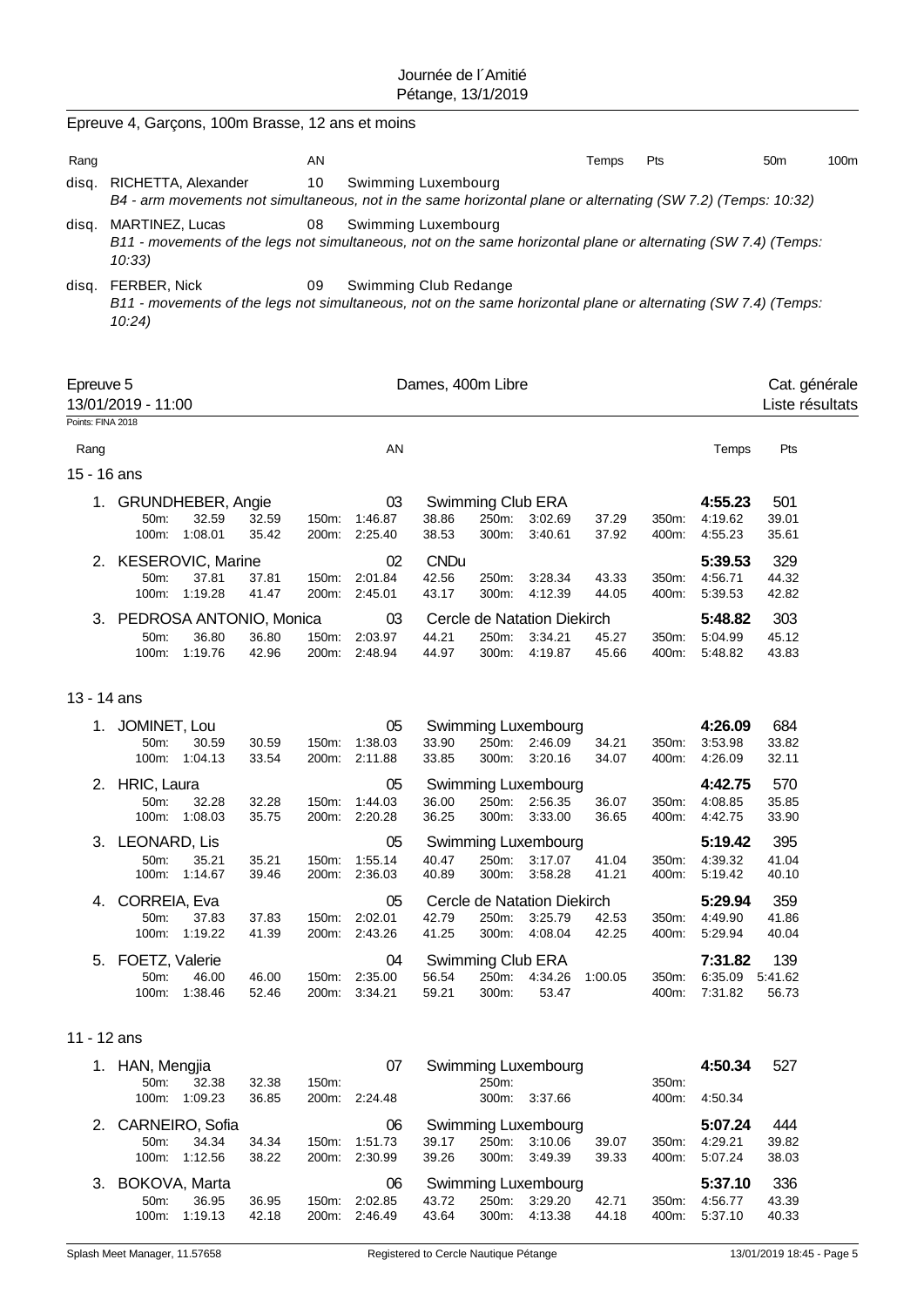Journée de l´Amitié
Pétange, 13/1/2019

Epreuve 4, Garçons, 100m Brasse, 12 ans et moins

| Rang | | AN | | Temps | Pts | 50m | 100m |
|---|---|---|---|---|---|---|---|
| disq. | RICHETTA, Alexander | 10 | Swimming Luxembourg | | | | |
| | *B4 - arm movements not simultaneous, not in the same horizontal plane or alternating (SW 7.2) (Temps: 10:32)* | | | | | | |
| disq. | MARTINEZ, Lucas | 08 | Swimming Luxembourg | | | | |
| | *B11 - movements of the legs not simultaneous, not on the same horizontal plane or alternating (SW 7.4) (Temps: 10:33)* | | | | | | |
| disq. | FERBER, Nick | 09 | Swimming Club Redange | | | | |
| | *B11 - movements of the legs not simultaneous, not on the same horizontal plane or alternating (SW 7.4) (Temps: 10:24)* | | | | | | |

## Epreuve 5 — Dames, 400m Libre — Cat. générale

13/01/2019 - 11:00 — Liste résultats

Points: FINA 2018

### 15 - 16 ans

| Rang | Nom | AN | Club | Temps | Pts |
|---|---|---|---|---|---|
| 1. | GRUNDHEBER, Angie | 03 | Swimming Club ERA | 4:55.23 | 501 |
| | 50m: 32.59 (32.59) | 150m: 1:46.87 (38.86) | 250m: 3:02.69 (37.29) | 350m: 4:19.62 | 39.01 |
| | 100m: 1:08.01 (35.42) | 200m: 2:25.40 (38.53) | 300m: 3:40.61 (37.92) | 400m: 4:55.23 | 35.61 |
| 2. | KESEROVIC, Marine | 02 | CNDu | 5:39.53 | 329 |
| | 50m: 37.81 (37.81) | 150m: 2:01.84 (42.56) | 250m: 3:28.34 (43.33) | 350m: 4:56.71 | 44.32 |
| | 100m: 1:19.28 (41.47) | 200m: 2:45.01 (43.17) | 300m: 4:12.39 (44.05) | 400m: 5:39.53 | 42.82 |
| 3. | PEDROSA ANTONIO, Monica | 03 | Cercle de Natation Diekirch | 5:48.82 | 303 |
| | 50m: 36.80 (36.80) | 150m: 2:03.97 (44.21) | 250m: 3:34.21 (45.27) | 350m: 5:04.99 | 45.12 |
| | 100m: 1:19.76 (42.96) | 200m: 2:48.94 (44.97) | 300m: 4:19.87 (45.66) | 400m: 5:48.82 | 43.83 |

### 13 - 14 ans

| Rang | Nom | AN | Club | Temps | Pts |
|---|---|---|---|---|---|
| 1. | JOMINET, Lou | 05 | Swimming Luxembourg | 4:26.09 | 684 |
| | 50m: 30.59 (30.59) | 150m: 1:38.03 (33.90) | 250m: 2:46.09 (34.21) | 350m: 3:53.98 | 33.82 |
| | 100m: 1:04.13 (33.54) | 200m: 2:11.88 (33.85) | 300m: 3:20.16 (34.07) | 400m: 4:26.09 | 32.11 |
| 2. | HRIC, Laura | 05 | Swimming Luxembourg | 4:42.75 | 570 |
| | 50m: 32.28 (32.28) | 150m: 1:44.03 (36.00) | 250m: 2:56.35 (36.07) | 350m: 4:08.85 | 35.85 |
| | 100m: 1:08.03 (35.75) | 200m: 2:20.28 (36.25) | 300m: 3:33.00 (36.65) | 400m: 4:42.75 | 33.90 |
| 3. | LEONARD, Lis | 05 | Swimming Luxembourg | 5:19.42 | 395 |
| | 50m: 35.21 (35.21) | 150m: 1:55.14 (40.47) | 250m: 3:17.07 (41.04) | 350m: 4:39.32 | 41.04 |
| | 100m: 1:14.67 (39.46) | 200m: 2:36.03 (40.89) | 300m: 3:58.28 (41.21) | 400m: 5:19.42 | 40.10 |
| 4. | CORREIA, Eva | 05 | Cercle de Natation Diekirch | 5:29.94 | 359 |
| | 50m: 37.83 (37.83) | 150m: 2:02.01 (42.79) | 250m: 3:25.79 (42.53) | 350m: 4:49.90 | 41.86 |
| | 100m: 1:19.22 (41.39) | 200m: 2:43.26 (41.25) | 300m: 4:08.04 (42.25) | 400m: 5:29.94 | 40.04 |
| 5. | FOETZ, Valerie | 04 | Swimming Club ERA | 7:31.82 | 139 |
| | 50m: 46.00 (46.00) | 150m: 2:35.00 (56.54) | 250m: 4:34.26 (1:00.05) | 350m: 6:35.09 | 5:41.62 |
| | 100m: 1:38.46 (52.46) | 200m: 3:34.21 (59.21) | 300m: 53.47 | 400m: 7:31.82 | 56.73 |

### 11 - 12 ans

| Rang | Nom | AN | Club | Temps | Pts |
|---|---|---|---|---|---|
| 1. | HAN, Mengjia | 07 | Swimming Luxembourg | 4:50.34 | 527 |
| | 50m: 32.38 (32.38) | 150m: | 250m: | 350m: | |
| | 100m: 1:09.23 (36.85) | 200m: 2:24.48 | 300m: 3:37.66 | 400m: 4:50.34 | |
| 2. | CARNEIRO, Sofia | 06 | Swimming Luxembourg | 5:07.24 | 444 |
| | 50m: 34.34 (34.34) | 150m: 1:51.73 (39.17) | 250m: 3:10.06 (39.07) | 350m: 4:29.21 | 39.82 |
| | 100m: 1:12.56 (38.22) | 200m: 2:30.99 (39.26) | 300m: 3:49.39 (39.33) | 400m: 5:07.24 | 38.03 |
| 3. | BOKOVA, Marta | 06 | Swimming Luxembourg | 5:37.10 | 336 |
| | 50m: 36.95 (36.95) | 150m: 2:02.85 (43.72) | 250m: 3:29.20 (42.71) | 350m: 4:56.77 | 43.39 |
| | 100m: 1:19.13 (42.18) | 200m: 2:46.49 (43.64) | 300m: 4:13.38 (44.18) | 400m: 5:37.10 | 40.33 |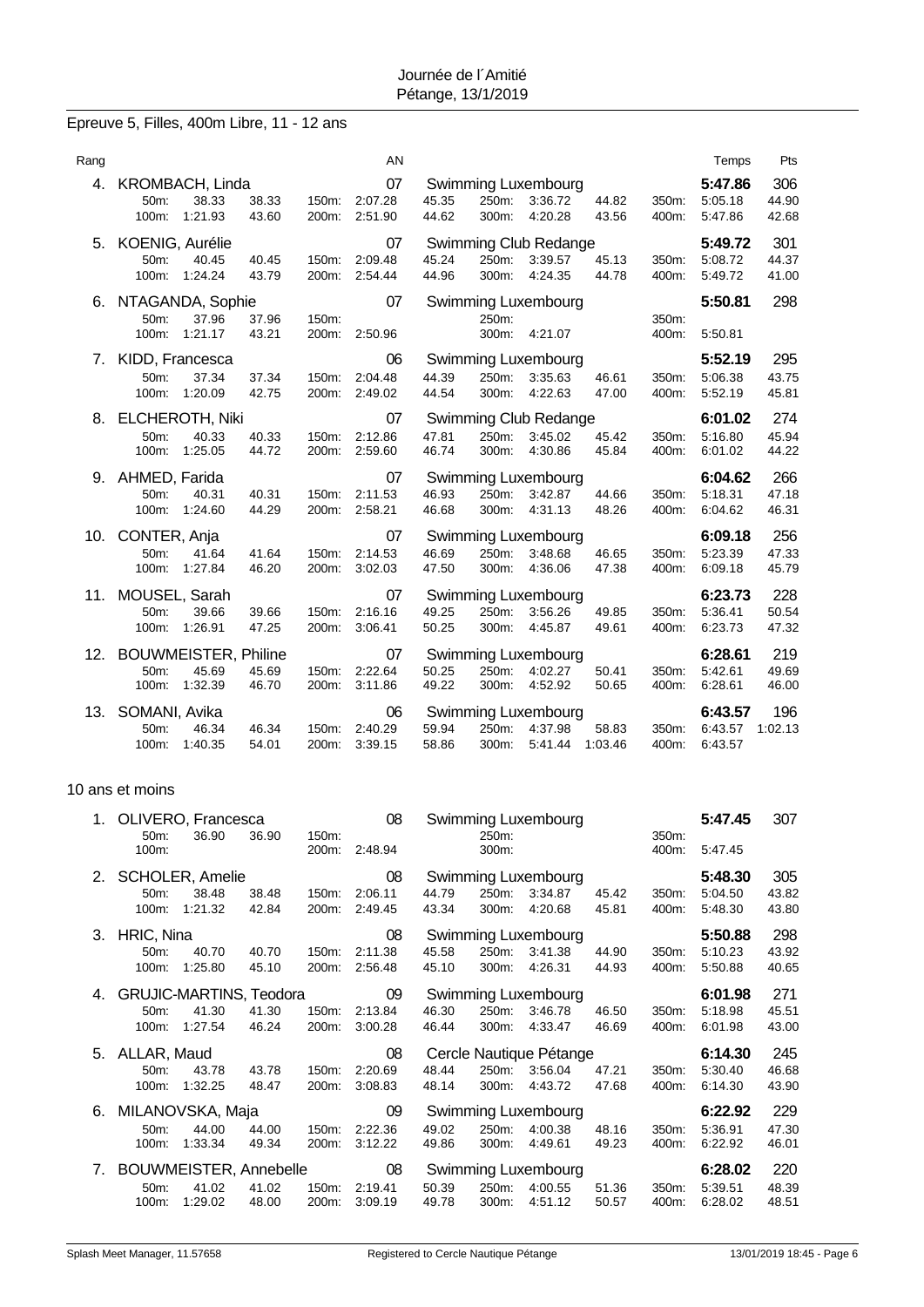Journée de l´Amitié
Pétange, 13/1/2019

## Epreuve 5, Filles, 400m Libre, 11 - 12 ans

| Rang | | | | | AN | | | | | | | Temps | Pts |
|---|---|---|---|---|---|---|---|---|---|---|---|---|---|
| 4. | KROMBACH, Linda | | | | 07 | Swimming Luxembourg | | | | | | 5:47.86 | 306 |
| | 50m: | 38.33 | 38.33 | 150m: | 2:07.28 | 45.35 | 250m: | 3:36.72 | 44.82 | 350m: | | 5:05.18 | 44.90 |
| | 100m: | 1:21.93 | 43.60 | 200m: | 2:51.90 | 44.62 | 300m: | 4:20.28 | 43.56 | 400m: | | 5:47.86 | 42.68 |
| 5. | KOENIG, Aurélie | | | | 07 | Swimming Club Redange | | | | | | 5:49.72 | 301 |
| | 50m: | 40.45 | 40.45 | 150m: | 2:09.48 | 45.24 | 250m: | 3:39.57 | 45.13 | 350m: | | 5:08.72 | 44.37 |
| | 100m: | 1:24.24 | 43.79 | 200m: | 2:54.44 | 44.96 | 300m: | 4:24.35 | 44.78 | 400m: | | 5:49.72 | 41.00 |
| 6. | NTAGANDA, Sophie | | | | 07 | Swimming Luxembourg | | | | | | 5:50.81 | 298 |
| | 50m: | 37.96 | 37.96 | 150m: | | | 250m: | | | 350m: | | | |
| | 100m: | 1:21.17 | 43.21 | 200m: | 2:50.96 | | 300m: | 4:21.07 | | 400m: | | 5:50.81 | |
| 7. | KIDD, Francesca | | | | 06 | Swimming Luxembourg | | | | | | 5:52.19 | 295 |
| | 50m: | 37.34 | 37.34 | 150m: | 2:04.48 | 44.39 | 250m: | 3:35.63 | 46.61 | 350m: | | 5:06.38 | 43.75 |
| | 100m: | 1:20.09 | 42.75 | 200m: | 2:49.02 | 44.54 | 300m: | 4:22.63 | 47.00 | 400m: | | 5:52.19 | 45.81 |
| 8. | ELCHEROTH, Niki | | | | 07 | Swimming Club Redange | | | | | | 6:01.02 | 274 |
| | 50m: | 40.33 | 40.33 | 150m: | 2:12.86 | 47.81 | 250m: | 3:45.02 | 45.42 | 350m: | | 5:16.80 | 45.94 |
| | 100m: | 1:25.05 | 44.72 | 200m: | 2:59.60 | 46.74 | 300m: | 4:30.86 | 45.84 | 400m: | | 6:01.02 | 44.22 |
| 9. | AHMED, Farida | | | | 07 | Swimming Luxembourg | | | | | | 6:04.62 | 266 |
| | 50m: | 40.31 | 40.31 | 150m: | 2:11.53 | 46.93 | 250m: | 3:42.87 | 44.66 | 350m: | | 5:18.31 | 47.18 |
| | 100m: | 1:24.60 | 44.29 | 200m: | 2:58.21 | 46.68 | 300m: | 4:31.13 | 48.26 | 400m: | | 6:04.62 | 46.31 |
| 10. | CONTER, Anja | | | | 07 | Swimming Luxembourg | | | | | | 6:09.18 | 256 |
| | 50m: | 41.64 | 41.64 | 150m: | 2:14.53 | 46.69 | 250m: | 3:48.68 | 46.65 | 350m: | | 5:23.39 | 47.33 |
| | 100m: | 1:27.84 | 46.20 | 200m: | 3:02.03 | 47.50 | 300m: | 4:36.06 | 47.38 | 400m: | | 6:09.18 | 45.79 |
| 11. | MOUSEL, Sarah | | | | 07 | Swimming Luxembourg | | | | | | 6:23.73 | 228 |
| | 50m: | 39.66 | 39.66 | 150m: | 2:16.16 | 49.25 | 250m: | 3:56.26 | 49.85 | 350m: | | 5:36.41 | 50.54 |
| | 100m: | 1:26.91 | 47.25 | 200m: | 3:06.41 | 50.25 | 300m: | 4:45.87 | 49.61 | 400m: | | 6:23.73 | 47.32 |
| 12. | BOUWMEISTER, Philine | | | | 07 | Swimming Luxembourg | | | | | | 6:28.61 | 219 |
| | 50m: | 45.69 | 45.69 | 150m: | 2:22.64 | 50.25 | 250m: | 4:02.27 | 50.41 | 350m: | | 5:42.61 | 49.69 |
| | 100m: | 1:32.39 | 46.70 | 200m: | 3:11.86 | 49.22 | 300m: | 4:52.92 | 50.65 | 400m: | | 6:28.61 | 46.00 |
| 13. | SOMANI, Avika | | | | 06 | Swimming Luxembourg | | | | | | 6:43.57 | 196 |
| | 50m: | 46.34 | 46.34 | 150m: | 2:40.29 | 59.94 | 250m: | 4:37.98 | 58.83 | 350m: | | 6:43.57 | 1:02.13 |
| | 100m: | 1:40.35 | 54.01 | 200m: | 3:39.15 | 58.86 | 300m: | 5:41.44 | 1:03.46 | 400m: | | 6:43.57 | |

### 10 ans et moins

| Rang | | | | | AN | | | | | | | Temps | Pts |
|---|---|---|---|---|---|---|---|---|---|---|---|---|---|
| 1. | OLIVERO, Francesca | | | | 08 | Swimming Luxembourg | | | | | | 5:47.45 | 307 |
| | 50m: | 36.90 | 36.90 | 150m: | | | 250m: | | | 350m: | | | |
| | 100m: | | | 200m: | 2:48.94 | | 300m: | | | 400m: | | 5:47.45 | |
| 2. | SCHOLER, Amelie | | | | 08 | Swimming Luxembourg | | | | | | 5:48.30 | 305 |
| | 50m: | 38.48 | 38.48 | 150m: | 2:06.11 | 44.79 | 250m: | 3:34.87 | 45.42 | 350m: | | 5:04.50 | 43.82 |
| | 100m: | 1:21.32 | 42.84 | 200m: | 2:49.45 | 43.34 | 300m: | 4:20.68 | 45.81 | 400m: | | 5:48.30 | 43.80 |
| 3. | HRIC, Nina | | | | 08 | Swimming Luxembourg | | | | | | 5:50.88 | 298 |
| | 50m: | 40.70 | 40.70 | 150m: | 2:11.38 | 45.58 | 250m: | 3:41.38 | 44.90 | 350m: | | 5:10.23 | 43.92 |
| | 100m: | 1:25.80 | 45.10 | 200m: | 2:56.48 | 45.10 | 300m: | 4:26.31 | 44.93 | 400m: | | 5:50.88 | 40.65 |
| 4. | GRUJIC-MARTINS, Teodora | | | | 09 | Swimming Luxembourg | | | | | | 6:01.98 | 271 |
| | 50m: | 41.30 | 41.30 | 150m: | 2:13.84 | 46.30 | 250m: | 3:46.78 | 46.50 | 350m: | | 5:18.98 | 45.51 |
| | 100m: | 1:27.54 | 46.24 | 200m: | 3:00.28 | 46.44 | 300m: | 4:33.47 | 46.69 | 400m: | | 6:01.98 | 43.00 |
| 5. | ALLAR, Maud | | | | 08 | Cercle Nautique Pétange | | | | | | 6:14.30 | 245 |
| | 50m: | 43.78 | 43.78 | 150m: | 2:20.69 | 48.44 | 250m: | 3:56.04 | 47.21 | 350m: | | 5:30.40 | 46.68 |
| | 100m: | 1:32.25 | 48.47 | 200m: | 3:08.83 | 48.14 | 300m: | 4:43.72 | 47.68 | 400m: | | 6:14.30 | 43.90 |
| 6. | MILANOVSKA, Maja | | | | 09 | Swimming Luxembourg | | | | | | 6:22.92 | 229 |
| | 50m: | 44.00 | 44.00 | 150m: | 2:22.36 | 49.02 | 250m: | 4:00.38 | 48.16 | 350m: | | 5:36.91 | 47.30 |
| | 100m: | 1:33.34 | 49.34 | 200m: | 3:12.22 | 49.86 | 300m: | 4:49.61 | 49.23 | 400m: | | 6:22.92 | 46.01 |
| 7. | BOUWMEISTER, Annebelle | | | | 08 | Swimming Luxembourg | | | | | | 6:28.02 | 220 |
| | 50m: | 41.02 | 41.02 | 150m: | 2:19.41 | 50.39 | 250m: | 4:00.55 | 51.36 | 350m: | | 5:39.51 | 48.39 |
| | 100m: | 1:29.02 | 48.00 | 200m: | 3:09.19 | 49.78 | 300m: | 4:51.12 | 50.57 | 400m: | | 6:28.02 | 48.51 |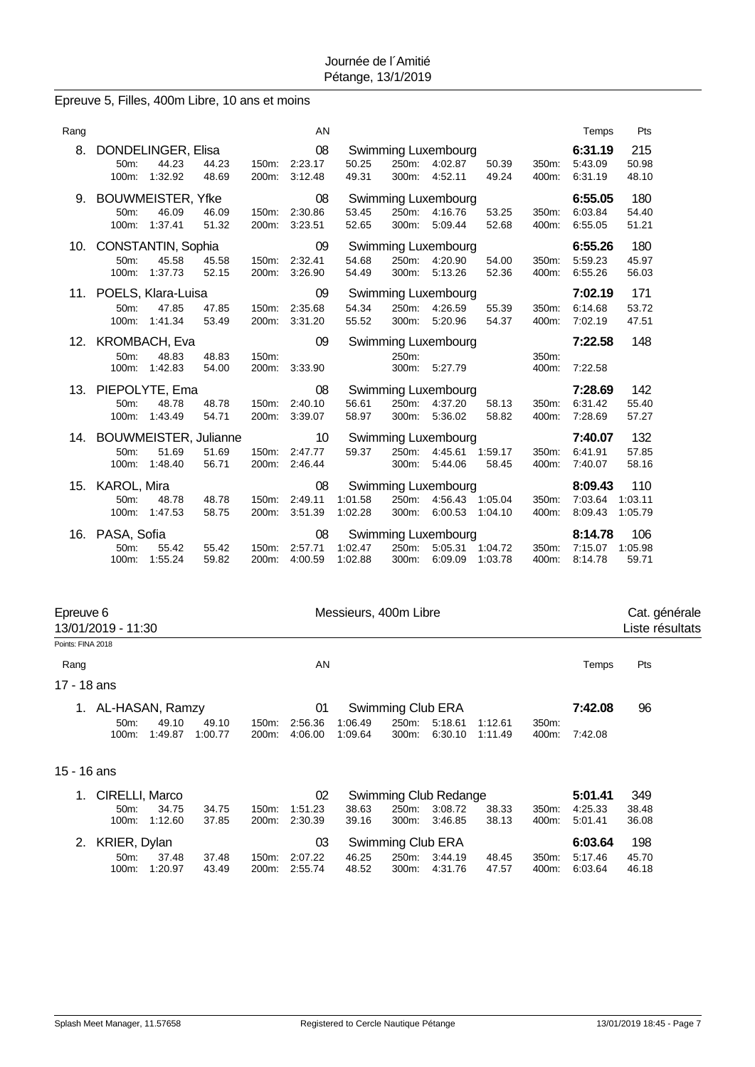Journée de l´Amitié
Pétange, 13/1/2019

## Epreuve 5, Filles, 400m Libre, 10 ans et moins

| Rang | Nom | AN | Club | Temps | Pts |
|---|---|---|---|---|---|
| 8. | DONDELINGER, Elisa | 08 | Swimming Luxembourg | 6:31.19 | 215 |
| | 50m: 44.23 44.23 / 100m: 1:32.92 48.69 / 150m: 2:23.17 50.25 / 200m: 3:12.48 49.31 / 250m: 4:02.87 50.39 / 300m: 4:52.11 49.24 / 350m: 5:43.09 50.98 / 400m: 6:31.19 48.10 | | | | |
| 9. | BOUWMEISTER, Yfke | 08 | Swimming Luxembourg | 6:55.05 | 180 |
| | 50m: 46.09 46.09 / 100m: 1:37.41 51.32 / 150m: 2:30.86 53.45 / 200m: 3:23.51 52.65 / 250m: 4:16.76 53.25 / 300m: 5:09.44 52.68 / 350m: 6:03.84 54.40 / 400m: 6:55.05 51.21 | | | | |
| 10. | CONSTANTIN, Sophia | 09 | Swimming Luxembourg | 6:55.26 | 180 |
| | 50m: 45.58 45.58 / 100m: 1:37.73 52.15 / 150m: 2:32.41 54.68 / 200m: 3:26.90 54.49 / 250m: 4:20.90 54.00 / 300m: 5:13.26 52.36 / 350m: 5:59.23 45.97 / 400m: 6:55.26 56.03 | | | | |
| 11. | POELS, Klara-Luisa | 09 | Swimming Luxembourg | 7:02.19 | 171 |
| | 50m: 47.85 47.85 / 100m: 1:41.34 53.49 / 150m: 2:35.68 54.34 / 200m: 3:31.20 55.52 / 250m: 4:26.59 55.39 / 300m: 5:20.96 54.37 / 350m: 6:14.68 53.72 / 400m: 7:02.19 47.51 | | | | |
| 12. | KROMBACH, Eva | 09 | Swimming Luxembourg | 7:22.58 | 148 |
| | 50m: 48.83 48.83 / 100m: 1:42.83 54.00 / 150m: / 200m: 3:33.90 / 250m: / 300m: 5:27.79 / 350m: / 400m: 7:22.58 | | | | |
| 13. | PIEPOLYTE, Ema | 08 | Swimming Luxembourg | 7:28.69 | 142 |
| | 50m: 48.78 48.78 / 100m: 1:43.49 54.71 / 150m: 2:40.10 56.61 / 200m: 3:39.07 58.97 / 250m: 4:37.20 58.13 / 300m: 5:36.02 58.82 / 350m: 6:31.42 55.40 / 400m: 7:28.69 57.27 | | | | |
| 14. | BOUWMEISTER, Julianne | 10 | Swimming Luxembourg | 7:40.07 | 132 |
| | 50m: 51.69 51.69 / 100m: 1:48.40 56.71 / 150m: 2:47.77 59.37 / 200m: 2:46.44 / 250m: 4:45.61 1:59.17 / 300m: 5:44.06 58.45 / 350m: 6:41.91 57.85 / 400m: 7:40.07 58.16 | | | | |
| 15. | KAROL, Mira | 08 | Swimming Luxembourg | 8:09.43 | 110 |
| | 50m: 48.78 48.78 / 100m: 1:47.53 58.75 / 150m: 2:49.11 1:01.58 / 200m: 3:51.39 1:02.28 / 250m: 4:56.43 1:05.04 / 300m: 6:00.53 1:04.10 / 350m: 7:03.64 1:03.11 / 400m: 8:09.43 1:05.79 | | | | |
| 16. | PASA, Sofia | 08 | Swimming Luxembourg | 8:14.78 | 106 |
| | 50m: 55.42 55.42 / 100m: 1:55.24 59.82 / 150m: 2:57.71 1:02.47 / 200m: 4:00.59 1:02.88 / 250m: 5:05.31 1:04.72 / 300m: 6:09.09 1:03.78 / 350m: 7:15.07 1:05.98 / 400m: 8:14.78 59.71 | | | | |

## Epreuve 6 — Messieurs, 400m Libre — Cat. générale

13/01/2019 - 11:30 — Liste résultats

Points: FINA 2018

### 17 - 18 ans

| Rang | Nom | AN | Club | Temps | Pts |
|---|---|---|---|---|---|
| 1. | AL-HASAN, Ramzy | 01 | Swimming Club ERA | 7:42.08 | 96 |
| | 50m: 49.10 49.10 / 100m: 1:49.87 1:00.77 / 150m: 2:56.36 1:06.49 / 200m: 4:06.00 1:09.64 / 250m: 5:18.61 1:12.61 / 300m: 6:30.10 1:11.49 / 350m: / 400m: 7:42.08 | | | | |

### 15 - 16 ans

| Rang | Nom | AN | Club | Temps | Pts |
|---|---|---|---|---|---|
| 1. | CIRELLI, Marco | 02 | Swimming Club Redange | 5:01.41 | 349 |
| | 50m: 34.75 34.75 / 100m: 1:12.60 37.85 / 150m: 1:51.23 38.63 / 200m: 2:30.39 39.16 / 250m: 3:08.72 38.33 / 300m: 3:46.85 38.13 / 350m: 4:25.33 38.48 / 400m: 5:01.41 36.08 | | | | |
| 2. | KRIER, Dylan | 03 | Swimming Club ERA | 6:03.64 | 198 |
| | 50m: 37.48 37.48 / 100m: 1:20.97 43.49 / 150m: 2:07.22 46.25 / 200m: 2:55.74 48.52 / 250m: 3:44.19 48.45 / 300m: 4:31.76 47.57 / 350m: 5:17.46 45.70 / 400m: 6:03.64 46.18 | | | | |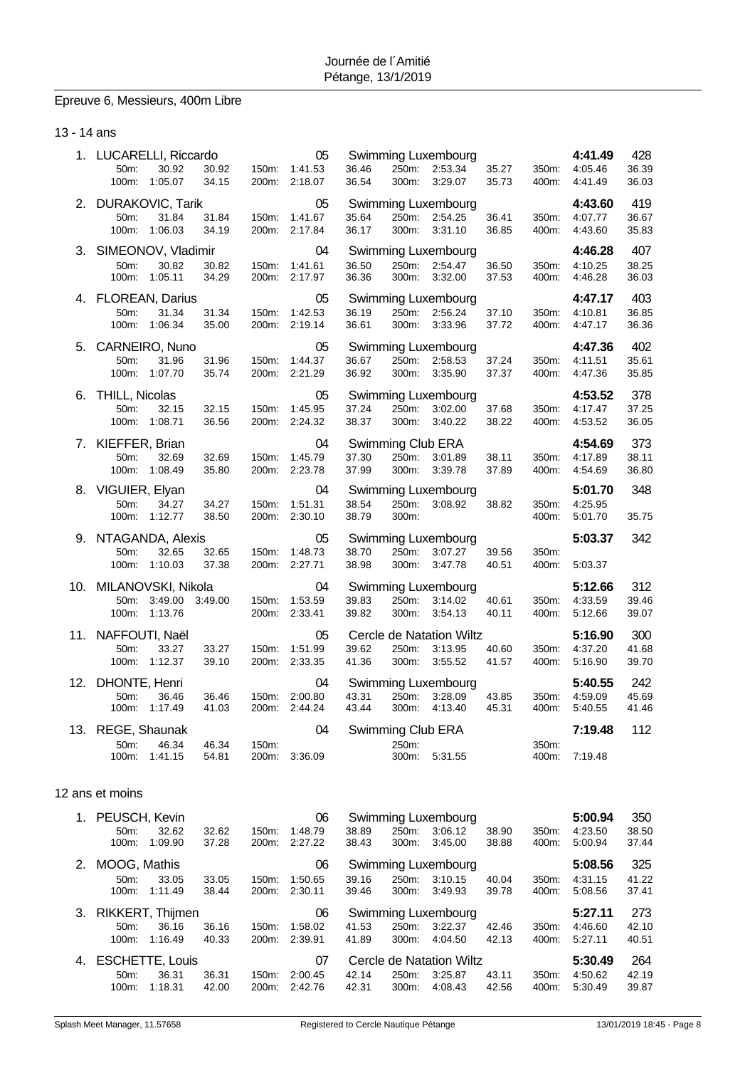Journée de l´Amitié
Pétange, 13/1/2019

## Epreuve 6, Messieurs, 400m Libre

### 13 - 14 ans

| Place | Nom | Année | Club | Temps | Points |
|---|---|---|---|---|---|
| 1. | LUCARELLI, Riccardo | 05 | Swimming Luxembourg | **4:41.49** | 428 |
| | 50m: 30.92 30.92 / 100m: 1:05.07 34.15 | 150m: 1:41.53 36.46 / 200m: 2:18.07 36.54 | 250m: 2:53.34 35.27 / 300m: 3:29.07 35.73 | 350m: 4:05.46 36.39 / 400m: 4:41.49 36.03 | |
| 2. | DURAKOVIC, Tarik | 05 | Swimming Luxembourg | **4:43.60** | 419 |
| | 50m: 31.84 31.84 / 100m: 1:06.03 34.19 | 150m: 1:41.67 35.64 / 200m: 2:17.84 36.17 | 250m: 2:54.25 36.41 / 300m: 3:31.10 36.85 | 350m: 4:07.77 36.67 / 400m: 4:43.60 35.83 | |
| 3. | SIMEONOV, Vladimir | 04 | Swimming Luxembourg | **4:46.28** | 407 |
| | 50m: 30.82 30.82 / 100m: 1:05.11 34.29 | 150m: 1:41.61 36.50 / 200m: 2:17.97 36.36 | 250m: 2:54.47 36.50 / 300m: 3:32.00 37.53 | 350m: 4:10.25 38.25 / 400m: 4:46.28 36.03 | |
| 4. | FLOREAN, Darius | 05 | Swimming Luxembourg | **4:47.17** | 403 |
| | 50m: 31.34 31.34 / 100m: 1:06.34 35.00 | 150m: 1:42.53 36.19 / 200m: 2:19.14 36.61 | 250m: 2:56.24 37.10 / 300m: 3:33.96 37.72 | 350m: 4:10.81 36.85 / 400m: 4:47.17 36.36 | |
| 5. | CARNEIRO, Nuno | 05 | Swimming Luxembourg | **4:47.36** | 402 |
| | 50m: 31.96 31.96 / 100m: 1:07.70 35.74 | 150m: 1:44.37 36.67 / 200m: 2:21.29 36.92 | 250m: 2:58.53 37.24 / 300m: 3:35.90 37.37 | 350m: 4:11.51 35.61 / 400m: 4:47.36 35.85 | |
| 6. | THILL, Nicolas | 05 | Swimming Luxembourg | **4:53.52** | 378 |
| | 50m: 32.15 32.15 / 100m: 1:08.71 36.56 | 150m: 1:45.95 37.24 / 200m: 2:24.32 38.37 | 250m: 3:02.00 37.68 / 300m: 3:40.22 38.22 | 350m: 4:17.47 37.25 / 400m: 4:53.52 36.05 | |
| 7. | KIEFFER, Brian | 04 | Swimming Club ERA | **4:54.69** | 373 |
| | 50m: 32.69 32.69 / 100m: 1:08.49 35.80 | 150m: 1:45.79 37.30 / 200m: 2:23.78 37.99 | 250m: 3:01.89 38.11 / 300m: 3:39.78 37.89 | 350m: 4:17.89 38.11 / 400m: 4:54.69 36.80 | |
| 8. | VIGUIER, Elyan | 04 | Swimming Luxembourg | **5:01.70** | 348 |
| | 50m: 34.27 34.27 / 100m: 1:12.77 38.50 | 150m: 1:51.31 38.54 / 200m: 2:30.10 38.79 | 250m: 3:08.92 38.82 / 300m: | 350m: 4:25.95 / 400m: 5:01.70 35.75 | |
| 9. | NTAGANDA, Alexis | 05 | Swimming Luxembourg | **5:03.37** | 342 |
| | 50m: 32.65 32.65 / 100m: 1:10.03 37.38 | 150m: 1:48.73 38.70 / 200m: 2:27.71 38.98 | 250m: 3:07.27 39.56 / 300m: 3:47.78 40.51 | 350m: / 400m: 5:03.37 | |
| 10. | MILANOVSKI, Nikola | 04 | Swimming Luxembourg | **5:12.66** | 312 |
| | 50m: 3:49.00 3:49.00 / 100m: 1:13.76 | 150m: 1:53.59 39.83 / 200m: 2:33.41 39.82 | 250m: 3:14.02 40.61 / 300m: 3:54.13 40.11 | 350m: 4:33.59 39.46 / 400m: 5:12.66 39.07 | |
| 11. | NAFFOUTI, Naël | 05 | Cercle de Natation Wiltz | **5:16.90** | 300 |
| | 50m: 33.27 33.27 / 100m: 1:12.37 39.10 | 150m: 1:51.99 39.62 / 200m: 2:33.35 41.36 | 250m: 3:13.95 40.60 / 300m: 3:55.52 41.57 | 350m: 4:37.20 41.68 / 400m: 5:16.90 39.70 | |
| 12. | DHONTE, Henri | 04 | Swimming Luxembourg | **5:40.55** | 242 |
| | 50m: 36.46 36.46 / 100m: 1:17.49 41.03 | 150m: 2:00.80 43.31 / 200m: 2:44.24 43.44 | 250m: 3:28.09 43.85 / 300m: 4:13.40 45.31 | 350m: 4:59.09 45.69 / 400m: 5:40.55 41.46 | |
| 13. | REGE, Shaunak | 04 | Swimming Club ERA | **7:19.48** | 112 |
| | 50m: 46.34 46.34 / 100m: 1:41.15 54.81 | 150m: / 200m: 3:36.09 | 250m: / 300m: 5:31.55 | 350m: / 400m: 7:19.48 | |

### 12 ans et moins

| Place | Nom | Année | Club | Temps | Points |
|---|---|---|---|---|---|
| 1. | PEUSCH, Kevin | 06 | Swimming Luxembourg | **5:00.94** | 350 |
| | 50m: 32.62 32.62 / 100m: 1:09.90 37.28 | 150m: 1:48.79 38.89 / 200m: 2:27.22 38.43 | 250m: 3:06.12 38.90 / 300m: 3:45.00 38.88 | 350m: 4:23.50 38.50 / 400m: 5:00.94 37.44 | |
| 2. | MOOG, Mathis | 06 | Swimming Luxembourg | **5:08.56** | 325 |
| | 50m: 33.05 33.05 / 100m: 1:11.49 38.44 | 150m: 1:50.65 39.16 / 200m: 2:30.11 39.46 | 250m: 3:10.15 40.04 / 300m: 3:49.93 39.78 | 350m: 4:31.15 41.22 / 400m: 5:08.56 37.41 | |
| 3. | RIKKERT, Thijmen | 06 | Swimming Luxembourg | **5:27.11** | 273 |
| | 50m: 36.16 36.16 / 100m: 1:16.49 40.33 | 150m: 1:58.02 41.53 / 200m: 2:39.91 41.89 | 250m: 3:22.37 42.46 / 300m: 4:04.50 42.13 | 350m: 4:46.60 42.10 / 400m: 5:27.11 40.51 | |
| 4. | ESCHETTE, Louis | 07 | Cercle de Natation Wiltz | **5:30.49** | 264 |
| | 50m: 36.31 36.31 / 100m: 1:18.31 42.00 | 150m: 2:00.45 42.14 / 200m: 2:42.76 42.31 | 250m: 3:25.87 43.11 / 300m: 4:08.43 42.56 | 350m: 4:50.62 42.19 / 400m: 5:30.49 39.87 | |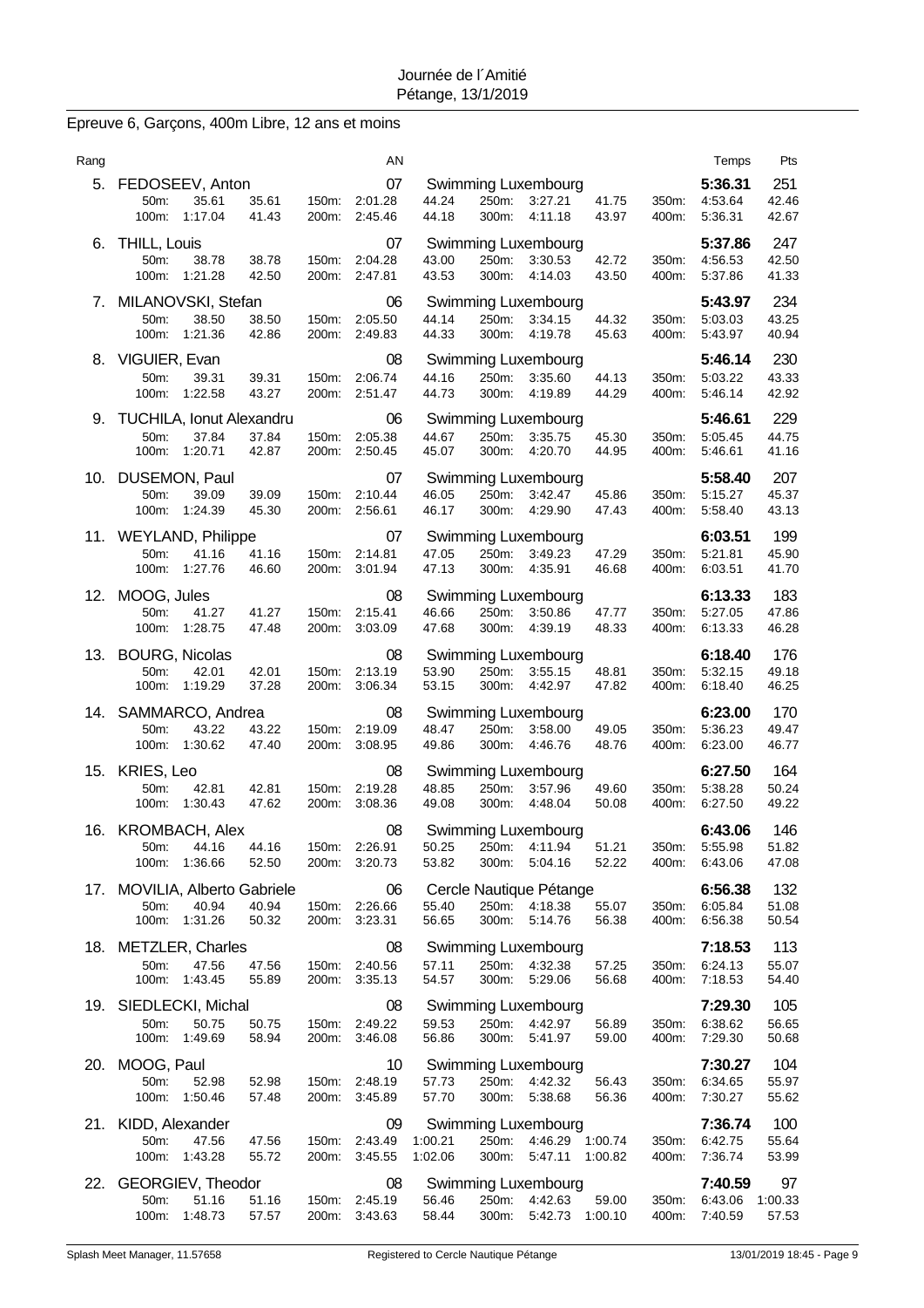Journée de l´Amitié
Pétange, 13/1/2019

## Epreuve 6, Garçons, 400m Libre, 12 ans et moins

| Rang | Nom | AN | Club | Temps | Pts |
|---|---|---|---|---|---|
| 5. | FEDOSEEV, Anton | 07 | Swimming Luxembourg | 5:36.31 | 251 |
| | 50m: 35.61 (35.61) · 100m: 1:17.04 (41.43) · 150m: 2:01.28 (44.24) · 200m: 2:45.46 (44.18) · 250m: 3:27.21 (41.75) · 300m: 4:11.18 (43.97) · 350m: 4:53.64 (42.46) · 400m: 5:36.31 (42.67) | | | | |
| 6. | THILL, Louis | 07 | Swimming Luxembourg | 5:37.86 | 247 |
| | 50m: 38.78 (38.78) · 100m: 1:21.28 (42.50) · 150m: 2:04.28 (43.00) · 200m: 2:47.81 (43.53) · 250m: 3:30.53 (42.72) · 300m: 4:14.03 (43.50) · 350m: 4:56.53 (42.50) · 400m: 5:37.86 (41.33) | | | | |
| 7. | MILANOVSKI, Stefan | 06 | Swimming Luxembourg | 5:43.97 | 234 |
| | 50m: 38.50 (38.50) · 100m: 1:21.36 (42.86) · 150m: 2:05.50 (44.14) · 200m: 2:49.83 (44.33) · 250m: 3:34.15 (44.32) · 300m: 4:19.78 (45.63) · 350m: 5:03.03 (43.25) · 400m: 5:43.97 (40.94) | | | | |
| 8. | VIGUIER, Evan | 08 | Swimming Luxembourg | 5:46.14 | 230 |
| | 50m: 39.31 (39.31) · 100m: 1:22.58 (43.27) · 150m: 2:06.74 (44.16) · 200m: 2:51.47 (44.73) · 250m: 3:35.60 (44.13) · 300m: 4:19.89 (44.29) · 350m: 5:03.22 (43.33) · 400m: 5:46.14 (42.92) | | | | |
| 9. | TUCHILA, Ionut Alexandru | 06 | Swimming Luxembourg | 5:46.61 | 229 |
| | 50m: 37.84 (37.84) · 100m: 1:20.71 (42.87) · 150m: 2:05.38 (44.67) · 200m: 2:50.45 (45.07) · 250m: 3:35.75 (45.30) · 300m: 4:20.70 (44.95) · 350m: 5:05.45 (44.75) · 400m: 5:46.61 (41.16) | | | | |
| 10. | DUSEMON, Paul | 07 | Swimming Luxembourg | 5:58.40 | 207 |
| | 50m: 39.09 (39.09) · 100m: 1:24.39 (45.30) · 150m: 2:10.44 (46.05) · 200m: 2:56.61 (46.17) · 250m: 3:42.47 (45.86) · 300m: 4:29.90 (47.43) · 350m: 5:15.27 (45.37) · 400m: 5:58.40 (43.13) | | | | |
| 11. | WEYLAND, Philippe | 07 | Swimming Luxembourg | 6:03.51 | 199 |
| | 50m: 41.16 (41.16) · 100m: 1:27.76 (46.60) · 150m: 2:14.81 (47.05) · 200m: 3:01.94 (47.13) · 250m: 3:49.23 (47.29) · 300m: 4:35.91 (46.68) · 350m: 5:21.81 (45.90) · 400m: 6:03.51 (41.70) | | | | |
| 12. | MOOG, Jules | 08 | Swimming Luxembourg | 6:13.33 | 183 |
| | 50m: 41.27 (41.27) · 100m: 1:28.75 (47.48) · 150m: 2:15.41 (46.66) · 200m: 3:03.09 (47.68) · 250m: 3:50.86 (47.77) · 300m: 4:39.19 (48.33) · 350m: 5:27.05 (47.86) · 400m: 6:13.33 (46.28) | | | | |
| 13. | BOURG, Nicolas | 08 | Swimming Luxembourg | 6:18.40 | 176 |
| | 50m: 42.01 (42.01) · 100m: 1:19.29 (37.28) · 150m: 2:13.19 (53.90) · 200m: 3:06.34 (53.15) · 250m: 3:55.15 (48.81) · 300m: 4:42.97 (47.82) · 350m: 5:32.15 (49.18) · 400m: 6:18.40 (46.25) | | | | |
| 14. | SAMMARCO, Andrea | 08 | Swimming Luxembourg | 6:23.00 | 170 |
| | 50m: 43.22 (43.22) · 100m: 1:30.62 (47.40) · 150m: 2:19.09 (48.47) · 200m: 3:08.95 (49.86) · 250m: 3:58.00 (49.05) · 300m: 4:46.76 (48.76) · 350m: 5:36.23 (49.47) · 400m: 6:23.00 (46.77) | | | | |
| 15. | KRIES, Leo | 08 | Swimming Luxembourg | 6:27.50 | 164 |
| | 50m: 42.81 (42.81) · 100m: 1:30.43 (47.62) · 150m: 2:19.28 (48.85) · 200m: 3:08.36 (49.08) · 250m: 3:57.96 (49.60) · 300m: 4:48.04 (50.08) · 350m: 5:38.28 (50.24) · 400m: 6:27.50 (49.22) | | | | |
| 16. | KROMBACH, Alex | 08 | Swimming Luxembourg | 6:43.06 | 146 |
| | 50m: 44.16 (44.16) · 100m: 1:36.66 (52.50) · 150m: 2:26.91 (50.25) · 200m: 3:20.73 (53.82) · 250m: 4:11.94 (51.21) · 300m: 5:04.16 (52.22) · 350m: 5:55.98 (51.82) · 400m: 6:43.06 (47.08) | | | | |
| 17. | MOVILIA, Alberto Gabriele | 06 | Cercle Nautique Pétange | 6:56.38 | 132 |
| | 50m: 40.94 (40.94) · 100m: 1:31.26 (50.32) · 150m: 2:26.66 (55.40) · 200m: 3:23.31 (56.65) · 250m: 4:18.38 (55.07) · 300m: 5:14.76 (56.38) · 350m: 6:05.84 (51.08) · 400m: 6:56.38 (50.54) | | | | |
| 18. | METZLER, Charles | 08 | Swimming Luxembourg | 7:18.53 | 113 |
| | 50m: 47.56 (47.56) · 100m: 1:43.45 (55.89) · 150m: 2:40.56 (57.11) · 200m: 3:35.13 (54.57) · 250m: 4:32.38 (57.25) · 300m: 5:29.06 (56.68) · 350m: 6:24.13 (55.07) · 400m: 7:18.53 (54.40) | | | | |
| 19. | SIEDLECKI, Michal | 08 | Swimming Luxembourg | 7:29.30 | 105 |
| | 50m: 50.75 (50.75) · 100m: 1:49.69 (58.94) · 150m: 2:49.22 (59.53) · 200m: 3:46.08 (56.86) · 250m: 4:42.97 (56.89) · 300m: 5:41.97 (59.00) · 350m: 6:38.62 (56.65) · 400m: 7:29.30 (50.68) | | | | |
| 20. | MOOG, Paul | 10 | Swimming Luxembourg | 7:30.27 | 104 |
| | 50m: 52.98 (52.98) · 100m: 1:50.46 (57.48) · 150m: 2:48.19 (57.73) · 200m: 3:45.89 (57.70) · 250m: 4:42.32 (56.43) · 300m: 5:38.68 (56.36) · 350m: 6:34.65 (55.97) · 400m: 7:30.27 (55.62) | | | | |
| 21. | KIDD, Alexander | 09 | Swimming Luxembourg | 7:36.74 | 100 |
| | 50m: 47.56 (47.56) · 100m: 1:43.28 (55.72) · 150m: 2:43.49 (1:00.21) · 200m: 3:45.55 (1:02.06) · 250m: 4:46.29 (1:00.74) · 300m: 5:47.11 (1:00.82) · 350m: 6:42.75 (55.64) · 400m: 7:36.74 (53.99) | | | | |
| 22. | GEORGIEV, Theodor | 08 | Swimming Luxembourg | 7:40.59 | 97 |
| | 50m: 51.16 (51.16) · 100m: 1:48.73 (57.57) · 150m: 2:45.19 (56.46) · 200m: 3:43.63 (58.44) · 250m: 4:42.63 (59.00) · 300m: 5:42.73 (1:00.10) · 350m: 6:43.06 (1:00.33) · 400m: 7:40.59 (57.53) | | | | |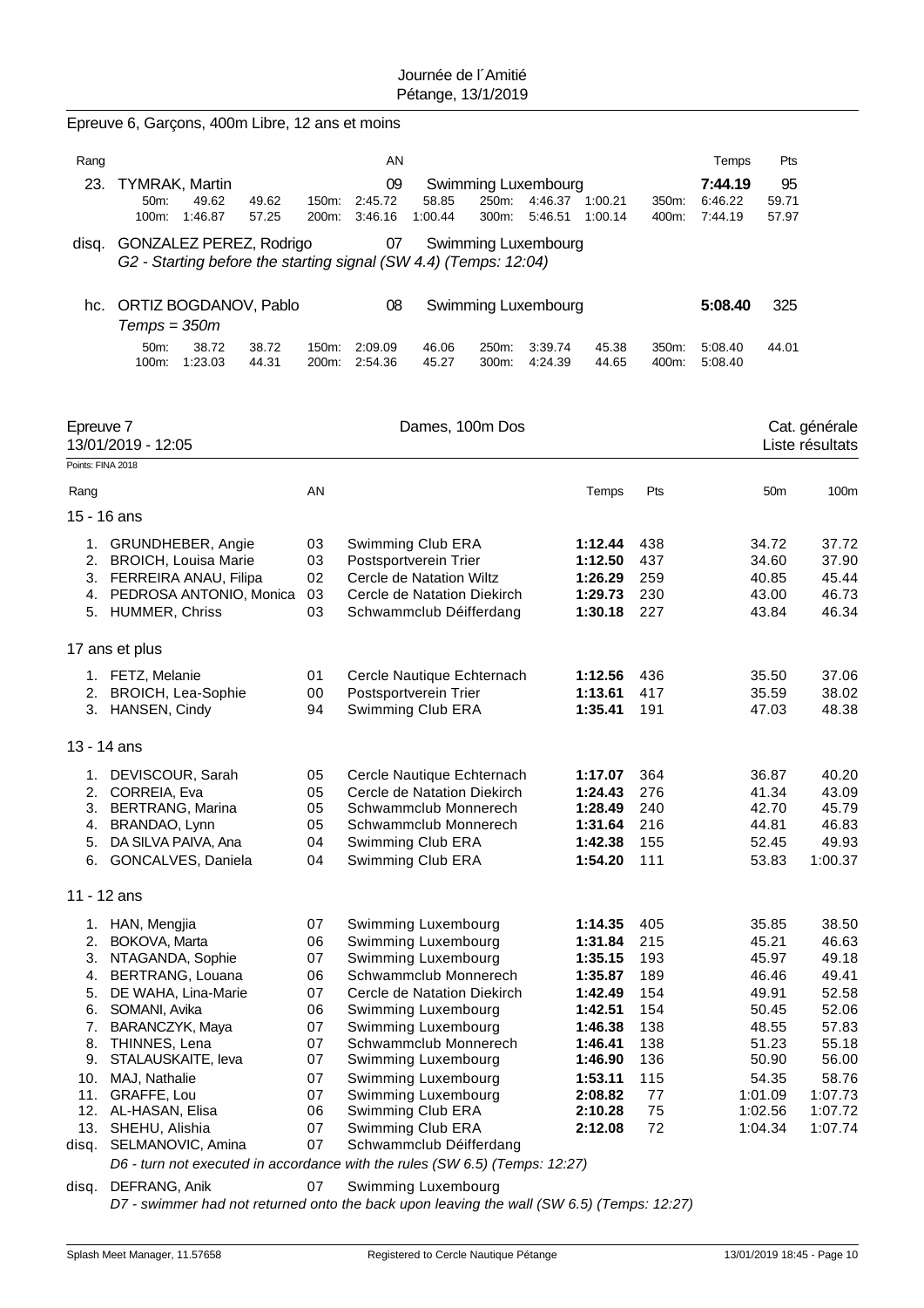Epreuve 6, Garçons, 400m Libre, 12 ans et moins

| Rang | | AN | | Temps | Pts |
|---|---|---|---|---|---|
| 23. | TYMRAK, Martin | 09 | Swimming Luxembourg | **7:44.19** | 95 |
| | 50m: 49.62 49.62 / 100m: 1:46.87 57.25 / 150m: 2:45.72 58.85 / 200m: 3:46.16 1:00.44 / 250m: 4:46.37 1:00.21 / 300m: 5:46.51 1:00.14 / 350m: 6:46.22 59.71 / 400m: 7:44.19 57.97 | | | | |
| disq. | GONZALEZ PEREZ, Rodrigo | 07 | Swimming Luxembourg | | |
| | *G2 - Starting before the starting signal (SW 4.4) (Temps: 12:04)* | | | | |
| hc. | ORTIZ BOGDANOV, Pablo | 08 | Swimming Luxembourg | **5:08.40** | 325 |
| | *Temps = 350m* | | | | |
| | 50m: 38.72 38.72 / 100m: 1:23.03 44.31 / 150m: 2:09.09 46.06 / 200m: 2:54.36 45.27 / 250m: 3:39.74 45.38 / 300m: 4:24.39 44.65 / 350m: 5:08.40 44.01 / 400m: 5:08.40 | | | | |

## Epreuve 7 — Dames, 100m Dos

13/01/2019 - 12:05 — Cat. générale — Liste résultats

Points: FINA 2018

| Rang | | AN | | Temps | Pts | 50m | 100m |
|---|---|---|---|---|---|---|---|
| **15 - 16 ans** | | | | | | | |
| 1. | GRUNDHEBER, Angie | 03 | Swimming Club ERA | **1:12.44** | 438 | 34.72 | 37.72 |
| 2. | BROICH, Louisa Marie | 03 | Postsportverein Trier | **1:12.50** | 437 | 34.60 | 37.90 |
| 3. | FERREIRA ANAU, Filipa | 02 | Cercle de Natation Wiltz | **1:26.29** | 259 | 40.85 | 45.44 |
| 4. | PEDROSA ANTONIO, Monica | 03 | Cercle de Natation Diekirch | **1:29.73** | 230 | 43.00 | 46.73 |
| 5. | HUMMER, Chriss | 03 | Schwammclub Déifferdang | **1:30.18** | 227 | 43.84 | 46.34 |
| **17 ans et plus** | | | | | | | |
| 1. | FETZ, Melanie | 01 | Cercle Nautique Echternach | **1:12.56** | 436 | 35.50 | 37.06 |
| 2. | BROICH, Lea-Sophie | 00 | Postsportverein Trier | **1:13.61** | 417 | 35.59 | 38.02 |
| 3. | HANSEN, Cindy | 94 | Swimming Club ERA | **1:35.41** | 191 | 47.03 | 48.38 |
| **13 - 14 ans** | | | | | | | |
| 1. | DEVISCOUR, Sarah | 05 | Cercle Nautique Echternach | **1:17.07** | 364 | 36.87 | 40.20 |
| 2. | CORREIA, Eva | 05 | Cercle de Natation Diekirch | **1:24.43** | 276 | 41.34 | 43.09 |
| 3. | BERTRANG, Marina | 05 | Schwammclub Monnerech | **1:28.49** | 240 | 42.70 | 45.79 |
| 4. | BRANDAO, Lynn | 05 | Schwammclub Monnerech | **1:31.64** | 216 | 44.81 | 46.83 |
| 5. | DA SILVA PAIVA, Ana | 04 | Swimming Club ERA | **1:42.38** | 155 | 52.45 | 49.93 |
| 6. | GONCALVES, Daniela | 04 | Swimming Club ERA | **1:54.20** | 111 | 53.83 | 1:00.37 |
| **11 - 12 ans** | | | | | | | |
| 1. | HAN, Mengjia | 07 | Swimming Luxembourg | **1:14.35** | 405 | 35.85 | 38.50 |
| 2. | BOKOVA, Marta | 06 | Swimming Luxembourg | **1:31.84** | 215 | 45.21 | 46.63 |
| 3. | NTAGANDA, Sophie | 07 | Swimming Luxembourg | **1:35.15** | 193 | 45.97 | 49.18 |
| 4. | BERTRANG, Louana | 06 | Schwammclub Monnerech | **1:35.87** | 189 | 46.46 | 49.41 |
| 5. | DE WAHA, Lina-Marie | 07 | Cercle de Natation Diekirch | **1:42.49** | 154 | 49.91 | 52.58 |
| 6. | SOMANI, Avika | 06 | Swimming Luxembourg | **1:42.51** | 154 | 50.45 | 52.06 |
| 7. | BARANCZYK, Maya | 07 | Swimming Luxembourg | **1:46.38** | 138 | 48.55 | 57.83 |
| 8. | THINNES, Lena | 07 | Schwammclub Monnerech | **1:46.41** | 138 | 51.23 | 55.18 |
| 9. | STALAUSKAITE, Ieva | 07 | Swimming Luxembourg | **1:46.90** | 136 | 50.90 | 56.00 |
| 10. | MAJ, Nathalie | 07 | Swimming Luxembourg | **1:53.11** | 115 | 54.35 | 58.76 |
| 11. | GRAFFE, Lou | 07 | Swimming Luxembourg | **2:08.82** | 77 | 1:01.09 | 1:07.73 |
| 12. | AL-HASAN, Elisa | 06 | Swimming Club ERA | **2:10.28** | 75 | 1:02.56 | 1:07.72 |
| 13. | SHEHU, Alishia | 07 | Swimming Club ERA | **2:12.08** | 72 | 1:04.34 | 1:07.74 |
| disq. | SELMANOVIC, Amina | 07 | Schwammclub Déifferdang | | | | |
| | *D6 - turn not executed in accordance with the rules (SW 6.5) (Temps: 12:27)* | | | | | | |
| disq. | DEFRANG, Anik | 07 | Swimming Luxembourg | | | | |
| | *D7 - swimmer had not returned onto the back upon leaving the wall (SW 6.5) (Temps: 12:27)* | | | | | | |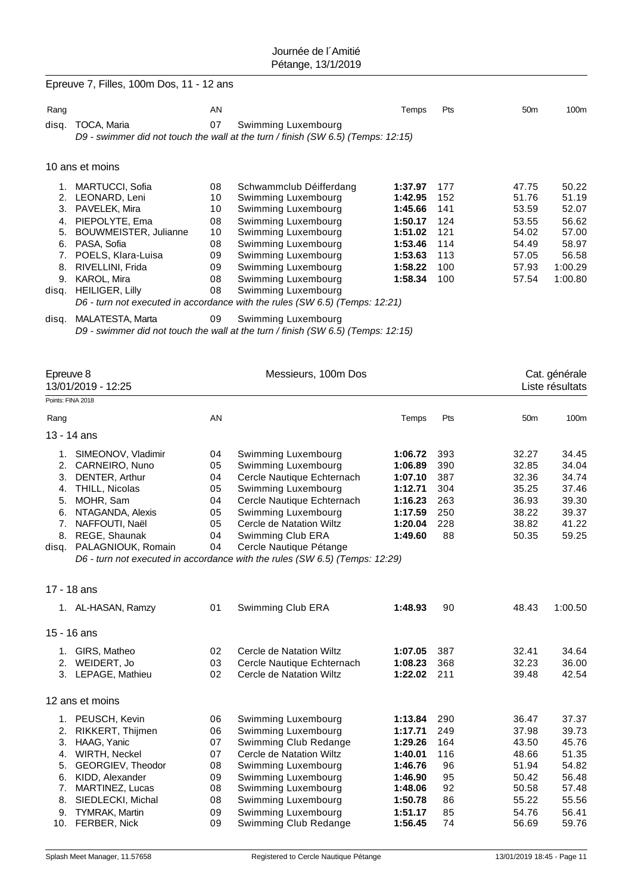Epreuve 7, Filles, 100m Dos, 11 - 12 ans

| Rang | | AN | | Temps | Pts | 50m | 100m |
|---|---|---|---|---|---|---|---|
| disq. | TOCA, Maria | 07 | Swimming Luxembourg | | | | |
| | *D9 - swimmer did not touch the wall at the turn / finish (SW 6.5) (Temps: 12:15)* | | | | | | |

10 ans et moins

| Rang | | AN | | Temps | Pts | 50m | 100m |
|---|---|---|---|---|---|---|---|
| 1. | MARTUCCI, Sofia | 08 | Schwammclub Déifferdang | **1:37.97** | 177 | 47.75 | 50.22 |
| 2. | LEONARD, Leni | 10 | Swimming Luxembourg | **1:42.95** | 152 | 51.76 | 51.19 |
| 3. | PAVELEK, Mira | 10 | Swimming Luxembourg | **1:45.66** | 141 | 53.59 | 52.07 |
| 4. | PIEPOLYTE, Ema | 08 | Swimming Luxembourg | **1:50.17** | 124 | 53.55 | 56.62 |
| 5. | BOUWMEISTER, Julianne | 10 | Swimming Luxembourg | **1:51.02** | 121 | 54.02 | 57.00 |
| 6. | PASA, Sofia | 08 | Swimming Luxembourg | **1:53.46** | 114 | 54.49 | 58.97 |
| 7. | POELS, Klara-Luisa | 09 | Swimming Luxembourg | **1:53.63** | 113 | 57.05 | 56.58 |
| 8. | RIVELLINI, Frida | 09 | Swimming Luxembourg | **1:58.22** | 100 | 57.93 | 1:00.29 |
| 9. | KAROL, Mira | 08 | Swimming Luxembourg | **1:58.34** | 100 | 57.54 | 1:00.80 |
| disq. | HEILIGER, Lilly | 08 | Swimming Luxembourg | | | | |
| | *D6 - turn not executed in accordance with the rules (SW 6.5) (Temps: 12:21)* | | | | | | |
| disq. | MALATESTA, Marta | 09 | Swimming Luxembourg | | | | |
| | *D9 - swimmer did not touch the wall at the turn / finish (SW 6.5) (Temps: 12:15)* | | | | | | |

## Epreuve 8 — Messieurs, 100m Dos — Cat. générale — Liste résultats

13/01/2019 - 12:25

Points: FINA 2018

13 - 14 ans

| Rang | | AN | | Temps | Pts | 50m | 100m |
|---|---|---|---|---|---|---|---|
| 1. | SIMEONOV, Vladimir | 04 | Swimming Luxembourg | **1:06.72** | 393 | 32.27 | 34.45 |
| 2. | CARNEIRO, Nuno | 05 | Swimming Luxembourg | **1:06.89** | 390 | 32.85 | 34.04 |
| 3. | DENTER, Arthur | 04 | Cercle Nautique Echternach | **1:07.10** | 387 | 32.36 | 34.74 |
| 4. | THILL, Nicolas | 05 | Swimming Luxembourg | **1:12.71** | 304 | 35.25 | 37.46 |
| 5. | MOHR, Sam | 04 | Cercle Nautique Echternach | **1:16.23** | 263 | 36.93 | 39.30 |
| 6. | NTAGANDA, Alexis | 05 | Swimming Luxembourg | **1:17.59** | 250 | 38.22 | 39.37 |
| 7. | NAFFOUTI, Naël | 05 | Cercle de Natation Wiltz | **1:20.04** | 228 | 38.82 | 41.22 |
| 8. | REGE, Shaunak | 04 | Swimming Club ERA | **1:49.60** | 88 | 50.35 | 59.25 |
| disq. | PALAGNIOUK, Romain | 04 | Cercle Nautique Pétange | | | | |
| | *D6 - turn not executed in accordance with the rules (SW 6.5) (Temps: 12:29)* | | | | | | |

17 - 18 ans

| Rang | | AN | | Temps | Pts | 50m | 100m |
|---|---|---|---|---|---|---|---|
| 1. | AL-HASAN, Ramzy | 01 | Swimming Club ERA | **1:48.93** | 90 | 48.43 | 1:00.50 |

15 - 16 ans

| Rang | | AN | | Temps | Pts | 50m | 100m |
|---|---|---|---|---|---|---|---|
| 1. | GIRS, Matheo | 02 | Cercle de Natation Wiltz | **1:07.05** | 387 | 32.41 | 34.64 |
| 2. | WEIDERT, Jo | 03 | Cercle Nautique Echternach | **1:08.23** | 368 | 32.23 | 36.00 |
| 3. | LEPAGE, Mathieu | 02 | Cercle de Natation Wiltz | **1:22.02** | 211 | 39.48 | 42.54 |

12 ans et moins

| Rang | | AN | | Temps | Pts | 50m | 100m |
|---|---|---|---|---|---|---|---|
| 1. | PEUSCH, Kevin | 06 | Swimming Luxembourg | **1:13.84** | 290 | 36.47 | 37.37 |
| 2. | RIKKERT, Thijmen | 06 | Swimming Luxembourg | **1:17.71** | 249 | 37.98 | 39.73 |
| 3. | HAAG, Yanic | 07 | Swimming Club Redange | **1:29.26** | 164 | 43.50 | 45.76 |
| 4. | WIRTH, Neckel | 07 | Cercle de Natation Wiltz | **1:40.01** | 116 | 48.66 | 51.35 |
| 5. | GEORGIEV, Theodor | 08 | Swimming Luxembourg | **1:46.76** | 96 | 51.94 | 54.82 |
| 6. | KIDD, Alexander | 09 | Swimming Luxembourg | **1:46.90** | 95 | 50.42 | 56.48 |
| 7. | MARTINEZ, Lucas | 08 | Swimming Luxembourg | **1:48.06** | 92 | 50.58 | 57.48 |
| 8. | SIEDLECKI, Michal | 08 | Swimming Luxembourg | **1:50.78** | 86 | 55.22 | 55.56 |
| 9. | TYMRAK, Martin | 09 | Swimming Luxembourg | **1:51.17** | 85 | 54.76 | 56.41 |
| 10. | FERBER, Nick | 09 | Swimming Club Redange | **1:56.45** | 74 | 56.69 | 59.76 |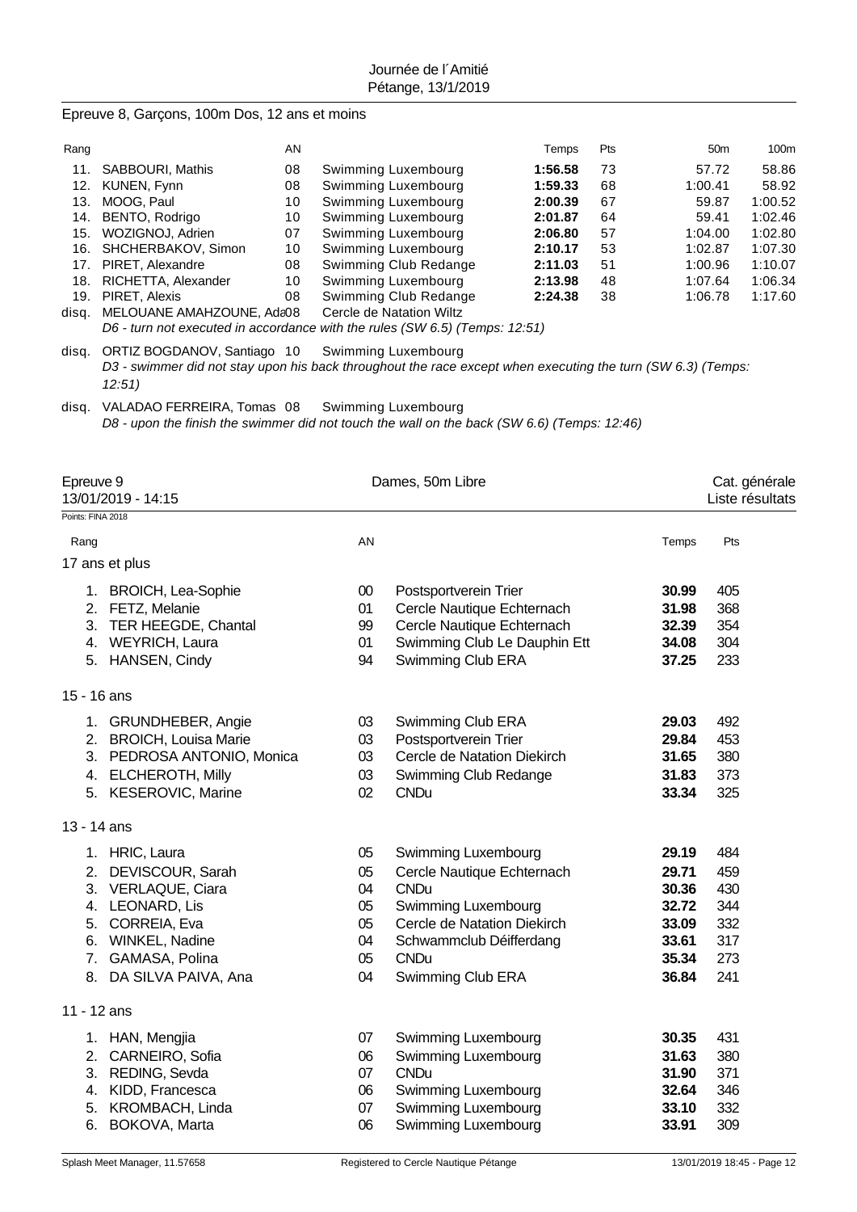Epreuve 8, Garçons, 100m Dos, 12 ans et moins

| Rang | | AN | | Temps | Pts | 50m | 100m |
|---|---|---|---|---|---|---|---|
| 11. | SABBOURI, Mathis | 08 | Swimming Luxembourg | **1:56.58** | 73 | 57.72 | 58.86 |
| 12. | KUNEN, Fynn | 08 | Swimming Luxembourg | **1:59.33** | 68 | 1:00.41 | 58.92 |
| 13. | MOOG, Paul | 10 | Swimming Luxembourg | **2:00.39** | 67 | 59.87 | 1:00.52 |
| 14. | BENTO, Rodrigo | 10 | Swimming Luxembourg | **2:01.87** | 64 | 59.41 | 1:02.46 |
| 15. | WOZIGNOJ, Adrien | 07 | Swimming Luxembourg | **2:06.80** | 57 | 1:04.00 | 1:02.80 |
| 16. | SHCHERBAKOV, Simon | 10 | Swimming Luxembourg | **2:10.17** | 53 | 1:02.87 | 1:07.30 |
| 17. | PIRET, Alexandre | 08 | Swimming Club Redange | **2:11.03** | 51 | 1:00.96 | 1:10.07 |
| 18. | RICHETTA, Alexander | 10 | Swimming Luxembourg | **2:13.98** | 48 | 1:07.64 | 1:06.34 |
| 19. | PIRET, Alexis | 08 | Swimming Club Redange | **2:24.38** | 38 | 1:06.78 | 1:17.60 |
| disq. | MELOUANE AMAHZOUNE, Ada | 08 | Cercle de Natation Wiltz | | | | |

*D6 - turn not executed in accordance with the rules (SW 6.5) (Temps: 12:51)*

disq. ORTIZ BOGDANOV, Santiago 10 Swimming Luxembourg
*D3 - swimmer did not stay upon his back throughout the race except when executing the turn (SW 6.3) (Temps: 12:51)*

disq. VALADAO FERREIRA, Tomas 08 Swimming Luxembourg
*D8 - upon the finish the swimmer did not touch the wall on the back (SW 6.6) (Temps: 12:46)*

## Epreuve 9 — Dames, 50m Libre — Cat. générale

13/01/2019 - 14:15 — Liste résultats

Points: FINA 2018

| Rang | | AN | | Temps | Pts |
|---|---|---|---|---|---|
| **17 ans et plus** | | | | | |
| 1. | BROICH, Lea-Sophie | 00 | Postsportverein Trier | **30.99** | 405 |
| 2. | FETZ, Melanie | 01 | Cercle Nautique Echternach | **31.98** | 368 |
| 3. | TER HEEGDE, Chantal | 99 | Cercle Nautique Echternach | **32.39** | 354 |
| 4. | WEYRICH, Laura | 01 | Swimming Club Le Dauphin Ett | **34.08** | 304 |
| 5. | HANSEN, Cindy | 94 | Swimming Club ERA | **37.25** | 233 |
| **15 - 16 ans** | | | | | |
| 1. | GRUNDHEBER, Angie | 03 | Swimming Club ERA | **29.03** | 492 |
| 2. | BROICH, Louisa Marie | 03 | Postsportverein Trier | **29.84** | 453 |
| 3. | PEDROSA ANTONIO, Monica | 03 | Cercle de Natation Diekirch | **31.65** | 380 |
| 4. | ELCHEROTH, Milly | 03 | Swimming Club Redange | **31.83** | 373 |
| 5. | KESEROVIC, Marine | 02 | CNDu | **33.34** | 325 |
| **13 - 14 ans** | | | | | |
| 1. | HRIC, Laura | 05 | Swimming Luxembourg | **29.19** | 484 |
| 2. | DEVISCOUR, Sarah | 05 | Cercle Nautique Echternach | **29.71** | 459 |
| 3. | VERLAQUE, Ciara | 04 | CNDu | **30.36** | 430 |
| 4. | LEONARD, Lis | 05 | Swimming Luxembourg | **32.72** | 344 |
| 5. | CORREIA, Eva | 05 | Cercle de Natation Diekirch | **33.09** | 332 |
| 6. | WINKEL, Nadine | 04 | Schwammclub Déifferdang | **33.61** | 317 |
| 7. | GAMASA, Polina | 05 | CNDu | **35.34** | 273 |
| 8. | DA SILVA PAIVA, Ana | 04 | Swimming Club ERA | **36.84** | 241 |
| **11 - 12 ans** | | | | | |
| 1. | HAN, Mengjia | 07 | Swimming Luxembourg | **30.35** | 431 |
| 2. | CARNEIRO, Sofia | 06 | Swimming Luxembourg | **31.63** | 380 |
| 3. | REDING, Sevda | 07 | CNDu | **31.90** | 371 |
| 4. | KIDD, Francesca | 06 | Swimming Luxembourg | **32.64** | 346 |
| 5. | KROMBACH, Linda | 07 | Swimming Luxembourg | **33.10** | 332 |
| 6. | BOKOVA, Marta | 06 | Swimming Luxembourg | **33.91** | 309 |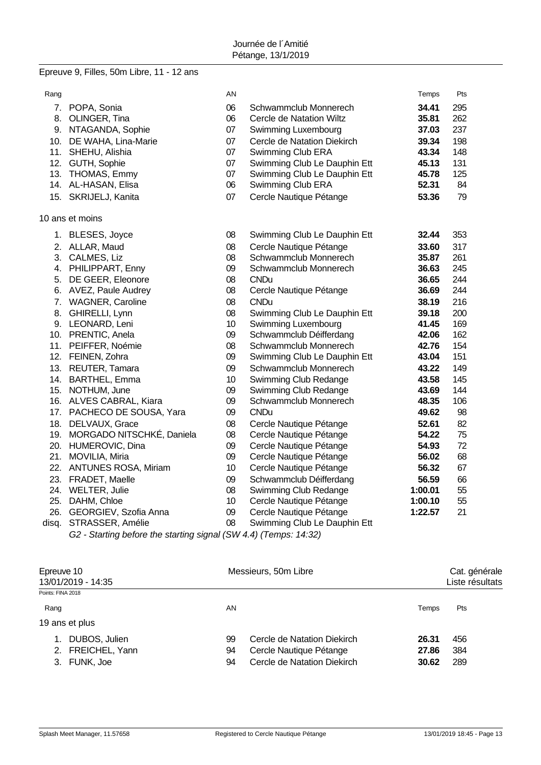Journée de l´Amitié
Pétange, 13/1/2019

## Epreuve 9, Filles, 50m Libre, 11 - 12 ans

| Rang | | AN | | Temps | Pts |
|---|---|---|---|---|---|
| 7. | POPA, Sonia | 06 | Schwammclub Monnerech | **34.41** | 295 |
| 8. | OLINGER, Tina | 06 | Cercle de Natation Wiltz | **35.81** | 262 |
| 9. | NTAGANDA, Sophie | 07 | Swimming Luxembourg | **37.03** | 237 |
| 10. | DE WAHA, Lina-Marie | 07 | Cercle de Natation Diekirch | **39.34** | 198 |
| 11. | SHEHU, Alishia | 07 | Swimming Club ERA | **43.34** | 148 |
| 12. | GUTH, Sophie | 07 | Swimming Club Le Dauphin Ett | **45.13** | 131 |
| 13. | THOMAS, Emmy | 07 | Swimming Club Le Dauphin Ett | **45.78** | 125 |
| 14. | AL-HASAN, Elisa | 06 | Swimming Club ERA | **52.31** | 84 |
| 15. | SKRIJELJ, Kanita | 07 | Cercle Nautique Pétange | **53.36** | 79 |

### 10 ans et moins

| Rang | | AN | | Temps | Pts |
|---|---|---|---|---|---|
| 1. | BLESES, Joyce | 08 | Swimming Club Le Dauphin Ett | **32.44** | 353 |
| 2. | ALLAR, Maud | 08 | Cercle Nautique Pétange | **33.60** | 317 |
| 3. | CALMES, Liz | 08 | Schwammclub Monnerech | **35.87** | 261 |
| 4. | PHILIPPART, Enny | 09 | Schwammclub Monnerech | **36.63** | 245 |
| 5. | DE GEER, Eleonore | 08 | CNDu | **36.65** | 244 |
| 6. | AVEZ, Paule Audrey | 08 | Cercle Nautique Pétange | **36.69** | 244 |
| 7. | WAGNER, Caroline | 08 | CNDu | **38.19** | 216 |
| 8. | GHIRELLI, Lynn | 08 | Swimming Club Le Dauphin Ett | **39.18** | 200 |
| 9. | LEONARD, Leni | 10 | Swimming Luxembourg | **41.45** | 169 |
| 10. | PRENTIC, Anela | 09 | Schwammclub Déifferdang | **42.06** | 162 |
| 11. | PEIFFER, Noémie | 08 | Schwammclub Monnerech | **42.76** | 154 |
| 12. | FEINEN, Zohra | 09 | Swimming Club Le Dauphin Ett | **43.04** | 151 |
| 13. | REUTER, Tamara | 09 | Schwammclub Monnerech | **43.22** | 149 |
| 14. | BARTHEL, Emma | 10 | Swimming Club Redange | **43.58** | 145 |
| 15. | NOTHUM, June | 09 | Swimming Club Redange | **43.69** | 144 |
| 16. | ALVES CABRAL, Kiara | 09 | Schwammclub Monnerech | **48.35** | 106 |
| 17. | PACHECO DE SOUSA, Yara | 09 | CNDu | **49.62** | 98 |
| 18. | DELVAUX, Grace | 08 | Cercle Nautique Pétange | **52.61** | 82 |
| 19. | MORGADO NITSCHKÉ, Daniela | 08 | Cercle Nautique Pétange | **54.22** | 75 |
| 20. | HUMEROVIC, Dina | 09 | Cercle Nautique Pétange | **54.93** | 72 |
| 21. | MOVILIA, Miria | 09 | Cercle Nautique Pétange | **56.02** | 68 |
| 22. | ANTUNES ROSA, Miriam | 10 | Cercle Nautique Pétange | **56.32** | 67 |
| 23. | FRADET, Maelle | 09 | Schwammclub Déifferdang | **56.59** | 66 |
| 24. | WELTER, Julie | 08 | Swimming Club Redange | **1:00.01** | 55 |
| 25. | DAHM, Chloe | 10 | Cercle Nautique Pétange | **1:00.10** | 55 |
| 26. | GEORGIEV, Szofia Anna | 09 | Cercle Nautique Pétange | **1:22.57** | 21 |
| disq. | STRASSER, Amélie | 08 | Swimming Club Le Dauphin Ett | | |

*G2 - Starting before the starting signal (SW 4.4) (Temps: 14:32)*

## Epreuve 10 — Messieurs, 50m Libre — Cat. générale

13/01/2019 - 14:35 — Liste résultats

Points: FINA 2018

### 19 ans et plus

| Rang | | AN | | Temps | Pts |
|---|---|---|---|---|---|
| 1. | DUBOS, Julien | 99 | Cercle de Natation Diekirch | **26.31** | 456 |
| 2. | FREICHEL, Yann | 94 | Cercle Nautique Pétange | **27.86** | 384 |
| 3. | FUNK, Joe | 94 | Cercle de Natation Diekirch | **30.62** | 289 |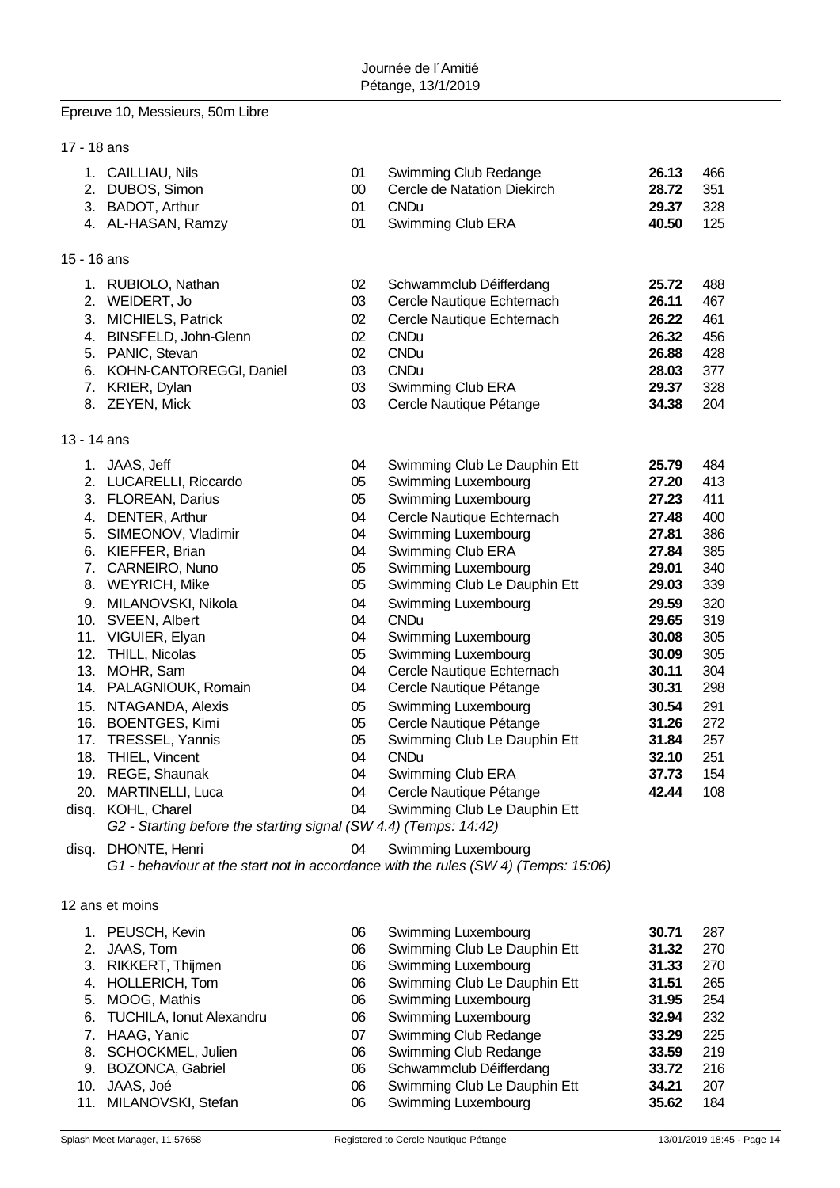## Epreuve 10, Messieurs, 50m Libre

### 17 - 18 ans

| | Nom | Année | Club | Temps | Points |
|---|---|---|---|---|---|
| 1. | CAILLIAU, Nils | 01 | Swimming Club Redange | **26.13** | 466 |
| 2. | DUBOS, Simon | 00 | Cercle de Natation Diekirch | **28.72** | 351 |
| 3. | BADOT, Arthur | 01 | CNDu | **29.37** | 328 |
| 4. | AL-HASAN, Ramzy | 01 | Swimming Club ERA | **40.50** | 125 |

### 15 - 16 ans

| | Nom | Année | Club | Temps | Points |
|---|---|---|---|---|---|
| 1. | RUBIOLO, Nathan | 02 | Schwammclub Déifferdang | **25.72** | 488 |
| 2. | WEIDERT, Jo | 03 | Cercle Nautique Echternach | **26.11** | 467 |
| 3. | MICHIELS, Patrick | 02 | Cercle Nautique Echternach | **26.22** | 461 |
| 4. | BINSFELD, John-Glenn | 02 | CNDu | **26.32** | 456 |
| 5. | PANIC, Stevan | 02 | CNDu | **26.88** | 428 |
| 6. | KOHN-CANTOREGGI, Daniel | 03 | CNDu | **28.03** | 377 |
| 7. | KRIER, Dylan | 03 | Swimming Club ERA | **29.37** | 328 |
| 8. | ZEYEN, Mick | 03 | Cercle Nautique Pétange | **34.38** | 204 |

### 13 - 14 ans

| | Nom | Année | Club | Temps | Points |
|---|---|---|---|---|---|
| 1. | JAAS, Jeff | 04 | Swimming Club Le Dauphin Ett | **25.79** | 484 |
| 2. | LUCARELLI, Riccardo | 05 | Swimming Luxembourg | **27.20** | 413 |
| 3. | FLOREAN, Darius | 05 | Swimming Luxembourg | **27.23** | 411 |
| 4. | DENTER, Arthur | 04 | Cercle Nautique Echternach | **27.48** | 400 |
| 5. | SIMEONOV, Vladimir | 04 | Swimming Luxembourg | **27.81** | 386 |
| 6. | KIEFFER, Brian | 04 | Swimming Club ERA | **27.84** | 385 |
| 7. | CARNEIRO, Nuno | 05 | Swimming Luxembourg | **29.01** | 340 |
| 8. | WEYRICH, Mike | 05 | Swimming Club Le Dauphin Ett | **29.03** | 339 |
| 9. | MILANOVSKI, Nikola | 04 | Swimming Luxembourg | **29.59** | 320 |
| 10. | SVEEN, Albert | 04 | CNDu | **29.65** | 319 |
| 11. | VIGUIER, Elyan | 04 | Swimming Luxembourg | **30.08** | 305 |
| 12. | THILL, Nicolas | 05 | Swimming Luxembourg | **30.09** | 305 |
| 13. | MOHR, Sam | 04 | Cercle Nautique Echternach | **30.11** | 304 |
| 14. | PALAGNIOUK, Romain | 04 | Cercle Nautique Pétange | **30.31** | 298 |
| 15. | NTAGANDA, Alexis | 05 | Swimming Luxembourg | **30.54** | 291 |
| 16. | BOENTGES, Kimi | 05 | Cercle Nautique Pétange | **31.26** | 272 |
| 17. | TRESSEL, Yannis | 05 | Swimming Club Le Dauphin Ett | **31.84** | 257 |
| 18. | THIEL, Vincent | 04 | CNDu | **32.10** | 251 |
| 19. | REGE, Shaunak | 04 | Swimming Club ERA | **37.73** | 154 |
| 20. | MARTINELLI, Luca | 04 | Cercle Nautique Pétange | **42.44** | 108 |
| disq. | KOHL, Charel | 04 | Swimming Club Le Dauphin Ett | | |
| disq. | DHONTE, Henri | 04 | Swimming Luxembourg | | |

KOHL, Charel: *G2 - Starting before the starting signal (SW 4.4) (Temps: 14:42)*

DHONTE, Henri: *G1 - behaviour at the start not in accordance with the rules (SW 4) (Temps: 15:06)*

### 12 ans et moins

| | Nom | Année | Club | Temps | Points |
|---|---|---|---|---|---|
| 1. | PEUSCH, Kevin | 06 | Swimming Luxembourg | **30.71** | 287 |
| 2. | JAAS, Tom | 06 | Swimming Club Le Dauphin Ett | **31.32** | 270 |
| 3. | RIKKERT, Thijmen | 06 | Swimming Luxembourg | **31.33** | 270 |
| 4. | HOLLERICH, Tom | 06 | Swimming Club Le Dauphin Ett | **31.51** | 265 |
| 5. | MOOG, Mathis | 06 | Swimming Luxembourg | **31.95** | 254 |
| 6. | TUCHILA, Ionut Alexandru | 06 | Swimming Luxembourg | **32.94** | 232 |
| 7. | HAAG, Yanic | 07 | Swimming Club Redange | **33.29** | 225 |
| 8. | SCHOCKMEL, Julien | 06 | Swimming Club Redange | **33.59** | 219 |
| 9. | BOZONCA, Gabriel | 06 | Schwammclub Déifferdang | **33.72** | 216 |
| 10. | JAAS, Joé | 06 | Swimming Club Le Dauphin Ett | **34.21** | 207 |
| 11. | MILANOVSKI, Stefan | 06 | Swimming Luxembourg | **35.62** | 184 |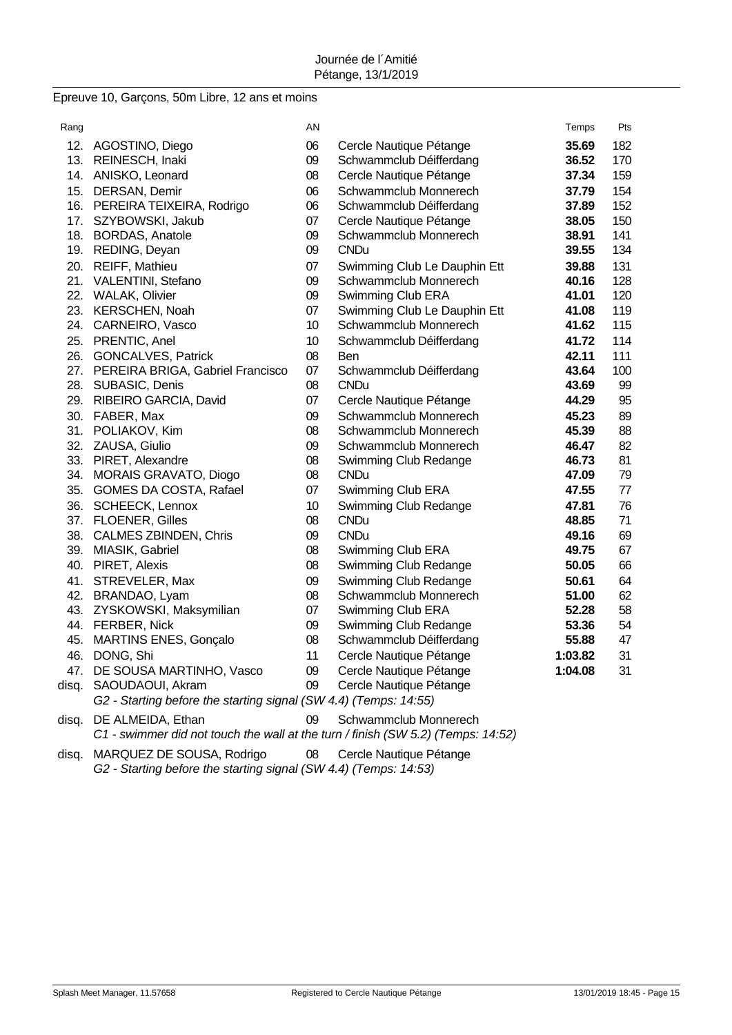Epreuve 10, Garçons, 50m Libre, 12 ans et moins

| Rang | | AN | | Temps | Pts |
|---|---|---|---|---|---|
| 12. | AGOSTINO, Diego | 06 | Cercle Nautique Pétange | **35.69** | 182 |
| 13. | REINESCH, Inaki | 09 | Schwammclub Déifferdang | **36.52** | 170 |
| 14. | ANISKO, Leonard | 08 | Cercle Nautique Pétange | **37.34** | 159 |
| 15. | DERSAN, Demir | 06 | Schwammclub Monnerech | **37.79** | 154 |
| 16. | PEREIRA TEIXEIRA, Rodrigo | 06 | Schwammclub Déifferdang | **37.89** | 152 |
| 17. | SZYBOWSKI, Jakub | 07 | Cercle Nautique Pétange | **38.05** | 150 |
| 18. | BORDAS, Anatole | 09 | Schwammclub Monnerech | **38.91** | 141 |
| 19. | REDING, Deyan | 09 | CNDu | **39.55** | 134 |
| 20. | REIFF, Mathieu | 07 | Swimming Club Le Dauphin Ett | **39.88** | 131 |
| 21. | VALENTINI, Stefano | 09 | Schwammclub Monnerech | **40.16** | 128 |
| 22. | WALAK, Olivier | 09 | Swimming Club ERA | **41.01** | 120 |
| 23. | KERSCHEN, Noah | 07 | Swimming Club Le Dauphin Ett | **41.08** | 119 |
| 24. | CARNEIRO, Vasco | 10 | Schwammclub Monnerech | **41.62** | 115 |
| 25. | PRENTIC, Anel | 10 | Schwammclub Déifferdang | **41.72** | 114 |
| 26. | GONCALVES, Patrick | 08 | Ben | **42.11** | 111 |
| 27. | PEREIRA BRIGA, Gabriel Francisco | 07 | Schwammclub Déifferdang | **43.64** | 100 |
| 28. | SUBASIC, Denis | 08 | CNDu | **43.69** | 99 |
| 29. | RIBEIRO GARCIA, David | 07 | Cercle Nautique Pétange | **44.29** | 95 |
| 30. | FABER, Max | 09 | Schwammclub Monnerech | **45.23** | 89 |
| 31. | POLIAKOV, Kim | 08 | Schwammclub Monnerech | **45.39** | 88 |
| 32. | ZAUSA, Giulio | 09 | Schwammclub Monnerech | **46.47** | 82 |
| 33. | PIRET, Alexandre | 08 | Swimming Club Redange | **46.73** | 81 |
| 34. | MORAIS GRAVATO, Diogo | 08 | CNDu | **47.09** | 79 |
| 35. | GOMES DA COSTA, Rafael | 07 | Swimming Club ERA | **47.55** | 77 |
| 36. | SCHEECK, Lennox | 10 | Swimming Club Redange | **47.81** | 76 |
| 37. | FLOENER, Gilles | 08 | CNDu | **48.85** | 71 |
| 38. | CALMES ZBINDEN, Chris | 09 | CNDu | **49.16** | 69 |
| 39. | MIASIK, Gabriel | 08 | Swimming Club ERA | **49.75** | 67 |
| 40. | PIRET, Alexis | 08 | Swimming Club Redange | **50.05** | 66 |
| 41. | STREVELER, Max | 09 | Swimming Club Redange | **50.61** | 64 |
| 42. | BRANDAO, Lyam | 08 | Schwammclub Monnerech | **51.00** | 62 |
| 43. | ZYSKOWSKI, Maksymilian | 07 | Swimming Club ERA | **52.28** | 58 |
| 44. | FERBER, Nick | 09 | Swimming Club Redange | **53.36** | 54 |
| 45. | MARTINS ENES, Gonçalo | 08 | Schwammclub Déifferdang | **55.88** | 47 |
| 46. | DONG, Shi | 11 | Cercle Nautique Pétange | **1:03.82** | 31 |
| 47. | DE SOUSA MARTINHO, Vasco | 09 | Cercle Nautique Pétange | **1:04.08** | 31 |
| disq. | SAOUDAOUI, Akram | 09 | Cercle Nautique Pétange | | |
| | *G2 - Starting before the starting signal (SW 4.4) (Temps: 14:55)* | | | | |
| disq. | DE ALMEIDA, Ethan | 09 | Schwammclub Monnerech | | |
| | *C1 - swimmer did not touch the wall at the turn / finish (SW 5.2) (Temps: 14:52)* | | | | |
| disq. | MARQUEZ DE SOUSA, Rodrigo | 08 | Cercle Nautique Pétange | | |
| | *G2 - Starting before the starting signal (SW 4.4) (Temps: 14:53)* | | | | |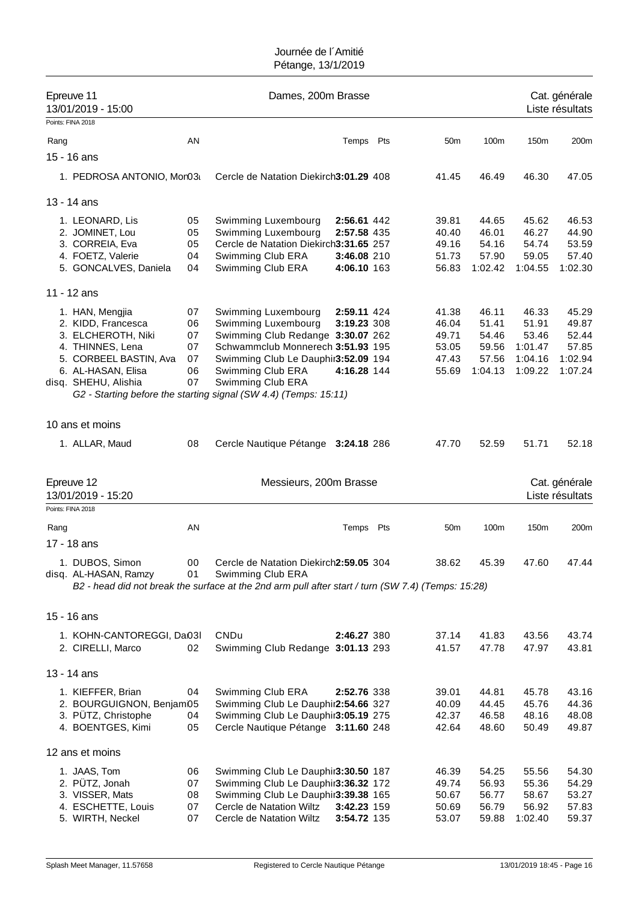Journée de l´Amitié
Pétange, 13/1/2019

## Epreuve 11 — Dames, 200m Brasse — Cat. générale

13/01/2019 - 15:00 — Liste résultats

Points: FINA 2018

| Rang | | AN | | Temps | Pts | 50m | 100m | 150m | 200m |
|---|---|---|---|---|---|---|---|---|---|
| **15 - 16 ans** | | | | | | | | | |
| 1. | PEDROSA ANTONIO, Mon03 | | Cercle de Natation Diekirch | **3:01.29** | 408 | 41.45 | 46.49 | 46.30 | 47.05 |
| **13 - 14 ans** | | | | | | | | | |
| 1. | LEONARD, Lis | 05 | Swimming Luxembourg | **2:56.61** | 442 | 39.81 | 44.65 | 45.62 | 46.53 |
| 2. | JOMINET, Lou | 05 | Swimming Luxembourg | **2:57.58** | 435 | 40.40 | 46.01 | 46.27 | 44.90 |
| 3. | CORREIA, Eva | 05 | Cercle de Natation Diekirch | **3:31.65** | 257 | 49.16 | 54.16 | 54.74 | 53.59 |
| 4. | FOETZ, Valerie | 04 | Swimming Club ERA | **3:46.08** | 210 | 51.73 | 57.90 | 59.05 | 57.40 |
| 5. | GONCALVES, Daniela | 04 | Swimming Club ERA | **4:06.10** | 163 | 56.83 | 1:02.42 | 1:04.55 | 1:02.30 |
| **11 - 12 ans** | | | | | | | | | |
| 1. | HAN, Mengjia | 07 | Swimming Luxembourg | **2:59.11** | 424 | 41.38 | 46.11 | 46.33 | 45.29 |
| 2. | KIDD, Francesca | 06 | Swimming Luxembourg | **3:19.23** | 308 | 46.04 | 51.41 | 51.91 | 49.87 |
| 3. | ELCHEROTH, Niki | 07 | Swimming Club Redange | **3:30.07** | 262 | 49.71 | 54.46 | 53.46 | 52.44 |
| 4. | THINNES, Lena | 07 | Schwammclub Monnerech | **3:51.93** | 195 | 53.05 | 59.56 | 1:01.47 | 57.85 |
| 5. | CORBEEL BASTIN, Ava | 07 | Swimming Club Le Dauphin | **3:52.09** | 194 | 47.43 | 57.56 | 1:04.16 | 1:02.94 |
| 6. | AL-HASAN, Elisa | 06 | Swimming Club ERA | **4:16.28** | 144 | 55.69 | 1:04.13 | 1:09.22 | 1:07.24 |
| disq. | SHEHU, Alishia | 07 | Swimming Club ERA | | | | | | |

*G2 - Starting before the starting signal (SW 4.4) (Temps: 15:11)*

| Rang | | AN | | Temps | Pts | 50m | 100m | 150m | 200m |
|---|---|---|---|---|---|---|---|---|---|
| **10 ans et moins** | | | | | | | | | |
| 1. | ALLAR, Maud | 08 | Cercle Nautique Pétange | **3:24.18** | 286 | 47.70 | 52.59 | 51.71 | 52.18 |

## Epreuve 12 — Messieurs, 200m Brasse — Cat. générale

13/01/2019 - 15:20 — Liste résultats

Points: FINA 2018

| Rang | | AN | | Temps | Pts | 50m | 100m | 150m | 200m |
|---|---|---|---|---|---|---|---|---|---|
| **17 - 18 ans** | | | | | | | | | |
| 1. | DUBOS, Simon | 00 | Cercle de Natation Diekirch | **2:59.05** | 304 | 38.62 | 45.39 | 47.60 | 47.44 |
| disq. | AL-HASAN, Ramzy | 01 | Swimming Club ERA | | | | | | |

*B2 - head did not break the surface at the 2nd arm pull after start / turn (SW 7.4) (Temps: 15:28)*

| Rang | | AN | | Temps | Pts | 50m | 100m | 150m | 200m |
|---|---|---|---|---|---|---|---|---|---|
| **15 - 16 ans** | | | | | | | | | |
| 1. | KOHN-CANTOREGGI, Da03 | | CNDu | **2:46.27** | 380 | 37.14 | 41.83 | 43.56 | 43.74 |
| 2. | CIRELLI, Marco | 02 | Swimming Club Redange | **3:01.13** | 293 | 41.57 | 47.78 | 47.97 | 43.81 |
| **13 - 14 ans** | | | | | | | | | |
| 1. | KIEFFER, Brian | 04 | Swimming Club ERA | **2:52.76** | 338 | 39.01 | 44.81 | 45.78 | 43.16 |
| 2. | BOURGUIGNON, Benjam | 05 | Swimming Club Le Dauphin | **2:54.66** | 327 | 40.09 | 44.45 | 45.76 | 44.36 |
| 3. | PÜTZ, Christophe | 04 | Swimming Club Le Dauphin | **3:05.19** | 275 | 42.37 | 46.58 | 48.16 | 48.08 |
| 4. | BOENTGES, Kimi | 05 | Cercle Nautique Pétange | **3:11.60** | 248 | 42.64 | 48.60 | 50.49 | 49.87 |
| **12 ans et moins** | | | | | | | | | |
| 1. | JAAS, Tom | 06 | Swimming Club Le Dauphin | **3:30.50** | 187 | 46.39 | 54.25 | 55.56 | 54.30 |
| 2. | PÜTZ, Jonah | 07 | Swimming Club Le Dauphin | **3:36.32** | 172 | 49.74 | 56.93 | 55.36 | 54.29 |
| 3. | VISSER, Mats | 08 | Swimming Club Le Dauphin | **3:39.38** | 165 | 50.67 | 56.77 | 58.67 | 53.27 |
| 4. | ESCHETTE, Louis | 07 | Cercle de Natation Wiltz | **3:42.23** | 159 | 50.69 | 56.79 | 56.92 | 57.83 |
| 5. | WIRTH, Neckel | 07 | Cercle de Natation Wiltz | **3:54.72** | 135 | 53.07 | 59.88 | 1:02.40 | 59.37 |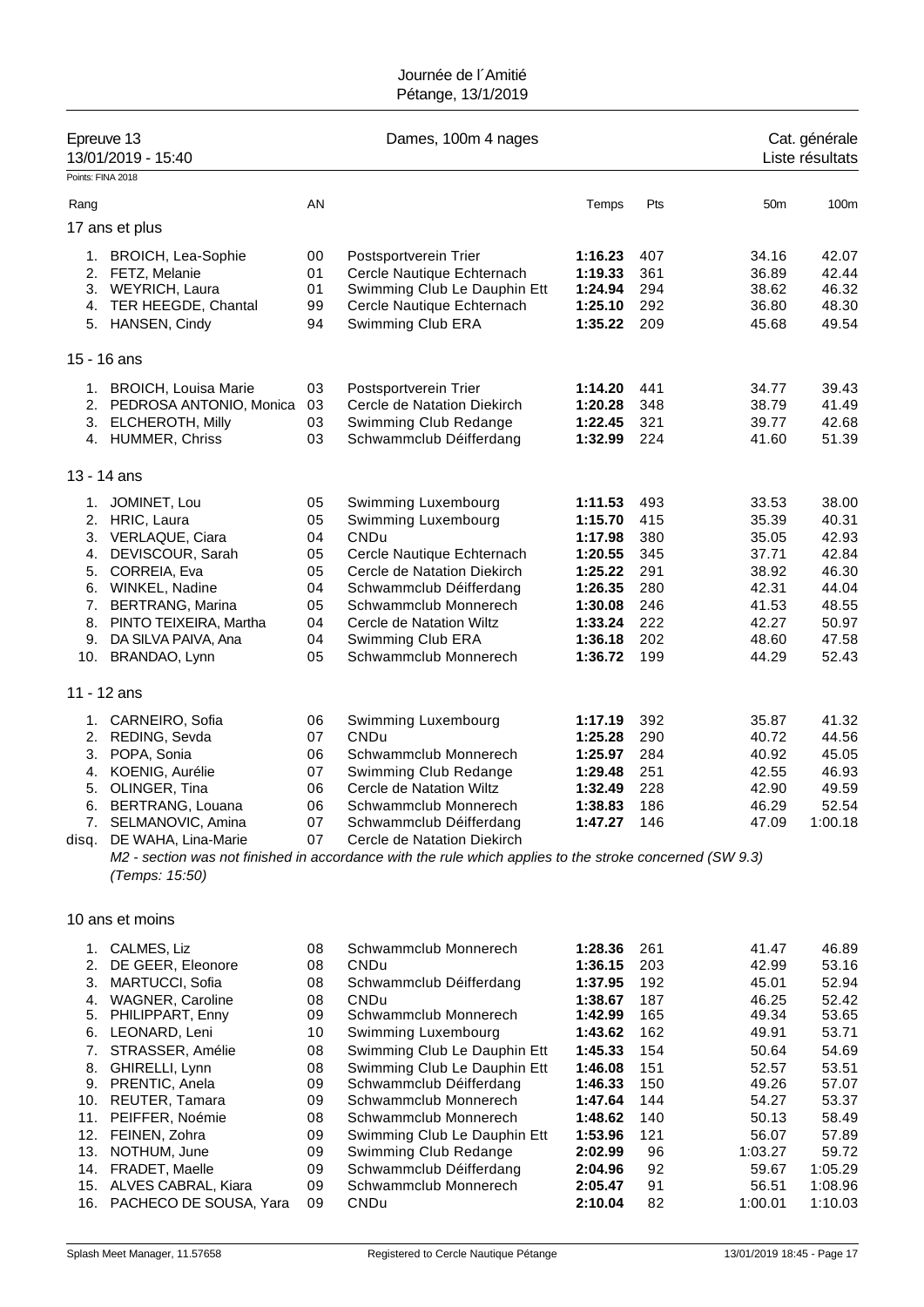Journée de l´Amitié
Pétange, 13/1/2019

Epreuve 13 — Dames, 100m 4 nages — Cat. générale
13/01/2019 - 15:40 — Liste résultats

Points: FINA 2018

| Rang | | AN | | Temps | Pts | 50m | 100m |
|---|---|---|---|---|---|---|---|
| **17 ans et plus** | | | | | | | |
| 1. | BROICH, Lea-Sophie | 00 | Postsportverein Trier | **1:16.23** | 407 | 34.16 | 42.07 |
| 2. | FETZ, Melanie | 01 | Cercle Nautique Echternach | **1:19.33** | 361 | 36.89 | 42.44 |
| 3. | WEYRICH, Laura | 01 | Swimming Club Le Dauphin Ett | **1:24.94** | 294 | 38.62 | 46.32 |
| 4. | TER HEEGDE, Chantal | 99 | Cercle Nautique Echternach | **1:25.10** | 292 | 36.80 | 48.30 |
| 5. | HANSEN, Cindy | 94 | Swimming Club ERA | **1:35.22** | 209 | 45.68 | 49.54 |
| **15 - 16 ans** | | | | | | | |
| 1. | BROICH, Louisa Marie | 03 | Postsportverein Trier | **1:14.20** | 441 | 34.77 | 39.43 |
| 2. | PEDROSA ANTONIO, Monica | 03 | Cercle de Natation Diekirch | **1:20.28** | 348 | 38.79 | 41.49 |
| 3. | ELCHEROTH, Milly | 03 | Swimming Club Redange | **1:22.45** | 321 | 39.77 | 42.68 |
| 4. | HUMMER, Chriss | 03 | Schwammclub Déifferdang | **1:32.99** | 224 | 41.60 | 51.39 |
| **13 - 14 ans** | | | | | | | |
| 1. | JOMINET, Lou | 05 | Swimming Luxembourg | **1:11.53** | 493 | 33.53 | 38.00 |
| 2. | HRIC, Laura | 05 | Swimming Luxembourg | **1:15.70** | 415 | 35.39 | 40.31 |
| 3. | VERLAQUE, Ciara | 04 | CNDu | **1:17.98** | 380 | 35.05 | 42.93 |
| 4. | DEVISCOUR, Sarah | 05 | Cercle Nautique Echternach | **1:20.55** | 345 | 37.71 | 42.84 |
| 5. | CORREIA, Eva | 05 | Cercle de Natation Diekirch | **1:25.22** | 291 | 38.92 | 46.30 |
| 6. | WINKEL, Nadine | 04 | Schwammclub Déifferdang | **1:26.35** | 280 | 42.31 | 44.04 |
| 7. | BERTRANG, Marina | 05 | Schwammclub Monnerech | **1:30.08** | 246 | 41.53 | 48.55 |
| 8. | PINTO TEIXEIRA, Martha | 04 | Cercle de Natation Wiltz | **1:33.24** | 222 | 42.27 | 50.97 |
| 9. | DA SILVA PAIVA, Ana | 04 | Swimming Club ERA | **1:36.18** | 202 | 48.60 | 47.58 |
| 10. | BRANDAO, Lynn | 05 | Schwammclub Monnerech | **1:36.72** | 199 | 44.29 | 52.43 |
| **11 - 12 ans** | | | | | | | |
| 1. | CARNEIRO, Sofia | 06 | Swimming Luxembourg | **1:17.19** | 392 | 35.87 | 41.32 |
| 2. | REDING, Sevda | 07 | CNDu | **1:25.28** | 290 | 40.72 | 44.56 |
| 3. | POPA, Sonia | 06 | Schwammclub Monnerech | **1:25.97** | 284 | 40.92 | 45.05 |
| 4. | KOENIG, Aurélie | 07 | Swimming Club Redange | **1:29.48** | 251 | 42.55 | 46.93 |
| 5. | OLINGER, Tina | 06 | Cercle de Natation Wiltz | **1:32.49** | 228 | 42.90 | 49.59 |
| 6. | BERTRANG, Louana | 06 | Schwammclub Monnerech | **1:38.83** | 186 | 46.29 | 52.54 |
| 7. | SELMANOVIC, Amina | 07 | Schwammclub Déifferdang | **1:47.27** | 146 | 47.09 | 1:00.18 |
| disq. | DE WAHA, Lina-Marie | 07 | Cercle de Natation Diekirch | | | | |

*M2 - section was not finished in accordance with the rule which applies to the stroke concerned (SW 9.3) (Temps: 15:50)*

| Rang | | AN | | Temps | Pts | 50m | 100m |
|---|---|---|---|---|---|---|---|
| **10 ans et moins** | | | | | | | |
| 1. | CALMES, Liz | 08 | Schwammclub Monnerech | **1:28.36** | 261 | 41.47 | 46.89 |
| 2. | DE GEER, Eleonore | 08 | CNDu | **1:36.15** | 203 | 42.99 | 53.16 |
| 3. | MARTUCCI, Sofia | 08 | Schwammclub Déifferdang | **1:37.95** | 192 | 45.01 | 52.94 |
| 4. | WAGNER, Caroline | 08 | CNDu | **1:38.67** | 187 | 46.25 | 52.42 |
| 5. | PHILIPPART, Enny | 09 | Schwammclub Monnerech | **1:42.99** | 165 | 49.34 | 53.65 |
| 6. | LEONARD, Leni | 10 | Swimming Luxembourg | **1:43.62** | 162 | 49.91 | 53.71 |
| 7. | STRASSER, Amélie | 08 | Swimming Club Le Dauphin Ett | **1:45.33** | 154 | 50.64 | 54.69 |
| 8. | GHIRELLI, Lynn | 08 | Swimming Club Le Dauphin Ett | **1:46.08** | 151 | 52.57 | 53.51 |
| 9. | PRENTIC, Anela | 09 | Schwammclub Déifferdang | **1:46.33** | 150 | 49.26 | 57.07 |
| 10. | REUTER, Tamara | 09 | Schwammclub Monnerech | **1:47.64** | 144 | 54.27 | 53.37 |
| 11. | PEIFFER, Noémie | 08 | Schwammclub Monnerech | **1:48.62** | 140 | 50.13 | 58.49 |
| 12. | FEINEN, Zohra | 09 | Swimming Club Le Dauphin Ett | **1:53.96** | 121 | 56.07 | 57.89 |
| 13. | NOTHUM, June | 09 | Swimming Club Redange | **2:02.99** | 96 | 1:03.27 | 59.72 |
| 14. | FRADET, Maelle | 09 | Schwammclub Déifferdang | **2:04.96** | 92 | 59.67 | 1:05.29 |
| 15. | ALVES CABRAL, Kiara | 09 | Schwammclub Monnerech | **2:05.47** | 91 | 56.51 | 1:08.96 |
| 16. | PACHECO DE SOUSA, Yara | 09 | CNDu | **2:10.04** | 82 | 1:00.01 | 1:10.03 |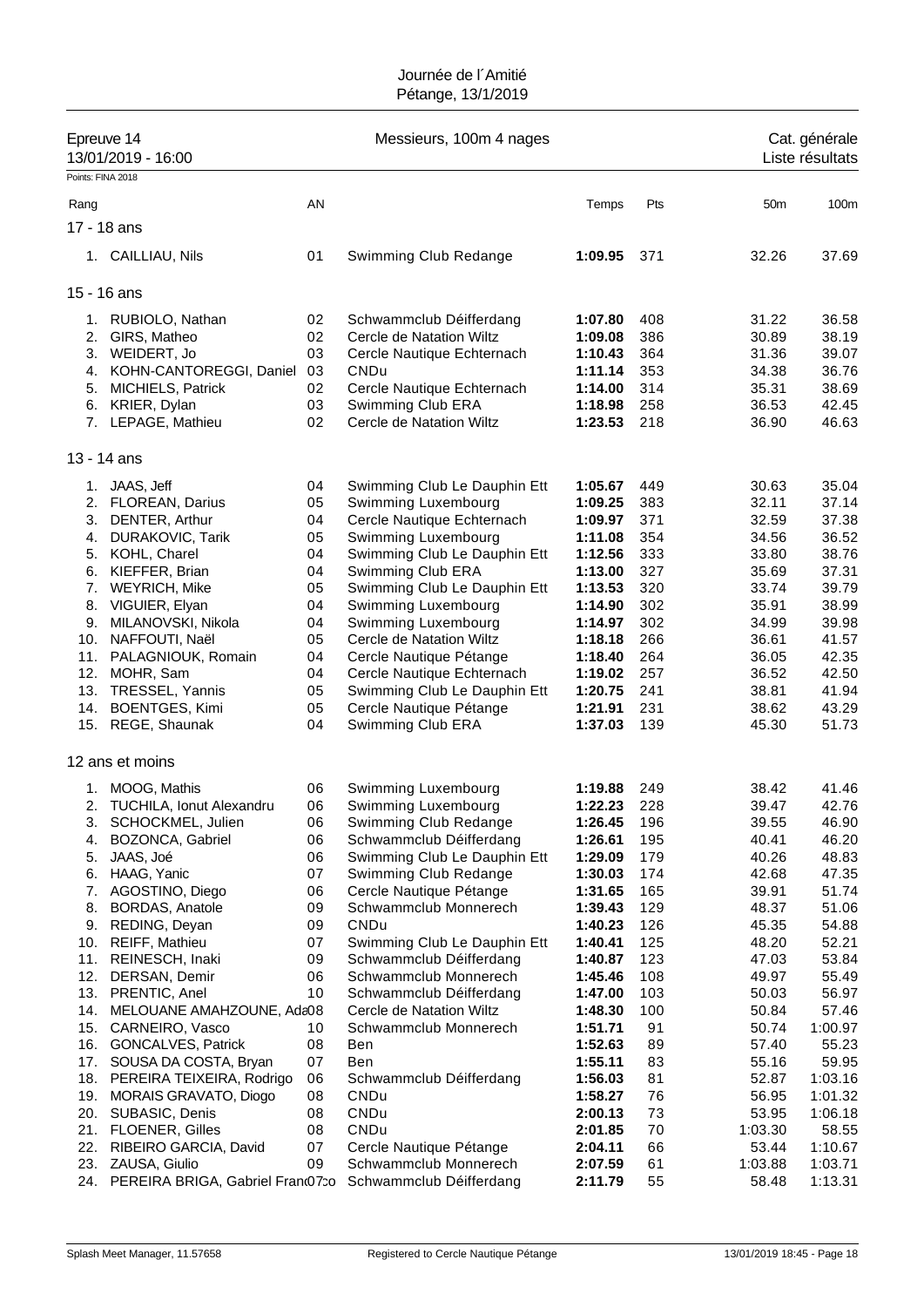Journée de l´Amitié
Pétange, 13/1/2019

Epreuve 14 — Messieurs, 100m 4 nages — Cat. générale
13/01/2019 - 16:00 — Liste résultats

Points: FINA 2018

| Rang | | AN | | Temps | Pts | 50m | 100m |
|---|---|---|---|---|---|---|---|
| **17 - 18 ans** | | | | | | | |
| 1. | CAILLIAU, Nils | 01 | Swimming Club Redange | **1:09.95** | 371 | 32.26 | 37.69 |
| **15 - 16 ans** | | | | | | | |
| 1. | RUBIOLO, Nathan | 02 | Schwammclub Déifferdang | **1:07.80** | 408 | 31.22 | 36.58 |
| 2. | GIRS, Matheo | 02 | Cercle de Natation Wiltz | **1:09.08** | 386 | 30.89 | 38.19 |
| 3. | WEIDERT, Jo | 03 | Cercle Nautique Echternach | **1:10.43** | 364 | 31.36 | 39.07 |
| 4. | KOHN-CANTOREGGI, Daniel | 03 | CNDu | **1:11.14** | 353 | 34.38 | 36.76 |
| 5. | MICHIELS, Patrick | 02 | Cercle Nautique Echternach | **1:14.00** | 314 | 35.31 | 38.69 |
| 6. | KRIER, Dylan | 03 | Swimming Club ERA | **1:18.98** | 258 | 36.53 | 42.45 |
| 7. | LEPAGE, Mathieu | 02 | Cercle de Natation Wiltz | **1:23.53** | 218 | 36.90 | 46.63 |
| **13 - 14 ans** | | | | | | | |
| 1. | JAAS, Jeff | 04 | Swimming Club Le Dauphin Ett | **1:05.67** | 449 | 30.63 | 35.04 |
| 2. | FLOREAN, Darius | 05 | Swimming Luxembourg | **1:09.25** | 383 | 32.11 | 37.14 |
| 3. | DENTER, Arthur | 04 | Cercle Nautique Echternach | **1:09.97** | 371 | 32.59 | 37.38 |
| 4. | DURAKOVIC, Tarik | 05 | Swimming Luxembourg | **1:11.08** | 354 | 34.56 | 36.52 |
| 5. | KOHL, Charel | 04 | Swimming Club Le Dauphin Ett | **1:12.56** | 333 | 33.80 | 38.76 |
| 6. | KIEFFER, Brian | 04 | Swimming Club ERA | **1:13.00** | 327 | 35.69 | 37.31 |
| 7. | WEYRICH, Mike | 05 | Swimming Club Le Dauphin Ett | **1:13.53** | 320 | 33.74 | 39.79 |
| 8. | VIGUIER, Elyan | 04 | Swimming Luxembourg | **1:14.90** | 302 | 35.91 | 38.99 |
| 9. | MILANOVSKI, Nikola | 04 | Swimming Luxembourg | **1:14.97** | 302 | 34.99 | 39.98 |
| 10. | NAFFOUTI, Naël | 05 | Cercle de Natation Wiltz | **1:18.18** | 266 | 36.61 | 41.57 |
| 11. | PALAGNIOUK, Romain | 04 | Cercle Nautique Pétange | **1:18.40** | 264 | 36.05 | 42.35 |
| 12. | MOHR, Sam | 04 | Cercle Nautique Echternach | **1:19.02** | 257 | 36.52 | 42.50 |
| 13. | TRESSEL, Yannis | 05 | Swimming Club Le Dauphin Ett | **1:20.75** | 241 | 38.81 | 41.94 |
| 14. | BOENTGES, Kimi | 05 | Cercle Nautique Pétange | **1:21.91** | 231 | 38.62 | 43.29 |
| 15. | REGE, Shaunak | 04 | Swimming Club ERA | **1:37.03** | 139 | 45.30 | 51.73 |
| **12 ans et moins** | | | | | | | |
| 1. | MOOG, Mathis | 06 | Swimming Luxembourg | **1:19.88** | 249 | 38.42 | 41.46 |
| 2. | TUCHILA, Ionut Alexandru | 06 | Swimming Luxembourg | **1:22.23** | 228 | 39.47 | 42.76 |
| 3. | SCHOCKMEL, Julien | 06 | Swimming Club Redange | **1:26.45** | 196 | 39.55 | 46.90 |
| 4. | BOZONCA, Gabriel | 06 | Schwammclub Déifferdang | **1:26.61** | 195 | 40.41 | 46.20 |
| 5. | JAAS, Joé | 06 | Swimming Club Le Dauphin Ett | **1:29.09** | 179 | 40.26 | 48.83 |
| 6. | HAAG, Yanic | 07 | Swimming Club Redange | **1:30.03** | 174 | 42.68 | 47.35 |
| 7. | AGOSTINO, Diego | 06 | Cercle Nautique Pétange | **1:31.65** | 165 | 39.91 | 51.74 |
| 8. | BORDAS, Anatole | 09 | Schwammclub Monnerech | **1:39.43** | 129 | 48.37 | 51.06 |
| 9. | REDING, Deyan | 09 | CNDu | **1:40.23** | 126 | 45.35 | 54.88 |
| 10. | REIFF, Mathieu | 07 | Swimming Club Le Dauphin Ett | **1:40.41** | 125 | 48.20 | 52.21 |
| 11. | REINESCH, Inaki | 09 | Schwammclub Déifferdang | **1:40.87** | 123 | 47.03 | 53.84 |
| 12. | DERSAN, Demir | 06 | Schwammclub Monnerech | **1:45.46** | 108 | 49.97 | 55.49 |
| 13. | PRENTIC, Anel | 10 | Schwammclub Déifferdang | **1:47.00** | 103 | 50.03 | 56.97 |
| 14. | MELOUANE AMAHZOUNE, Ada | 08 | Cercle de Natation Wiltz | **1:48.30** | 100 | 50.84 | 57.46 |
| 15. | CARNEIRO, Vasco | 10 | Schwammclub Monnerech | **1:51.71** | 91 | 50.74 | 1:00.97 |
| 16. | GONCALVES, Patrick | 08 | Ben | **1:52.63** | 89 | 57.40 | 55.23 |
| 17. | SOUSA DA COSTA, Bryan | 07 | Ben | **1:55.11** | 83 | 55.16 | 59.95 |
| 18. | PEREIRA TEIXEIRA, Rodrigo | 06 | Schwammclub Déifferdang | **1:56.03** | 81 | 52.87 | 1:03.16 |
| 19. | MORAIS GRAVATO, Diogo | 08 | CNDu | **1:58.27** | 76 | 56.95 | 1:01.32 |
| 20. | SUBASIC, Denis | 08 | CNDu | **2:00.13** | 73 | 53.95 | 1:06.18 |
| 21. | FLOENER, Gilles | 08 | CNDu | **2:01.85** | 70 | 1:03.30 | 58.55 |
| 22. | RIBEIRO GARCIA, David | 07 | Cercle Nautique Pétange | **2:04.11** | 66 | 53.44 | 1:10.67 |
| 23. | ZAUSA, Giulio | 09 | Schwammclub Monnerech | **2:07.59** | 61 | 1:03.88 | 1:03.71 |
| 24. | PEREIRA BRIGA, Gabriel Fran | 07 | Schwammclub Déifferdang | **2:11.79** | 55 | 58.48 | 1:13.31 |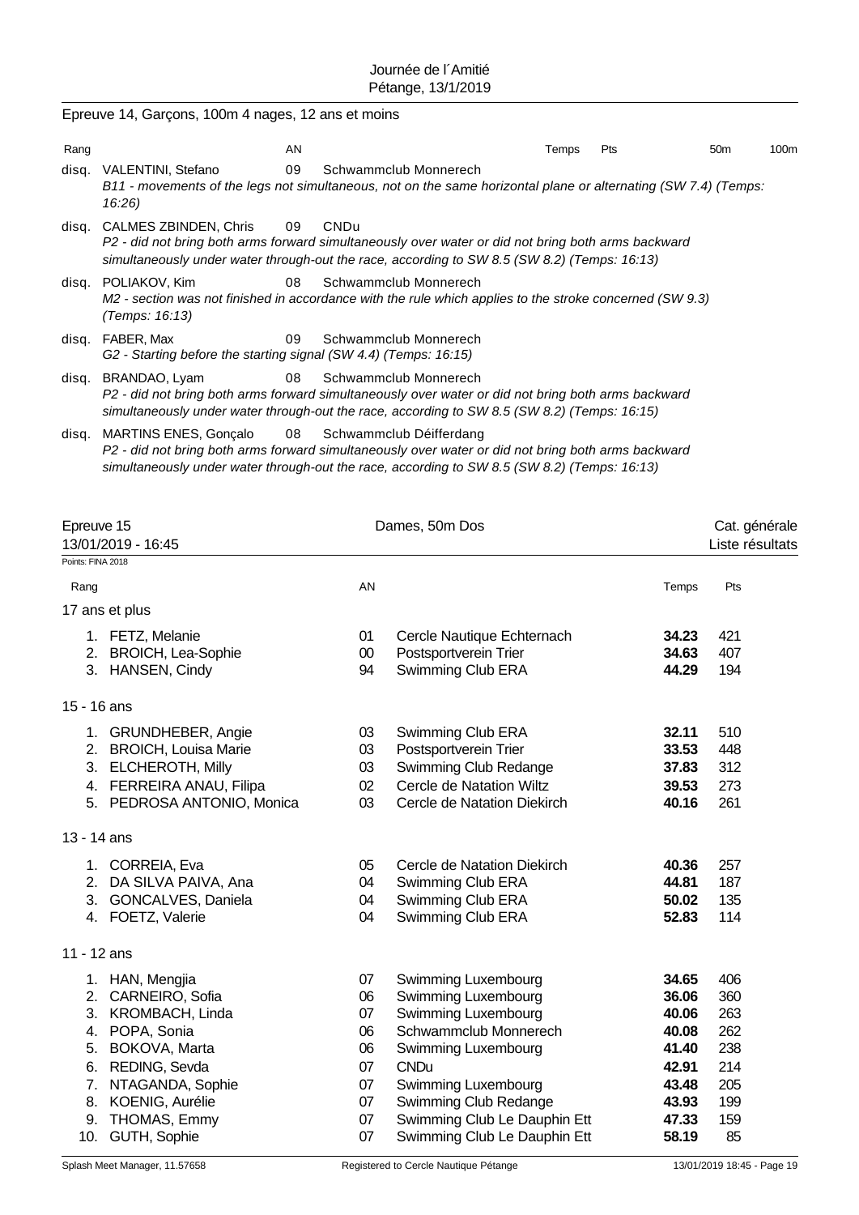Epreuve 14, Garçons, 100m 4 nages, 12 ans et moins

| Rang | | AN | | Temps | Pts | 50m | 100m |
|---|---|---|---|---|---|---|---|
| disq. | VALENTINI, Stefano | 09 | Schwammclub Monnerech | | | | |

*B11 - movements of the legs not simultaneous, not on the same horizontal plane or alternating (SW 7.4) (Temps: 16:26)*

| Rang | | AN | | | | | |
|---|---|---|---|---|---|---|---|
| disq. | CALMES ZBINDEN, Chris | 09 | CNDu | | | | |

*P2 - did not bring both arms forward simultaneously over water or did not bring both arms backward simultaneously under water through-out the race, according to SW 8.5 (SW 8.2) (Temps: 16:13)*

| Rang | | AN | | | | | |
|---|---|---|---|---|---|---|---|
| disq. | POLIAKOV, Kim | 08 | Schwammclub Monnerech | | | | |

*M2 - section was not finished in accordance with the rule which applies to the stroke concerned (SW 9.3) (Temps: 16:13)*

| Rang | | AN | | | | | |
|---|---|---|---|---|---|---|---|
| disq. | FABER, Max | 09 | Schwammclub Monnerech | | | | |

*G2 - Starting before the starting signal (SW 4.4) (Temps: 16:15)*

| Rang | | AN | | | | | |
|---|---|---|---|---|---|---|---|
| disq. | BRANDAO, Lyam | 08 | Schwammclub Monnerech | | | | |

*P2 - did not bring both arms forward simultaneously over water or did not bring both arms backward simultaneously under water through-out the race, according to SW 8.5 (SW 8.2) (Temps: 16:15)*

| Rang | | AN | | | | | |
|---|---|---|---|---|---|---|---|
| disq. | MARTINS ENES, Gonçalo | 08 | Schwammclub Déifferdang | | | | |

*P2 - did not bring both arms forward simultaneously over water or did not bring both arms backward simultaneously under water through-out the race, according to SW 8.5 (SW 8.2) (Temps: 16:13)*

## Epreuve 15 — Dames, 50m Dos — Cat. générale

13/01/2019 - 16:45 — Liste résultats

Points: FINA 2018

### 17 ans et plus

| Rang | | AN | | Temps | Pts |
|---|---|---|---|---|---|
| 1. | FETZ, Melanie | 01 | Cercle Nautique Echternach | **34.23** | 421 |
| 2. | BROICH, Lea-Sophie | 00 | Postsportverein Trier | **34.63** | 407 |
| 3. | HANSEN, Cindy | 94 | Swimming Club ERA | **44.29** | 194 |

### 15 - 16 ans

| Rang | | AN | | Temps | Pts |
|---|---|---|---|---|---|
| 1. | GRUNDHEBER, Angie | 03 | Swimming Club ERA | **32.11** | 510 |
| 2. | BROICH, Louisa Marie | 03 | Postsportverein Trier | **33.53** | 448 |
| 3. | ELCHEROTH, Milly | 03 | Swimming Club Redange | **37.83** | 312 |
| 4. | FERREIRA ANAU, Filipa | 02 | Cercle de Natation Wiltz | **39.53** | 273 |
| 5. | PEDROSA ANTONIO, Monica | 03 | Cercle de Natation Diekirch | **40.16** | 261 |

### 13 - 14 ans

| Rang | | AN | | Temps | Pts |
|---|---|---|---|---|---|
| 1. | CORREIA, Eva | 05 | Cercle de Natation Diekirch | **40.36** | 257 |
| 2. | DA SILVA PAIVA, Ana | 04 | Swimming Club ERA | **44.81** | 187 |
| 3. | GONCALVES, Daniela | 04 | Swimming Club ERA | **50.02** | 135 |
| 4. | FOETZ, Valerie | 04 | Swimming Club ERA | **52.83** | 114 |

### 11 - 12 ans

| Rang | | AN | | Temps | Pts |
|---|---|---|---|---|---|
| 1. | HAN, Mengjia | 07 | Swimming Luxembourg | **34.65** | 406 |
| 2. | CARNEIRO, Sofia | 06 | Swimming Luxembourg | **36.06** | 360 |
| 3. | KROMBACH, Linda | 07 | Swimming Luxembourg | **40.06** | 263 |
| 4. | POPA, Sonia | 06 | Schwammclub Monnerech | **40.08** | 262 |
| 5. | BOKOVA, Marta | 06 | Swimming Luxembourg | **41.40** | 238 |
| 6. | REDING, Sevda | 07 | CNDu | **42.91** | 214 |
| 7. | NTAGANDA, Sophie | 07 | Swimming Luxembourg | **43.48** | 205 |
| 8. | KOENIG, Aurélie | 07 | Swimming Club Redange | **43.93** | 199 |
| 9. | THOMAS, Emmy | 07 | Swimming Club Le Dauphin Ett | **47.33** | 159 |
| 10. | GUTH, Sophie | 07 | Swimming Club Le Dauphin Ett | **58.19** | 85 |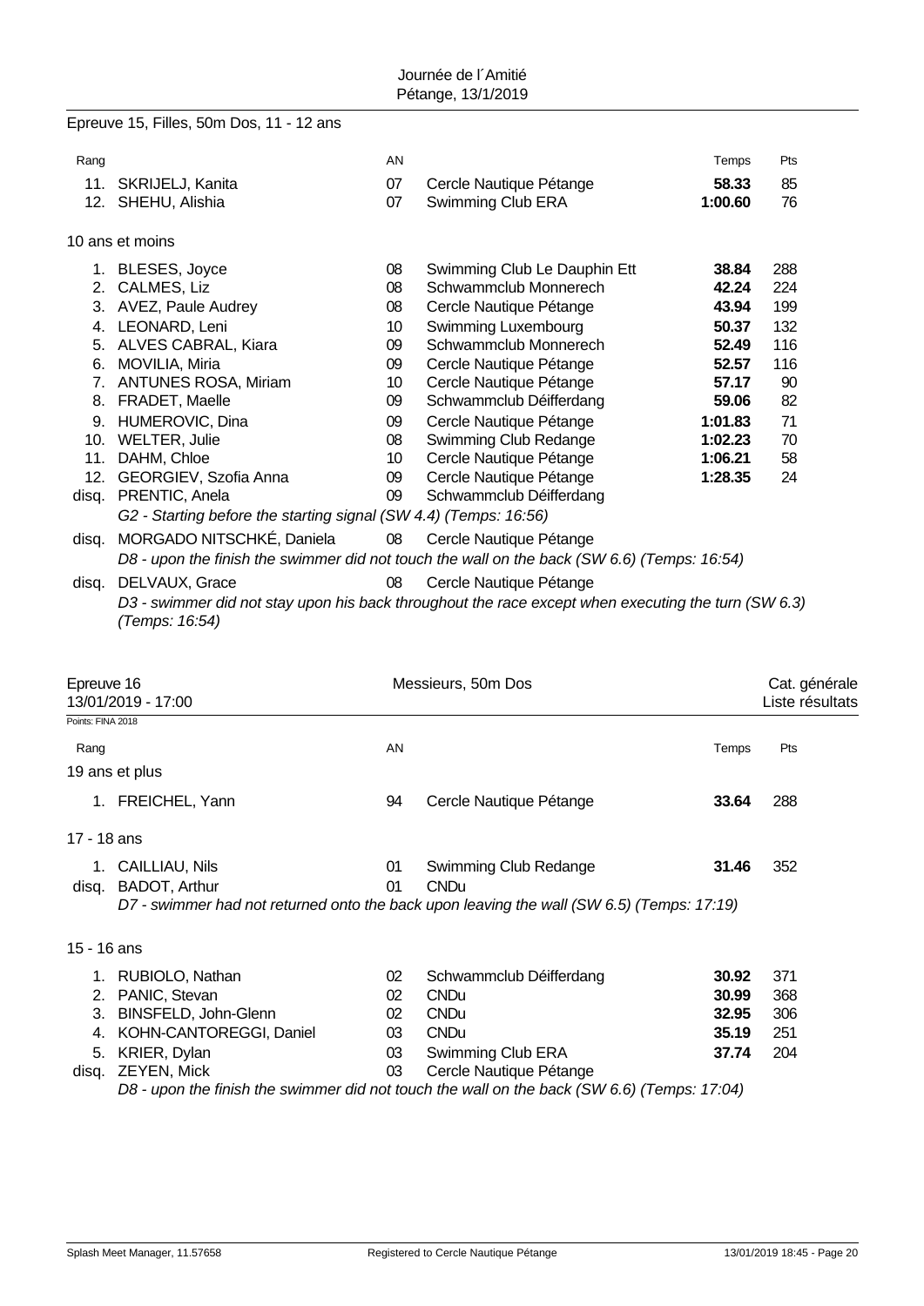Epreuve 15, Filles, 50m Dos, 11 - 12 ans

| Rang | | AN | | Temps | Pts |
|---|---|---|---|---|---|
| 11. | SKRIJELJ, Kanita | 07 | Cercle Nautique Pétange | **58.33** | 85 |
| 12. | SHEHU, Alishia | 07 | Swimming Club ERA | **1:00.60** | 76 |

10 ans et moins

| Rang | | AN | | Temps | Pts |
|---|---|---|---|---|---|
| 1. | BLESES, Joyce | 08 | Swimming Club Le Dauphin Ett | **38.84** | 288 |
| 2. | CALMES, Liz | 08 | Schwammclub Monnerech | **42.24** | 224 |
| 3. | AVEZ, Paule Audrey | 08 | Cercle Nautique Pétange | **43.94** | 199 |
| 4. | LEONARD, Leni | 10 | Swimming Luxembourg | **50.37** | 132 |
| 5. | ALVES CABRAL, Kiara | 09 | Schwammclub Monnerech | **52.49** | 116 |
| 6. | MOVILIA, Miria | 09 | Cercle Nautique Pétange | **52.57** | 116 |
| 7. | ANTUNES ROSA, Miriam | 10 | Cercle Nautique Pétange | **57.17** | 90 |
| 8. | FRADET, Maelle | 09 | Schwammclub Déifferdang | **59.06** | 82 |
| 9. | HUMEROVIC, Dina | 09 | Cercle Nautique Pétange | **1:01.83** | 71 |
| 10. | WELTER, Julie | 08 | Swimming Club Redange | **1:02.23** | 70 |
| 11. | DAHM, Chloe | 10 | Cercle Nautique Pétange | **1:06.21** | 58 |
| 12. | GEORGIEV, Szofia Anna | 09 | Cercle Nautique Pétange | **1:28.35** | 24 |
| disq. | PRENTIC, Anela | 09 | Schwammclub Déifferdang | | |

*G2 - Starting before the starting signal (SW 4.4) (Temps: 16:56)*

| Rang | | AN | | Temps | Pts |
|---|---|---|---|---|---|
| disq. | MORGADO NITSCHKÉ, Daniela | 08 | Cercle Nautique Pétange | | |

*D8 - upon the finish the swimmer did not touch the wall on the back (SW 6.6) (Temps: 16:54)*

| Rang | | AN | | Temps | Pts |
|---|---|---|---|---|---|
| disq. | DELVAUX, Grace | 08 | Cercle Nautique Pétange | | |

*D3 - swimmer did not stay upon his back throughout the race except when executing the turn (SW 6.3) (Temps: 16:54)*

Epreuve 16 — Messieurs, 50m Dos — Cat. générale
13/01/2019 - 17:00 — Liste résultats

Points: FINA 2018

19 ans et plus

| Rang | | AN | | Temps | Pts |
|---|---|---|---|---|---|
| 1. | FREICHEL, Yann | 94 | Cercle Nautique Pétange | **33.64** | 288 |

17 - 18 ans

| Rang | | AN | | Temps | Pts |
|---|---|---|---|---|---|
| 1. | CAILLIAU, Nils | 01 | Swimming Club Redange | **31.46** | 352 |
| disq. | BADOT, Arthur | 01 | CNDu | | |

*D7 - swimmer had not returned onto the back upon leaving the wall (SW 6.5) (Temps: 17:19)*

15 - 16 ans

| Rang | | AN | | Temps | Pts |
|---|---|---|---|---|---|
| 1. | RUBIOLO, Nathan | 02 | Schwammclub Déifferdang | **30.92** | 371 |
| 2. | PANIC, Stevan | 02 | CNDu | **30.99** | 368 |
| 3. | BINSFELD, John-Glenn | 02 | CNDu | **32.95** | 306 |
| 4. | KOHN-CANTOREGGI, Daniel | 03 | CNDu | **35.19** | 251 |
| 5. | KRIER, Dylan | 03 | Swimming Club ERA | **37.74** | 204 |
| disq. | ZEYEN, Mick | 03 | Cercle Nautique Pétange | | |

*D8 - upon the finish the swimmer did not touch the wall on the back (SW 6.6) (Temps: 17:04)*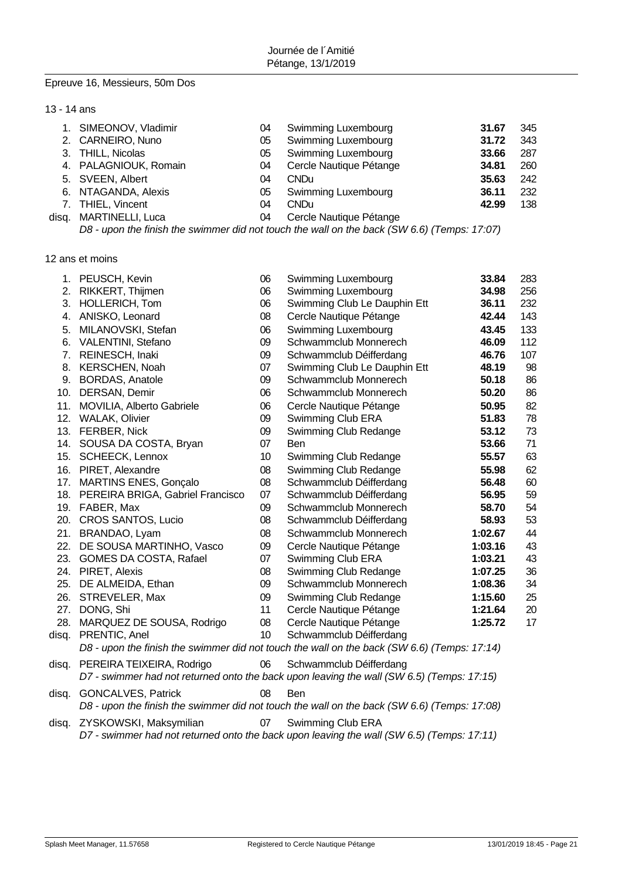Journée de l´Amitié
Pétange, 13/1/2019

## Epreuve 16, Messieurs, 50m Dos

### 13 - 14 ans

| Pl. | Nom | Année | Club | Temps | Points |
|---|---|---|---|---|---|
| 1. | SIMEONOV, Vladimir | 04 | Swimming Luxembourg | **31.67** | 345 |
| 2. | CARNEIRO, Nuno | 05 | Swimming Luxembourg | **31.72** | 343 |
| 3. | THILL, Nicolas | 05 | Swimming Luxembourg | **33.66** | 287 |
| 4. | PALAGNIOUK, Romain | 04 | Cercle Nautique Pétange | **34.81** | 260 |
| 5. | SVEEN, Albert | 04 | CNDu | **35.63** | 242 |
| 6. | NTAGANDA, Alexis | 05 | Swimming Luxembourg | **36.11** | 232 |
| 7. | THIEL, Vincent | 04 | CNDu | **42.99** | 138 |
| disq. | MARTINELLI, Luca | 04 | Cercle Nautique Pétange | | |

*D8 - upon the finish the swimmer did not touch the wall on the back (SW 6.6) (Temps: 17:07)*

### 12 ans et moins

| Pl. | Nom | Année | Club | Temps | Points |
|---|---|---|---|---|---|
| 1. | PEUSCH, Kevin | 06 | Swimming Luxembourg | **33.84** | 283 |
| 2. | RIKKERT, Thijmen | 06 | Swimming Luxembourg | **34.98** | 256 |
| 3. | HOLLERICH, Tom | 06 | Swimming Club Le Dauphin Ett | **36.11** | 232 |
| 4. | ANISKO, Leonard | 08 | Cercle Nautique Pétange | **42.44** | 143 |
| 5. | MILANOVSKI, Stefan | 06 | Swimming Luxembourg | **43.45** | 133 |
| 6. | VALENTINI, Stefano | 09 | Schwammclub Monnerech | **46.09** | 112 |
| 7. | REINESCH, Inaki | 09 | Schwammclub Déifferdang | **46.76** | 107 |
| 8. | KERSCHEN, Noah | 07 | Swimming Club Le Dauphin Ett | **48.19** | 98 |
| 9. | BORDAS, Anatole | 09 | Schwammclub Monnerech | **50.18** | 86 |
| 10. | DERSAN, Demir | 06 | Schwammclub Monnerech | **50.20** | 86 |
| 11. | MOVILIA, Alberto Gabriele | 06 | Cercle Nautique Pétange | **50.95** | 82 |
| 12. | WALAK, Olivier | 09 | Swimming Club ERA | **51.83** | 78 |
| 13. | FERBER, Nick | 09 | Swimming Club Redange | **53.12** | 73 |
| 14. | SOUSA DA COSTA, Bryan | 07 | Ben | **53.66** | 71 |
| 15. | SCHEECK, Lennox | 10 | Swimming Club Redange | **55.57** | 63 |
| 16. | PIRET, Alexandre | 08 | Swimming Club Redange | **55.98** | 62 |
| 17. | MARTINS ENES, Gonçalo | 08 | Schwammclub Déifferdang | **56.48** | 60 |
| 18. | PEREIRA BRIGA, Gabriel Francisco | 07 | Schwammclub Déifferdang | **56.95** | 59 |
| 19. | FABER, Max | 09 | Schwammclub Monnerech | **58.70** | 54 |
| 20. | CROS SANTOS, Lucio | 08 | Schwammclub Déifferdang | **58.93** | 53 |
| 21. | BRANDAO, Lyam | 08 | Schwammclub Monnerech | **1:02.67** | 44 |
| 22. | DE SOUSA MARTINHO, Vasco | 09 | Cercle Nautique Pétange | **1:03.16** | 43 |
| 23. | GOMES DA COSTA, Rafael | 07 | Swimming Club ERA | **1:03.21** | 43 |
| 24. | PIRET, Alexis | 08 | Swimming Club Redange | **1:07.25** | 36 |
| 25. | DE ALMEIDA, Ethan | 09 | Schwammclub Monnerech | **1:08.36** | 34 |
| 26. | STREVELER, Max | 09 | Swimming Club Redange | **1:15.60** | 25 |
| 27. | DONG, Shi | 11 | Cercle Nautique Pétange | **1:21.64** | 20 |
| 28. | MARQUEZ DE SOUSA, Rodrigo | 08 | Cercle Nautique Pétange | **1:25.72** | 17 |
| disq. | PRENTIC, Anel | 10 | Schwammclub Déifferdang | | |

*D8 - upon the finish the swimmer did not touch the wall on the back (SW 6.6) (Temps: 17:14)*

| Pl. | Nom | Année | Club |
|---|---|---|---|
| disq. | PEREIRA TEIXEIRA, Rodrigo | 06 | Schwammclub Déifferdang |

*D7 - swimmer had not returned onto the back upon leaving the wall (SW 6.5) (Temps: 17:15)*

| Pl. | Nom | Année | Club |
|---|---|---|---|
| disq. | GONCALVES, Patrick | 08 | Ben |

*D8 - upon the finish the swimmer did not touch the wall on the back (SW 6.6) (Temps: 17:08)*

| Pl. | Nom | Année | Club |
|---|---|---|---|
| disq. | ZYSKOWSKI, Maksymilian | 07 | Swimming Club ERA |

*D7 - swimmer had not returned onto the back upon leaving the wall (SW 6.5) (Temps: 17:11)*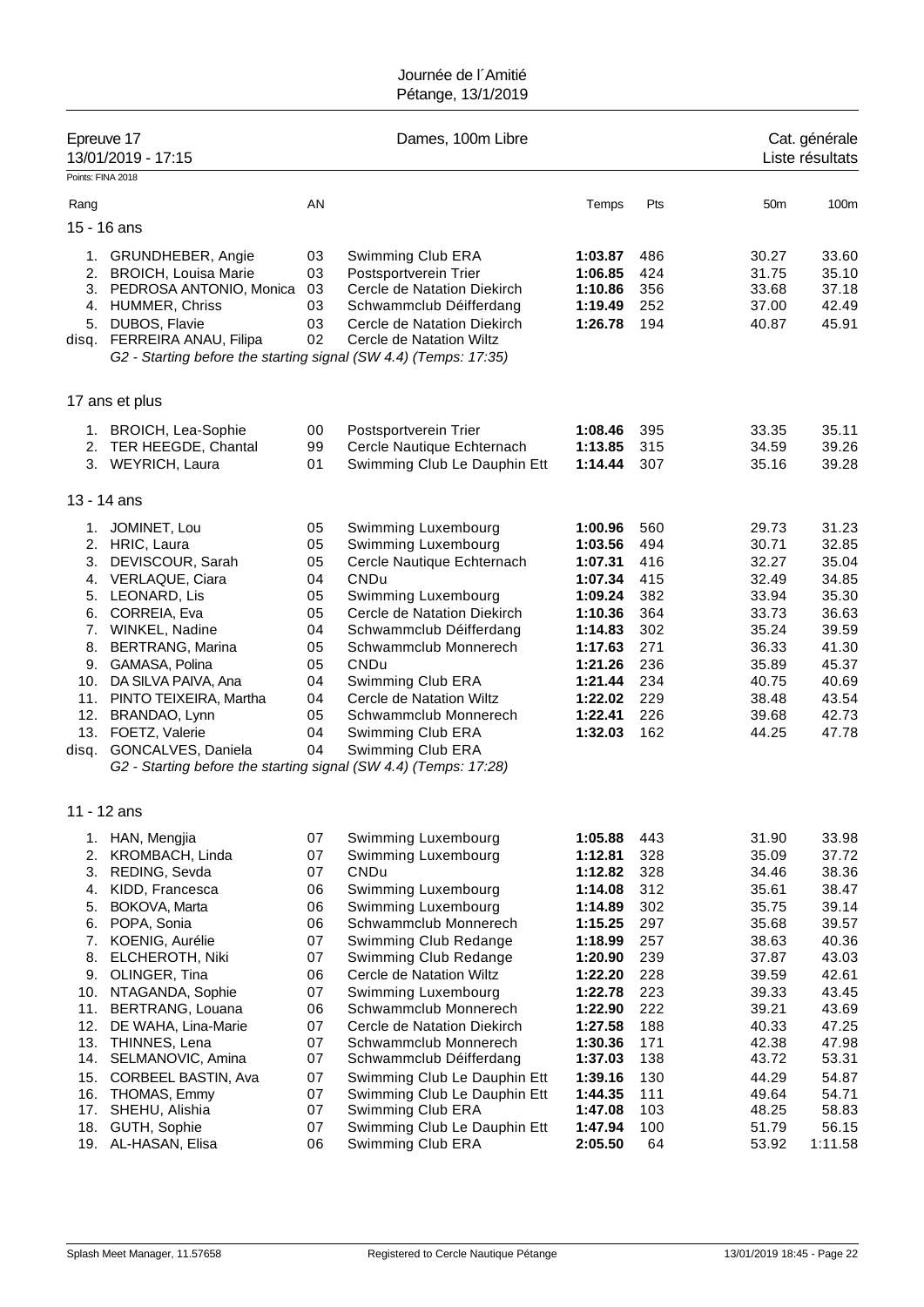Journée de l´Amitié
Pétange, 13/1/2019

## Epreuve 17 — Dames, 100m Libre

13/01/2019 - 17:15 — Cat. générale — Liste résultats

Points: FINA 2018

| Rang | | AN | | Temps | Pts | 50m | 100m |
|---|---|---|---|---|---|---|---|
| **15 - 16 ans** | | | | | | | |
| 1. | GRUNDHEBER, Angie | 03 | Swimming Club ERA | **1:03.87** | 486 | 30.27 | 33.60 |
| 2. | BROICH, Louisa Marie | 03 | Postsportverein Trier | **1:06.85** | 424 | 31.75 | 35.10 |
| 3. | PEDROSA ANTONIO, Monica | 03 | Cercle de Natation Diekirch | **1:10.86** | 356 | 33.68 | 37.18 |
| 4. | HUMMER, Chriss | 03 | Schwammclub Déifferdang | **1:19.49** | 252 | 37.00 | 42.49 |
| 5. | DUBOS, Flavie | 03 | Cercle de Natation Diekirch | **1:26.78** | 194 | 40.87 | 45.91 |
| disq. | FERREIRA ANAU, Filipa | 02 | Cercle de Natation Wiltz | | | | |
| | *G2 - Starting before the starting signal (SW 4.4) (Temps: 17:35)* | | | | | | |
| **17 ans et plus** | | | | | | | |
| 1. | BROICH, Lea-Sophie | 00 | Postsportverein Trier | **1:08.46** | 395 | 33.35 | 35.11 |
| 2. | TER HEEGDE, Chantal | 99 | Cercle Nautique Echternach | **1:13.85** | 315 | 34.59 | 39.26 |
| 3. | WEYRICH, Laura | 01 | Swimming Club Le Dauphin Ett | **1:14.44** | 307 | 35.16 | 39.28 |
| **13 - 14 ans** | | | | | | | |
| 1. | JOMINET, Lou | 05 | Swimming Luxembourg | **1:00.96** | 560 | 29.73 | 31.23 |
| 2. | HRIC, Laura | 05 | Swimming Luxembourg | **1:03.56** | 494 | 30.71 | 32.85 |
| 3. | DEVISCOUR, Sarah | 05 | Cercle Nautique Echternach | **1:07.31** | 416 | 32.27 | 35.04 |
| 4. | VERLAQUE, Ciara | 04 | CNDu | **1:07.34** | 415 | 32.49 | 34.85 |
| 5. | LEONARD, Lis | 05 | Swimming Luxembourg | **1:09.24** | 382 | 33.94 | 35.30 |
| 6. | CORREIA, Eva | 05 | Cercle de Natation Diekirch | **1:10.36** | 364 | 33.73 | 36.63 |
| 7. | WINKEL, Nadine | 04 | Schwammclub Déifferdang | **1:14.83** | 302 | 35.24 | 39.59 |
| 8. | BERTRANG, Marina | 05 | Schwammclub Monnerech | **1:17.63** | 271 | 36.33 | 41.30 |
| 9. | GAMASA, Polina | 05 | CNDu | **1:21.26** | 236 | 35.89 | 45.37 |
| 10. | DA SILVA PAIVA, Ana | 04 | Swimming Club ERA | **1:21.44** | 234 | 40.75 | 40.69 |
| 11. | PINTO TEIXEIRA, Martha | 04 | Cercle de Natation Wiltz | **1:22.02** | 229 | 38.48 | 43.54 |
| 12. | BRANDAO, Lynn | 05 | Schwammclub Monnerech | **1:22.41** | 226 | 39.68 | 42.73 |
| 13. | FOETZ, Valerie | 04 | Swimming Club ERA | **1:32.03** | 162 | 44.25 | 47.78 |
| disq. | GONCALVES, Daniela | 04 | Swimming Club ERA | | | | |
| | *G2 - Starting before the starting signal (SW 4.4) (Temps: 17:28)* | | | | | | |
| **11 - 12 ans** | | | | | | | |
| 1. | HAN, Mengjia | 07 | Swimming Luxembourg | **1:05.88** | 443 | 31.90 | 33.98 |
| 2. | KROMBACH, Linda | 07 | Swimming Luxembourg | **1:12.81** | 328 | 35.09 | 37.72 |
| 3. | REDING, Sevda | 07 | CNDu | **1:12.82** | 328 | 34.46 | 38.36 |
| 4. | KIDD, Francesca | 06 | Swimming Luxembourg | **1:14.08** | 312 | 35.61 | 38.47 |
| 5. | BOKOVA, Marta | 06 | Swimming Luxembourg | **1:14.89** | 302 | 35.75 | 39.14 |
| 6. | POPA, Sonia | 06 | Schwammclub Monnerech | **1:15.25** | 297 | 35.68 | 39.57 |
| 7. | KOENIG, Aurélie | 07 | Swimming Club Redange | **1:18.99** | 257 | 38.63 | 40.36 |
| 8. | ELCHEROTH, Niki | 07 | Swimming Club Redange | **1:20.90** | 239 | 37.87 | 43.03 |
| 9. | OLINGER, Tina | 06 | Cercle de Natation Wiltz | **1:22.20** | 228 | 39.59 | 42.61 |
| 10. | NTAGANDA, Sophie | 07 | Swimming Luxembourg | **1:22.78** | 223 | 39.33 | 43.45 |
| 11. | BERTRANG, Louana | 06 | Schwammclub Monnerech | **1:22.90** | 222 | 39.21 | 43.69 |
| 12. | DE WAHA, Lina-Marie | 07 | Cercle de Natation Diekirch | **1:27.58** | 188 | 40.33 | 47.25 |
| 13. | THINNES, Lena | 07 | Schwammclub Monnerech | **1:30.36** | 171 | 42.38 | 47.98 |
| 14. | SELMANOVIC, Amina | 07 | Schwammclub Déifferdang | **1:37.03** | 138 | 43.72 | 53.31 |
| 15. | CORBEEL BASTIN, Ava | 07 | Swimming Club Le Dauphin Ett | **1:39.16** | 130 | 44.29 | 54.87 |
| 16. | THOMAS, Emmy | 07 | Swimming Club Le Dauphin Ett | **1:44.35** | 111 | 49.64 | 54.71 |
| 17. | SHEHU, Alishia | 07 | Swimming Club ERA | **1:47.08** | 103 | 48.25 | 58.83 |
| 18. | GUTH, Sophie | 07 | Swimming Club Le Dauphin Ett | **1:47.94** | 100 | 51.79 | 56.15 |
| 19. | AL-HASAN, Elisa | 06 | Swimming Club ERA | **2:05.50** | 64 | 53.92 | 1:11.58 |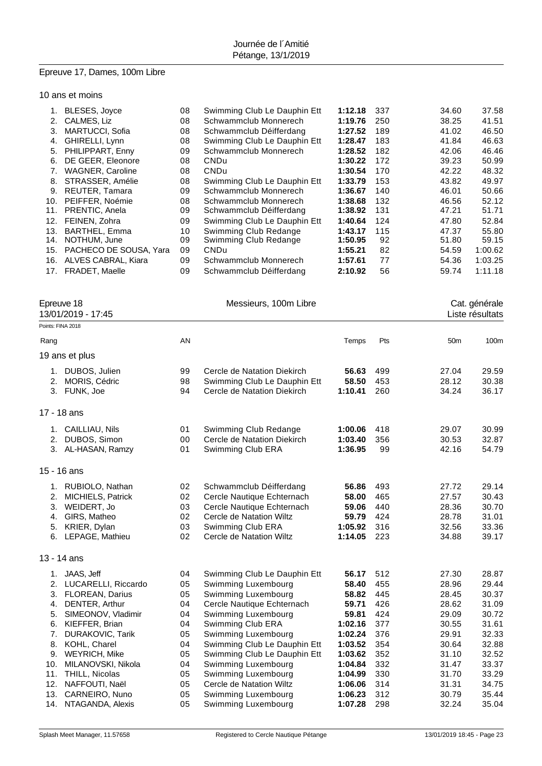## Epreuve 17, Dames, 100m Libre

### 10 ans et moins

| Rang | Nom | AN | Club | Temps | Pts | 50m | 100m |
|---|---|---|---|---|---|---|---|
| 1. | BLESES, Joyce | 08 | Swimming Club Le Dauphin Ett | **1:12.18** | 337 | 34.60 | 37.58 |
| 2. | CALMES, Liz | 08 | Schwammclub Monnerech | **1:19.76** | 250 | 38.25 | 41.51 |
| 3. | MARTUCCI, Sofia | 08 | Schwammclub Déifferdang | **1:27.52** | 189 | 41.02 | 46.50 |
| 4. | GHIRELLI, Lynn | 08 | Swimming Club Le Dauphin Ett | **1:28.47** | 183 | 41.84 | 46.63 |
| 5. | PHILIPPART, Enny | 09 | Schwammclub Monnerech | **1:28.52** | 182 | 42.06 | 46.46 |
| 6. | DE GEER, Eleonore | 08 | CNDu | **1:30.22** | 172 | 39.23 | 50.99 |
| 7. | WAGNER, Caroline | 08 | CNDu | **1:30.54** | 170 | 42.22 | 48.32 |
| 8. | STRASSER, Amélie | 08 | Swimming Club Le Dauphin Ett | **1:33.79** | 153 | 43.82 | 49.97 |
| 9. | REUTER, Tamara | 09 | Schwammclub Monnerech | **1:36.67** | 140 | 46.01 | 50.66 |
| 10. | PEIFFER, Noémie | 08 | Schwammclub Monnerech | **1:38.68** | 132 | 46.56 | 52.12 |
| 11. | PRENTIC, Anela | 09 | Schwammclub Déifferdang | **1:38.92** | 131 | 47.21 | 51.71 |
| 12. | FEINEN, Zohra | 09 | Swimming Club Le Dauphin Ett | **1:40.64** | 124 | 47.80 | 52.84 |
| 13. | BARTHEL, Emma | 10 | Swimming Club Redange | **1:43.17** | 115 | 47.37 | 55.80 |
| 14. | NOTHUM, June | 09 | Swimming Club Redange | **1:50.95** | 92 | 51.80 | 59.15 |
| 15. | PACHECO DE SOUSA, Yara | 09 | CNDu | **1:55.21** | 82 | 54.59 | 1:00.62 |
| 16. | ALVES CABRAL, Kiara | 09 | Schwammclub Monnerech | **1:57.61** | 77 | 54.36 | 1:03.25 |
| 17. | FRADET, Maelle | 09 | Schwammclub Déifferdang | **2:10.92** | 56 | 59.74 | 1:11.18 |

## Epreuve 18 — Messieurs, 100m Libre — Cat. générale

13/01/2019 - 17:45 — Liste résultats

Points: FINA 2018

### 19 ans et plus

| Rang | Nom | AN | Club | Temps | Pts | 50m | 100m |
|---|---|---|---|---|---|---|---|
| 1. | DUBOS, Julien | 99 | Cercle de Natation Diekirch | **56.63** | 499 | 27.04 | 29.59 |
| 2. | MORIS, Cédric | 98 | Swimming Club Le Dauphin Ett | **58.50** | 453 | 28.12 | 30.38 |
| 3. | FUNK, Joe | 94 | Cercle de Natation Diekirch | **1:10.41** | 260 | 34.24 | 36.17 |

### 17 - 18 ans

| Rang | Nom | AN | Club | Temps | Pts | 50m | 100m |
|---|---|---|---|---|---|---|---|
| 1. | CAILLIAU, Nils | 01 | Swimming Club Redange | **1:00.06** | 418 | 29.07 | 30.99 |
| 2. | DUBOS, Simon | 00 | Cercle de Natation Diekirch | **1:03.40** | 356 | 30.53 | 32.87 |
| 3. | AL-HASAN, Ramzy | 01 | Swimming Club ERA | **1:36.95** | 99 | 42.16 | 54.79 |

### 15 - 16 ans

| Rang | Nom | AN | Club | Temps | Pts | 50m | 100m |
|---|---|---|---|---|---|---|---|
| 1. | RUBIOLO, Nathan | 02 | Schwammclub Déifferdang | **56.86** | 493 | 27.72 | 29.14 |
| 2. | MICHIELS, Patrick | 02 | Cercle Nautique Echternach | **58.00** | 465 | 27.57 | 30.43 |
| 3. | WEIDERT, Jo | 03 | Cercle Nautique Echternach | **59.06** | 440 | 28.36 | 30.70 |
| 4. | GIRS, Matheo | 02 | Cercle de Natation Wiltz | **59.79** | 424 | 28.78 | 31.01 |
| 5. | KRIER, Dylan | 03 | Swimming Club ERA | **1:05.92** | 316 | 32.56 | 33.36 |
| 6. | LEPAGE, Mathieu | 02 | Cercle de Natation Wiltz | **1:14.05** | 223 | 34.88 | 39.17 |

### 13 - 14 ans

| Rang | Nom | AN | Club | Temps | Pts | 50m | 100m |
|---|---|---|---|---|---|---|---|
| 1. | JAAS, Jeff | 04 | Swimming Club Le Dauphin Ett | **56.17** | 512 | 27.30 | 28.87 |
| 2. | LUCARELLI, Riccardo | 05 | Swimming Luxembourg | **58.40** | 455 | 28.96 | 29.44 |
| 3. | FLOREAN, Darius | 05 | Swimming Luxembourg | **58.82** | 445 | 28.45 | 30.37 |
| 4. | DENTER, Arthur | 04 | Cercle Nautique Echternach | **59.71** | 426 | 28.62 | 31.09 |
| 5. | SIMEONOV, Vladimir | 04 | Swimming Luxembourg | **59.81** | 424 | 29.09 | 30.72 |
| 6. | KIEFFER, Brian | 04 | Swimming Club ERA | **1:02.16** | 377 | 30.55 | 31.61 |
| 7. | DURAKOVIC, Tarik | 05 | Swimming Luxembourg | **1:02.24** | 376 | 29.91 | 32.33 |
| 8. | KOHL, Charel | 04 | Swimming Club Le Dauphin Ett | **1:03.52** | 354 | 30.64 | 32.88 |
| 9. | WEYRICH, Mike | 05 | Swimming Club Le Dauphin Ett | **1:03.62** | 352 | 31.10 | 32.52 |
| 10. | MILANOVSKI, Nikola | 04 | Swimming Luxembourg | **1:04.84** | 332 | 31.47 | 33.37 |
| 11. | THILL, Nicolas | 05 | Swimming Luxembourg | **1:04.99** | 330 | 31.70 | 33.29 |
| 12. | NAFFOUTI, Naël | 05 | Cercle de Natation Wiltz | **1:06.06** | 314 | 31.31 | 34.75 |
| 13. | CARNEIRO, Nuno | 05 | Swimming Luxembourg | **1:06.23** | 312 | 30.79 | 35.44 |
| 14. | NTAGANDA, Alexis | 05 | Swimming Luxembourg | **1:07.28** | 298 | 32.24 | 35.04 |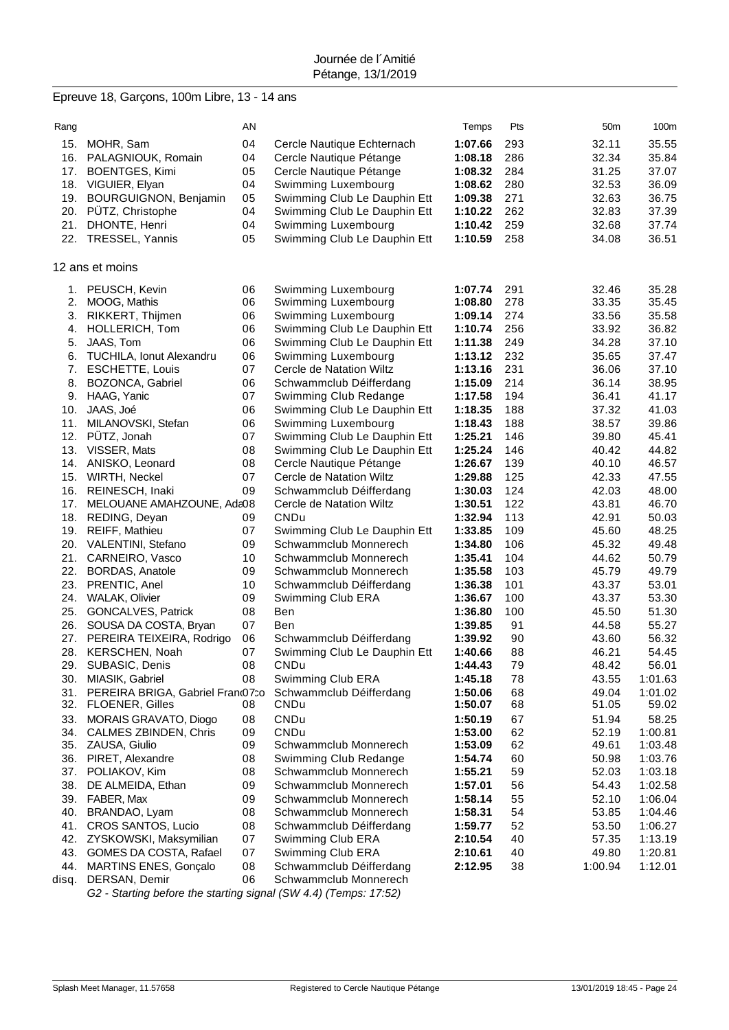Journée de l´Amitié
Pétange, 13/1/2019

## Epreuve 18, Garçons, 100m Libre, 13 - 14 ans

| Rang | | AN | | Temps | Pts | 50m | 100m |
|---|---|---|---|---|---|---|---|
| 15. | MOHR, Sam | 04 | Cercle Nautique Echternach | **1:07.66** | 293 | 32.11 | 35.55 |
| 16. | PALAGNIOUK, Romain | 04 | Cercle Nautique Pétange | **1:08.18** | 286 | 32.34 | 35.84 |
| 17. | BOENTGES, Kimi | 05 | Cercle Nautique Pétange | **1:08.32** | 284 | 31.25 | 37.07 |
| 18. | VIGUIER, Elyan | 04 | Swimming Luxembourg | **1:08.62** | 280 | 32.53 | 36.09 |
| 19. | BOURGUIGNON, Benjamin | 05 | Swimming Club Le Dauphin Ett | **1:09.38** | 271 | 32.63 | 36.75 |
| 20. | PÜTZ, Christophe | 04 | Swimming Club Le Dauphin Ett | **1:10.22** | 262 | 32.83 | 37.39 |
| 21. | DHONTE, Henri | 04 | Swimming Luxembourg | **1:10.42** | 259 | 32.68 | 37.74 |
| 22. | TRESSEL, Yannis | 05 | Swimming Club Le Dauphin Ett | **1:10.59** | 258 | 34.08 | 36.51 |

### 12 ans et moins

| Rang | | AN | | Temps | Pts | 50m | 100m |
|---|---|---|---|---|---|---|---|
| 1. | PEUSCH, Kevin | 06 | Swimming Luxembourg | **1:07.74** | 291 | 32.46 | 35.28 |
| 2. | MOOG, Mathis | 06 | Swimming Luxembourg | **1:08.80** | 278 | 33.35 | 35.45 |
| 3. | RIKKERT, Thijmen | 06 | Swimming Luxembourg | **1:09.14** | 274 | 33.56 | 35.58 |
| 4. | HOLLERICH, Tom | 06 | Swimming Club Le Dauphin Ett | **1:10.74** | 256 | 33.92 | 36.82 |
| 5. | JAAS, Tom | 06 | Swimming Club Le Dauphin Ett | **1:11.38** | 249 | 34.28 | 37.10 |
| 6. | TUCHILA, Ionut Alexandru | 06 | Swimming Luxembourg | **1:13.12** | 232 | 35.65 | 37.47 |
| 7. | ESCHETTE, Louis | 07 | Cercle de Natation Wiltz | **1:13.16** | 231 | 36.06 | 37.10 |
| 8. | BOZONCA, Gabriel | 06 | Schwammclub Déifferdang | **1:15.09** | 214 | 36.14 | 38.95 |
| 9. | HAAG, Yanic | 07 | Swimming Club Redange | **1:17.58** | 194 | 36.41 | 41.17 |
| 10. | JAAS, Joé | 06 | Swimming Club Le Dauphin Ett | **1:18.35** | 188 | 37.32 | 41.03 |
| 11. | MILANOVSKI, Stefan | 06 | Swimming Luxembourg | **1:18.43** | 188 | 38.57 | 39.86 |
| 12. | PÜTZ, Jonah | 07 | Swimming Club Le Dauphin Ett | **1:25.21** | 146 | 39.80 | 45.41 |
| 13. | VISSER, Mats | 08 | Swimming Club Le Dauphin Ett | **1:25.24** | 146 | 40.42 | 44.82 |
| 14. | ANISKO, Leonard | 08 | Cercle Nautique Pétange | **1:26.67** | 139 | 40.10 | 46.57 |
| 15. | WIRTH, Neckel | 07 | Cercle de Natation Wiltz | **1:29.88** | 125 | 42.33 | 47.55 |
| 16. | REINESCH, Inaki | 09 | Schwammclub Déifferdang | **1:30.03** | 124 | 42.03 | 48.00 |
| 17. | MELOUANE AMAHZOUNE, Ada | 08 | Cercle de Natation Wiltz | **1:30.51** | 122 | 43.81 | 46.70 |
| 18. | REDING, Deyan | 09 | CNDu | **1:32.94** | 113 | 42.91 | 50.03 |
| 19. | REIFF, Mathieu | 07 | Swimming Club Le Dauphin Ett | **1:33.85** | 109 | 45.60 | 48.25 |
| 20. | VALENTINI, Stefano | 09 | Schwammclub Monnerech | **1:34.80** | 106 | 45.32 | 49.48 |
| 21. | CARNEIRO, Vasco | 10 | Schwammclub Monnerech | **1:35.41** | 104 | 44.62 | 50.79 |
| 22. | BORDAS, Anatole | 09 | Schwammclub Monnerech | **1:35.58** | 103 | 45.79 | 49.79 |
| 23. | PRENTIC, Anel | 10 | Schwammclub Déifferdang | **1:36.38** | 101 | 43.37 | 53.01 |
| 24. | WALAK, Olivier | 09 | Swimming Club ERA | **1:36.67** | 100 | 43.37 | 53.30 |
| 25. | GONCALVES, Patrick | 08 | Ben | **1:36.80** | 100 | 45.50 | 51.30 |
| 26. | SOUSA DA COSTA, Bryan | 07 | Ben | **1:39.85** | 91 | 44.58 | 55.27 |
| 27. | PEREIRA TEIXEIRA, Rodrigo | 06 | Schwammclub Déifferdang | **1:39.92** | 90 | 43.60 | 56.32 |
| 28. | KERSCHEN, Noah | 07 | Swimming Club Le Dauphin Ett | **1:40.66** | 88 | 46.21 | 54.45 |
| 29. | SUBASIC, Denis | 08 | CNDu | **1:44.43** | 79 | 48.42 | 56.01 |
| 30. | MIASIK, Gabriel | 08 | Swimming Club ERA | **1:45.18** | 78 | 43.55 | 1:01.63 |
| 31. | PEREIRA BRIGA, Gabriel Franco | 07 | Schwammclub Déifferdang | **1:50.06** | 68 | 49.04 | 1:01.02 |
| 32. | FLOENER, Gilles | 08 | CNDu | **1:50.07** | 68 | 51.05 | 59.02 |
| 33. | MORAIS GRAVATO, Diogo | 08 | CNDu | **1:50.19** | 67 | 51.94 | 58.25 |
| 34. | CALMES ZBINDEN, Chris | 09 | CNDu | **1:53.00** | 62 | 52.19 | 1:00.81 |
| 35. | ZAUSA, Giulio | 09 | Schwammclub Monnerech | **1:53.09** | 62 | 49.61 | 1:03.48 |
| 36. | PIRET, Alexandre | 08 | Swimming Club Redange | **1:54.74** | 60 | 50.98 | 1:03.76 |
| 37. | POLIAKOV, Kim | 08 | Schwammclub Monnerech | **1:55.21** | 59 | 52.03 | 1:03.18 |
| 38. | DE ALMEIDA, Ethan | 09 | Schwammclub Monnerech | **1:57.01** | 56 | 54.43 | 1:02.58 |
| 39. | FABER, Max | 09 | Schwammclub Monnerech | **1:58.14** | 55 | 52.10 | 1:06.04 |
| 40. | BRANDAO, Lyam | 08 | Schwammclub Monnerech | **1:58.31** | 54 | 53.85 | 1:04.46 |
| 41. | CROS SANTOS, Lucio | 08 | Schwammclub Déifferdang | **1:59.77** | 52 | 53.50 | 1:06.27 |
| 42. | ZYSKOWSKI, Maksymilian | 07 | Swimming Club ERA | **2:10.54** | 40 | 57.35 | 1:13.19 |
| 43. | GOMES DA COSTA, Rafael | 07 | Swimming Club ERA | **2:10.61** | 40 | 49.80 | 1:20.81 |
| 44. | MARTINS ENES, Gonçalo | 08 | Schwammclub Déifferdang | **2:12.95** | 38 | 1:00.94 | 1:12.01 |
| disq. | DERSAN, Demir | 06 | Schwammclub Monnerech | | | | |

*G2 - Starting before the starting signal (SW 4.4) (Temps: 17:52)*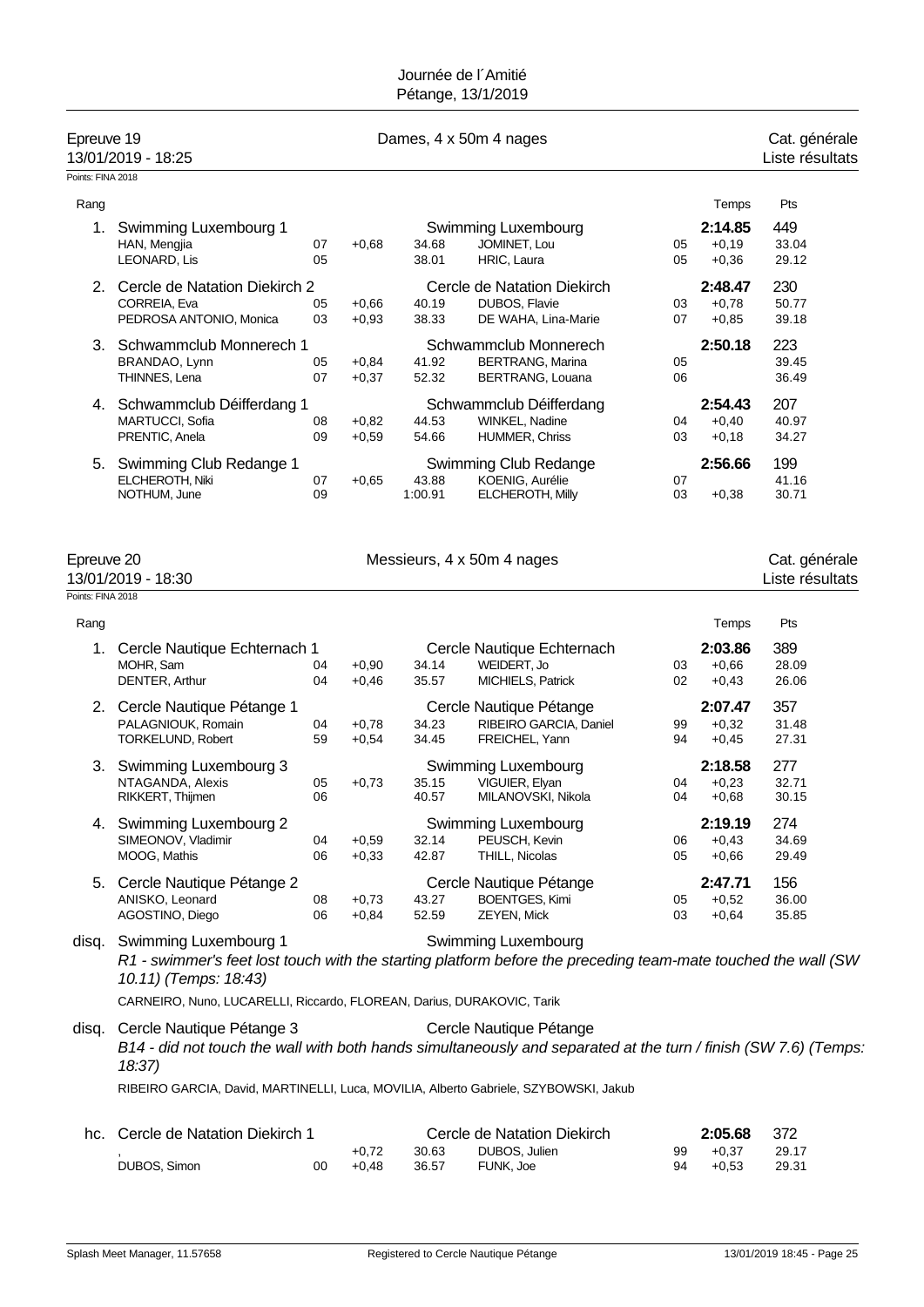Journée de l´Amitié
Pétange, 13/1/2019

## Epreuve 19 — Dames, 4 x 50m 4 nages — Cat. générale

13/01/2019 - 18:25 — Liste résultats

Points: FINA 2018

| Rang | | | | | | | | Temps | Pts |
|---|---|---|---|---|---|---|---|---|---|
| 1. | **Swimming Luxembourg 1** | | | | **Swimming Luxembourg** | | | **2:14.85** | 449 |
| | HAN, Mengjia | 07 | +0,68 | 34.68 | JOMINET, Lou | 05 | | +0,19 | 33.04 |
| | LEONARD, Lis | 05 | | 38.01 | HRIC, Laura | 05 | | +0,36 | 29.12 |
| 2. | **Cercle de Natation Diekirch 2** | | | | **Cercle de Natation Diekirch** | | | **2:48.47** | 230 |
| | CORREIA, Eva | 05 | +0,66 | 40.19 | DUBOS, Flavie | 03 | | +0,78 | 50.77 |
| | PEDROSA ANTONIO, Monica | 03 | +0,93 | 38.33 | DE WAHA, Lina-Marie | 07 | | +0,85 | 39.18 |
| 3. | **Schwammclub Monnerech 1** | | | | **Schwammclub Monnerech** | | | **2:50.18** | 223 |
| | BRANDAO, Lynn | 05 | +0,84 | 41.92 | BERTRANG, Marina | 05 | | | 39.45 |
| | THINNES, Lena | 07 | +0,37 | 52.32 | BERTRANG, Louana | 06 | | | 36.49 |
| 4. | **Schwammclub Déifferdang 1** | | | | **Schwammclub Déifferdang** | | | **2:54.43** | 207 |
| | MARTUCCI, Sofia | 08 | +0,82 | 44.53 | WINKEL, Nadine | 04 | | +0,40 | 40.97 |
| | PRENTIC, Anela | 09 | +0,59 | 54.66 | HUMMER, Chriss | 03 | | +0,18 | 34.27 |
| 5. | **Swimming Club Redange 1** | | | | **Swimming Club Redange** | | | **2:56.66** | 199 |
| | ELCHEROTH, Niki | 07 | +0,65 | 43.88 | KOENIG, Aurélie | 07 | | | 41.16 |
| | NOTHUM, June | 09 | | 1:00.91 | ELCHEROTH, Milly | 03 | | +0,38 | 30.71 |

## Epreuve 20 — Messieurs, 4 x 50m 4 nages — Cat. générale

13/01/2019 - 18:30 — Liste résultats

Points: FINA 2018

| Rang | | | | | | | | Temps | Pts |
|---|---|---|---|---|---|---|---|---|---|
| 1. | **Cercle Nautique Echternach 1** | | | | **Cercle Nautique Echternach** | | | **2:03.86** | 389 |
| | MOHR, Sam | 04 | +0,90 | 34.14 | WEIDERT, Jo | 03 | | +0,66 | 28.09 |
| | DENTER, Arthur | 04 | +0,46 | 35.57 | MICHIELS, Patrick | 02 | | +0,43 | 26.06 |
| 2. | **Cercle Nautique Pétange 1** | | | | **Cercle Nautique Pétange** | | | **2:07.47** | 357 |
| | PALAGNIOUK, Romain | 04 | +0,78 | 34.23 | RIBEIRO GARCIA, Daniel | 99 | | +0,32 | 31.48 |
| | TORKELUND, Robert | 59 | +0,54 | 34.45 | FREICHEL, Yann | 94 | | +0,45 | 27.31 |
| 3. | **Swimming Luxembourg 3** | | | | **Swimming Luxembourg** | | | **2:18.58** | 277 |
| | NTAGANDA, Alexis | 05 | +0,73 | 35.15 | VIGUIER, Elyan | 04 | | +0,23 | 32.71 |
| | RIKKERT, Thijmen | 06 | | 40.57 | MILANOVSKI, Nikola | 04 | | +0,68 | 30.15 |
| 4. | **Swimming Luxembourg 2** | | | | **Swimming Luxembourg** | | | **2:19.19** | 274 |
| | SIMEONOV, Vladimir | 04 | +0,59 | 32.14 | PEUSCH, Kevin | 06 | | +0,43 | 34.69 |
| | MOOG, Mathis | 06 | +0,33 | 42.87 | THILL, Nicolas | 05 | | +0,66 | 29.49 |
| 5. | **Cercle Nautique Pétange 2** | | | | **Cercle Nautique Pétange** | | | **2:47.71** | 156 |
| | ANISKO, Leonard | 08 | +0,73 | 43.27 | BOENTGES, Kimi | 05 | | +0,52 | 36.00 |
| | AGOSTINO, Diego | 06 | +0,84 | 52.59 | ZEYEN, Mick | 03 | | +0,64 | 35.85 |

disq. **Swimming Luxembourg 1** — **Swimming Luxembourg**

*R1 - swimmer's feet lost touch with the starting platform before the preceding team-mate touched the wall (SW 10.11) (Temps: 18:43)*

CARNEIRO, Nuno, LUCARELLI, Riccardo, FLOREAN, Darius, DURAKOVIC, Tarik

disq. **Cercle Nautique Pétange 3** — **Cercle Nautique Pétange**

*B14 - did not touch the wall with both hands simultaneously and separated at the turn / finish (SW 7.6) (Temps: 18:37)*

RIBEIRO GARCIA, David, MARTINELLI, Luca, MOVILIA, Alberto Gabriele, SZYBOWSKI, Jakub

| | | | | | | | | | |
|---|---|---|---|---|---|---|---|---|---|
| hc. | **Cercle de Natation Diekirch 1** | | | | **Cercle de Natation Diekirch** | | | **2:05.68** | 372 |
| | , | | +0,72 | 30.63 | DUBOS, Julien | 99 | | +0,37 | 29.17 |
| | DUBOS, Simon | 00 | +0,48 | 36.57 | FUNK, Joe | 94 | | +0,53 | 29.31 |

Splash Meet Manager, 11.57658 — Registered to Cercle Nautique Pétange — 13/01/2019 18:45